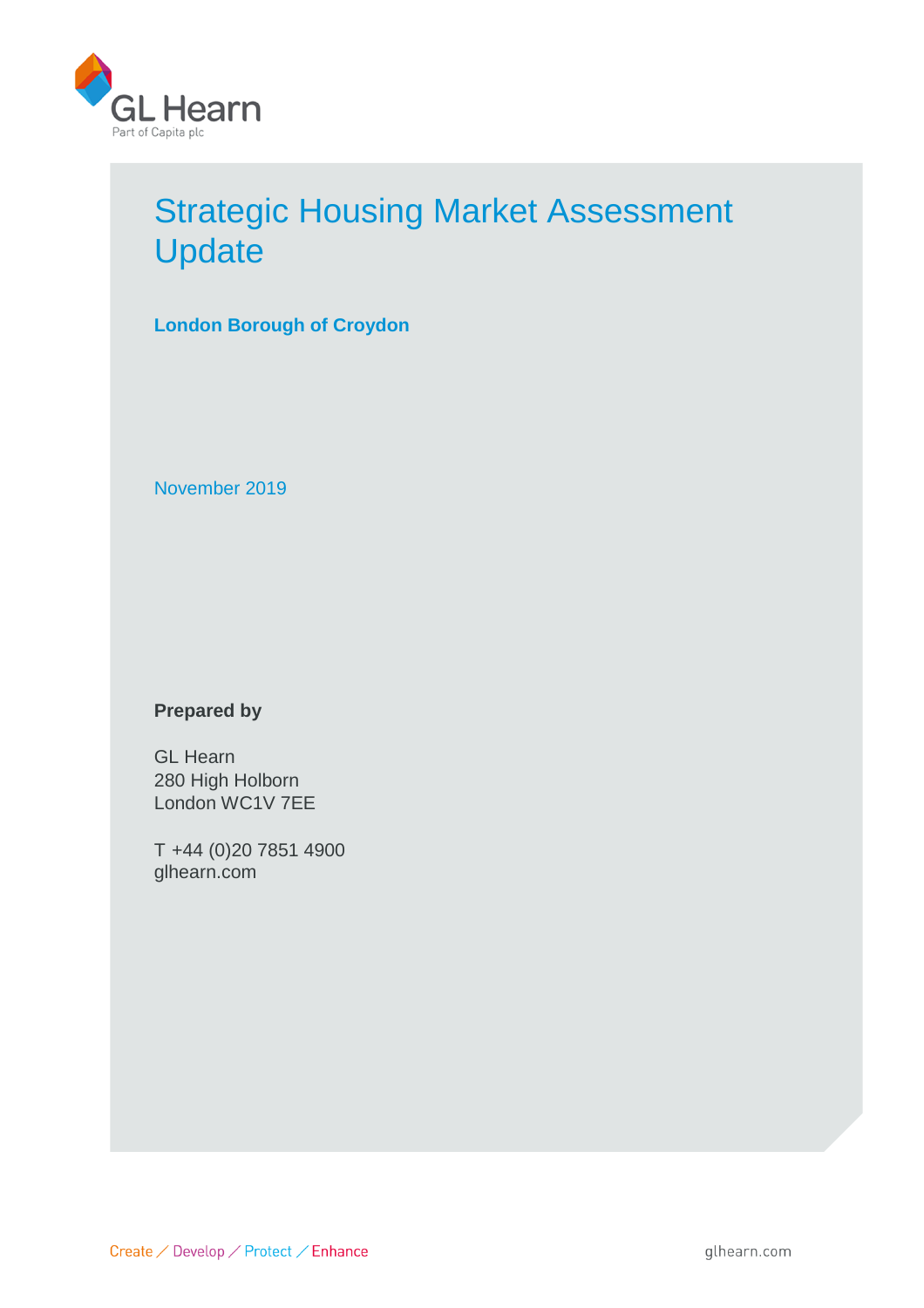GL Hearn

Part of Capita plc

# Strategic Housing Market Assessment Update

**London Borough of Croydon**

November 2019

**Prepared by**

GL Hearn
280 High Holborn
London WC1V 7EE

T +44 (0)20 7851 4900
glhearn.com

Create / Develop / Protect / Enhance

glhearn.com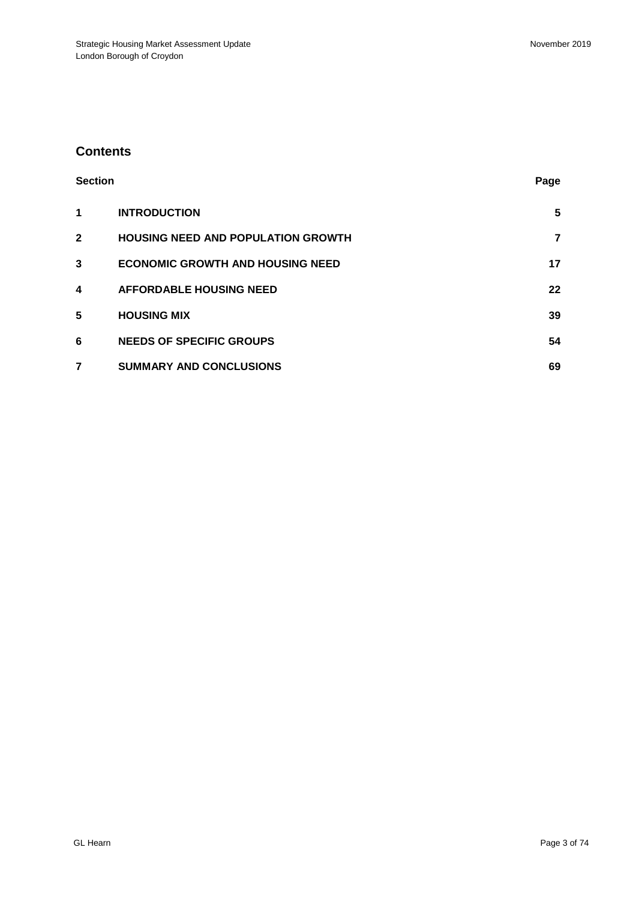## Contents

| Section | | Page |
|---|---|---|
| **1** | **INTRODUCTION** | **5** |
| **2** | **HOUSING NEED AND POPULATION GROWTH** | **7** |
| **3** | **ECONOMIC GROWTH AND HOUSING NEED** | **17** |
| **4** | **AFFORDABLE HOUSING NEED** | **22** |
| **5** | **HOUSING MIX** | **39** |
| **6** | **NEEDS OF SPECIFIC GROUPS** | **54** |
| **7** | **SUMMARY AND CONCLUSIONS** | **69** |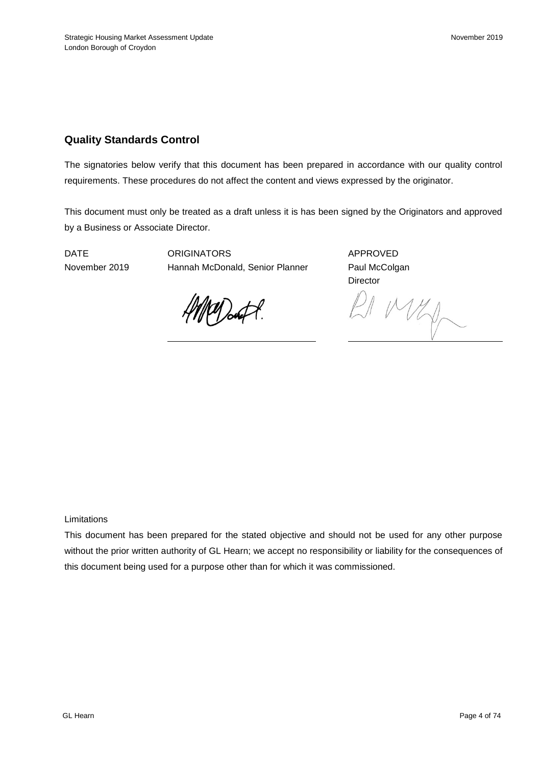## Quality Standards Control

The signatories below verify that this document has been prepared in accordance with our quality control requirements. These procedures do not affect the content and views expressed by the originator.

This document must only be treated as a draft unless it is has been signed by the Originators and approved by a Business or Associate Director.

| DATE | ORIGINATORS | APPROVED |
| --- | --- | --- |
| November 2019 | Hannah McDonald, Senior Planner | Paul McColgan<br>Director |

Limitations

This document has been prepared for the stated objective and should not be used for any other purpose without the prior written authority of GL Hearn; we accept no responsibility or liability for the consequences of this document being used for a purpose other than for which it was commissioned.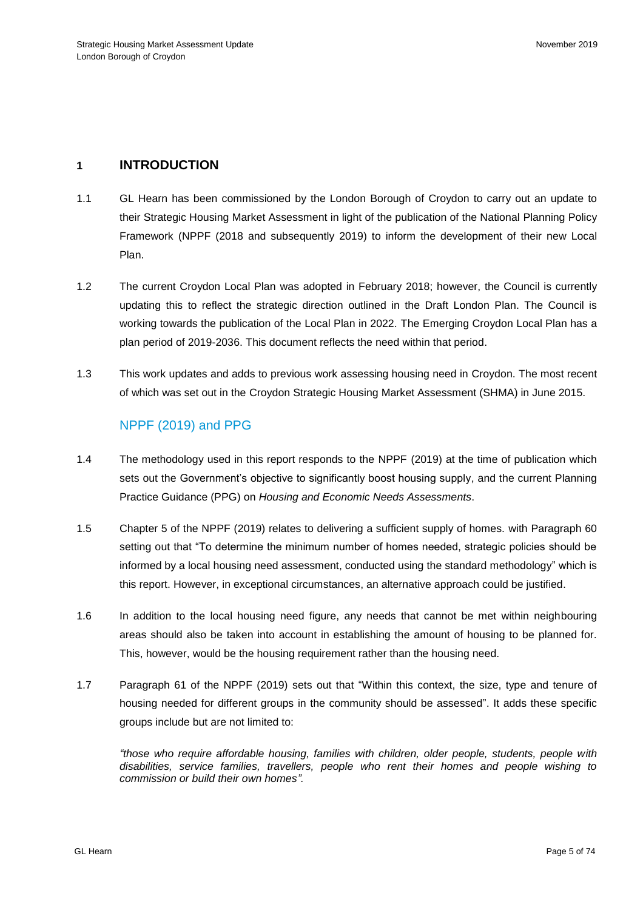# 1 INTRODUCTION

1.1 GL Hearn has been commissioned by the London Borough of Croydon to carry out an update to their Strategic Housing Market Assessment in light of the publication of the National Planning Policy Framework (NPPF (2018 and subsequently 2019) to inform the development of their new Local Plan.

1.2 The current Croydon Local Plan was adopted in February 2018; however, the Council is currently updating this to reflect the strategic direction outlined in the Draft London Plan. The Council is working towards the publication of the Local Plan in 2022. The Emerging Croydon Local Plan has a plan period of 2019-2036. This document reflects the need within that period.

1.3 This work updates and adds to previous work assessing housing need in Croydon. The most recent of which was set out in the Croydon Strategic Housing Market Assessment (SHMA) in June 2015.

## NPPF (2019) and PPG

1.4 The methodology used in this report responds to the NPPF (2019) at the time of publication which sets out the Government's objective to significantly boost housing supply, and the current Planning Practice Guidance (PPG) on *Housing and Economic Needs Assessments*.

1.5 Chapter 5 of the NPPF (2019) relates to delivering a sufficient supply of homes. with Paragraph 60 setting out that "To determine the minimum number of homes needed, strategic policies should be informed by a local housing need assessment, conducted using the standard methodology" which is this report. However, in exceptional circumstances, an alternative approach could be justified.

1.6 In addition to the local housing need figure, any needs that cannot be met within neighbouring areas should also be taken into account in establishing the amount of housing to be planned for. This, however, would be the housing requirement rather than the housing need.

1.7 Paragraph 61 of the NPPF (2019) sets out that "Within this context, the size, type and tenure of housing needed for different groups in the community should be assessed". It adds these specific groups include but are not limited to:

> *"those who require affordable housing, families with children, older people, students, people with disabilities, service families, travellers, people who rent their homes and people wishing to commission or build their own homes".*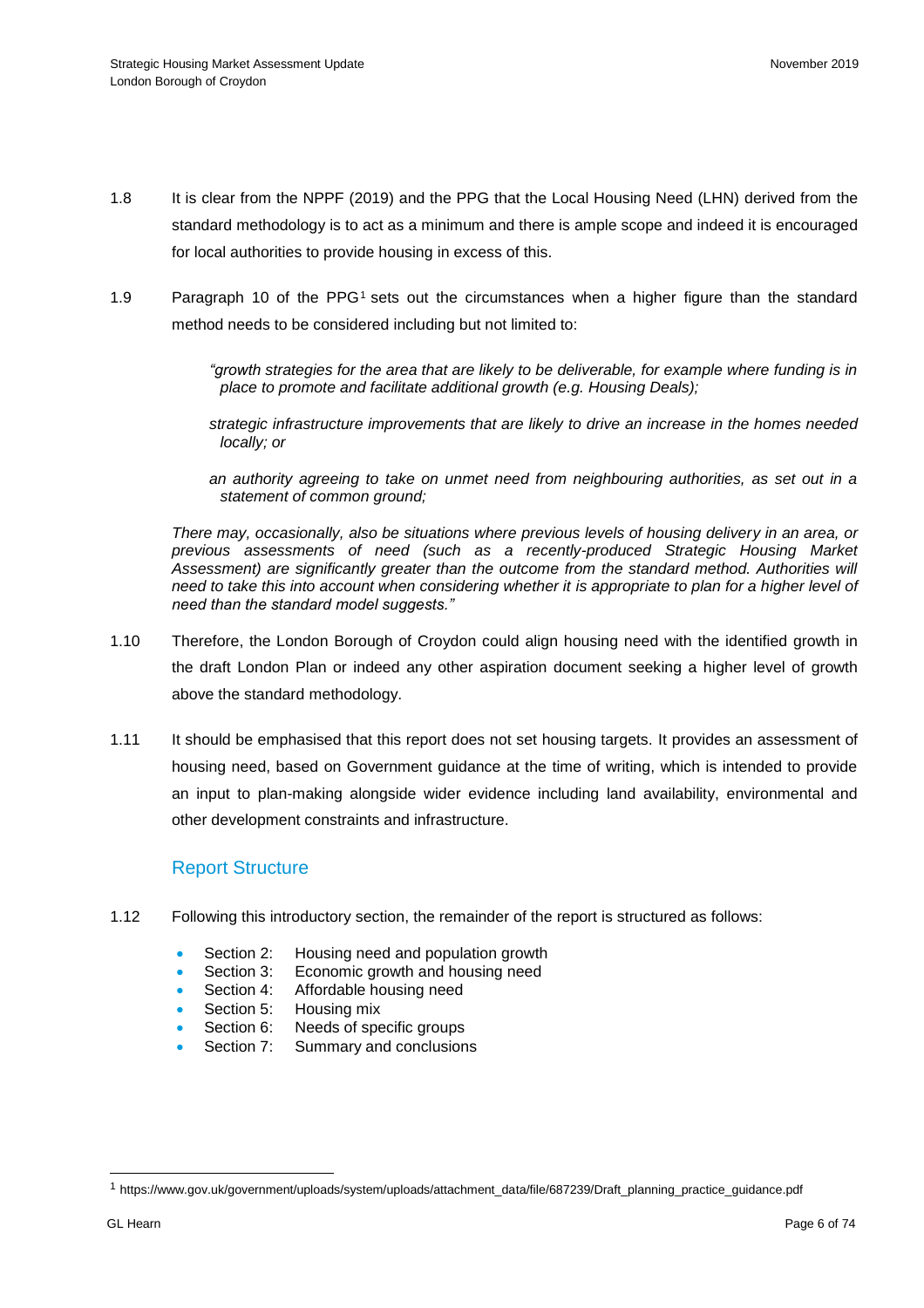1.8 It is clear from the NPPF (2019) and the PPG that the Local Housing Need (LHN) derived from the standard methodology is to act as a minimum and there is ample scope and indeed it is encouraged for local authorities to provide housing in excess of this.

1.9 Paragraph 10 of the PPG[1] sets out the circumstances when a higher figure than the standard method needs to be considered including but not limited to:

> *"growth strategies for the area that are likely to be deliverable, for example where funding is in place to promote and facilitate additional growth (e.g. Housing Deals);*
>
> *strategic infrastructure improvements that are likely to drive an increase in the homes needed locally; or*
>
> *an authority agreeing to take on unmet need from neighbouring authorities, as set out in a statement of common ground;*
>
> *There may, occasionally, also be situations where previous levels of housing delivery in an area, or previous assessments of need (such as a recently-produced Strategic Housing Market Assessment) are significantly greater than the outcome from the standard method. Authorities will need to take this into account when considering whether it is appropriate to plan for a higher level of need than the standard model suggests."*

1.10 Therefore, the London Borough of Croydon could align housing need with the identified growth in the draft London Plan or indeed any other aspiration document seeking a higher level of growth above the standard methodology.

1.11 It should be emphasised that this report does not set housing targets. It provides an assessment of housing need, based on Government guidance at the time of writing, which is intended to provide an input to plan-making alongside wider evidence including land availability, environmental and other development constraints and infrastructure.

## Report Structure

1.12 Following this introductory section, the remainder of the report is structured as follows:

- Section 2: Housing need and population growth
- Section 3: Economic growth and housing need
- Section 4: Affordable housing need
- Section 5: Housing mix
- Section 6: Needs of specific groups
- Section 7: Summary and conclusions

---

[1] https://www.gov.uk/government/uploads/system/uploads/attachment_data/file/687239/Draft_planning_practice_guidance.pdf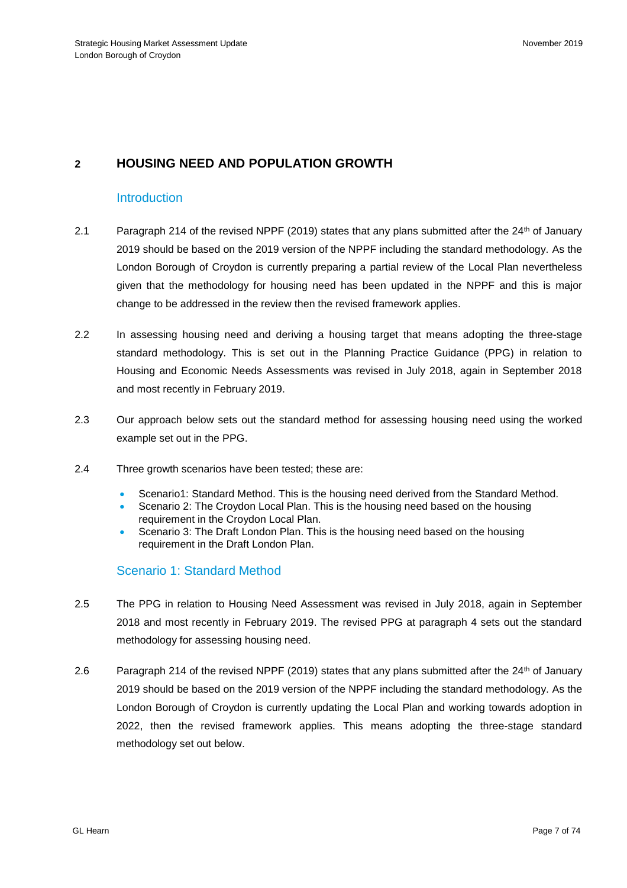## 2 HOUSING NEED AND POPULATION GROWTH

### Introduction

2.1 Paragraph 214 of the revised NPPF (2019) states that any plans submitted after the 24th of January 2019 should be based on the 2019 version of the NPPF including the standard methodology. As the London Borough of Croydon is currently preparing a partial review of the Local Plan nevertheless given that the methodology for housing need has been updated in the NPPF and this is major change to be addressed in the review then the revised framework applies.

2.2 In assessing housing need and deriving a housing target that means adopting the three-stage standard methodology. This is set out in the Planning Practice Guidance (PPG) in relation to Housing and Economic Needs Assessments was revised in July 2018, again in September 2018 and most recently in February 2019.

2.3 Our approach below sets out the standard method for assessing housing need using the worked example set out in the PPG.

2.4 Three growth scenarios have been tested; these are:

- Scenario1: Standard Method. This is the housing need derived from the Standard Method.
- Scenario 2: The Croydon Local Plan. This is the housing need based on the housing requirement in the Croydon Local Plan.
- Scenario 3: The Draft London Plan. This is the housing need based on the housing requirement in the Draft London Plan.

### Scenario 1: Standard Method

2.5 The PPG in relation to Housing Need Assessment was revised in July 2018, again in September 2018 and most recently in February 2019. The revised PPG at paragraph 4 sets out the standard methodology for assessing housing need.

2.6 Paragraph 214 of the revised NPPF (2019) states that any plans submitted after the 24th of January 2019 should be based on the 2019 version of the NPPF including the standard methodology. As the London Borough of Croydon is currently updating the Local Plan and working towards adoption in 2022, then the revised framework applies. This means adopting the three-stage standard methodology set out below.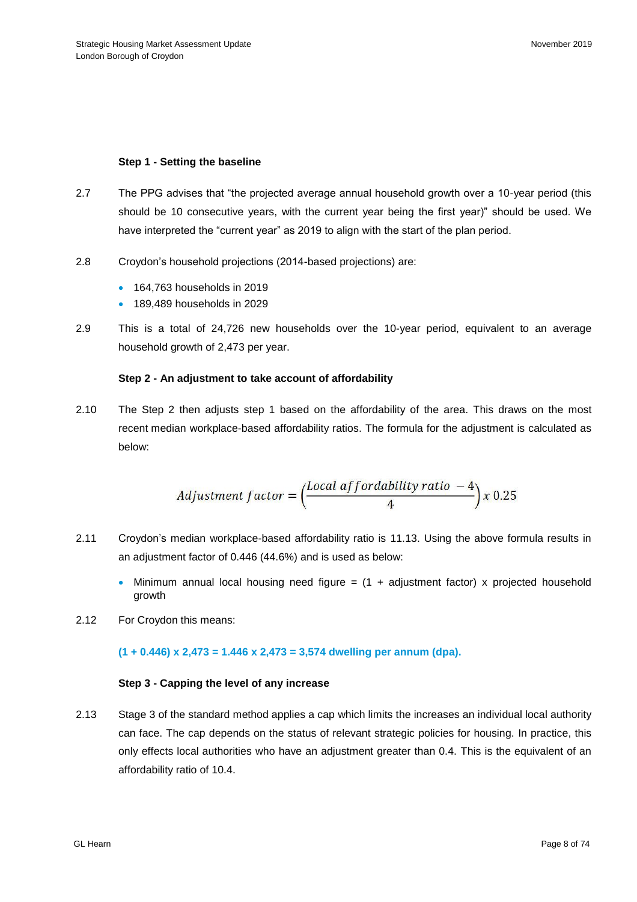**Step 1 - Setting the baseline**

2.7 The PPG advises that “the projected average annual household growth over a 10-year period (this should be 10 consecutive years, with the current year being the first year)” should be used. We have interpreted the “current year” as 2019 to align with the start of the plan period.

2.8 Croydon’s household projections (2014-based projections) are:

- 164,763 households in 2019
- 189,489 households in 2029

2.9 This is a total of 24,726 new households over the 10-year period, equivalent to an average household growth of 2,473 per year.

**Step 2 - An adjustment to take account of affordability**

2.10 The Step 2 then adjusts step 1 based on the affordability of the area. This draws on the most recent median workplace-based affordability ratios. The formula for the adjustment is calculated as below:

$$Adjustment\ factor = \left(\frac{Local\ affordability\ ratio\ - 4}{4}\right) x\ 0.25$$

2.11 Croydon’s median workplace-based affordability ratio is 11.13. Using the above formula results in an adjustment factor of 0.446 (44.6%) and is used as below:

- Minimum annual local housing need figure = (1 + adjustment factor) x projected household growth

2.12 For Croydon this means:

**(1 + 0.446) x 2,473 = 1.446 x 2,473 = 3,574 dwelling per annum (dpa).**

**Step 3 - Capping the level of any increase**

2.13 Stage 3 of the standard method applies a cap which limits the increases an individual local authority can face. The cap depends on the status of relevant strategic policies for housing. In practice, this only effects local authorities who have an adjustment greater than 0.4. This is the equivalent of an affordability ratio of 10.4.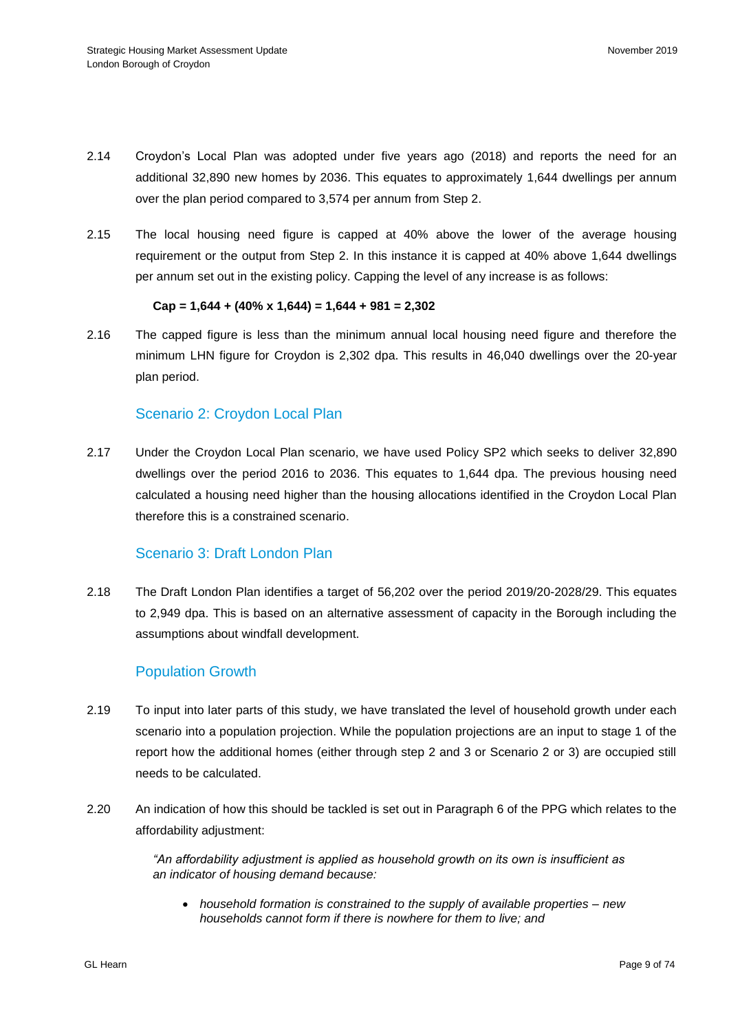2.14 Croydon's Local Plan was adopted under five years ago (2018) and reports the need for an additional 32,890 new homes by 2036. This equates to approximately 1,644 dwellings per annum over the plan period compared to 3,574 per annum from Step 2.

2.15 The local housing need figure is capped at 40% above the lower of the average housing requirement or the output from Step 2. In this instance it is capped at 40% above 1,644 dwellings per annum set out in the existing policy. Capping the level of any increase is as follows:

**Cap = 1,644 + (40% x 1,644) = 1,644 + 981 = 2,302**

2.16 The capped figure is less than the minimum annual local housing need figure and therefore the minimum LHN figure for Croydon is 2,302 dpa. This results in 46,040 dwellings over the 20-year plan period.

### Scenario 2: Croydon Local Plan

2.17 Under the Croydon Local Plan scenario, we have used Policy SP2 which seeks to deliver 32,890 dwellings over the period 2016 to 2036. This equates to 1,644 dpa. The previous housing need calculated a housing need higher than the housing allocations identified in the Croydon Local Plan therefore this is a constrained scenario.

### Scenario 3: Draft London Plan

2.18 The Draft London Plan identifies a target of 56,202 over the period 2019/20-2028/29. This equates to 2,949 dpa. This is based on an alternative assessment of capacity in the Borough including the assumptions about windfall development.

### Population Growth

2.19 To input into later parts of this study, we have translated the level of household growth under each scenario into a population projection. While the population projections are an input to stage 1 of the report how the additional homes (either through step 2 and 3 or Scenario 2 or 3) are occupied still needs to be calculated.

2.20 An indication of how this should be tackled is set out in Paragraph 6 of the PPG which relates to the affordability adjustment:

> *"An affordability adjustment is applied as household growth on its own is insufficient as an indicator of housing demand because:*
>
> - *household formation is constrained to the supply of available properties – new households cannot form if there is nowhere for them to live; and*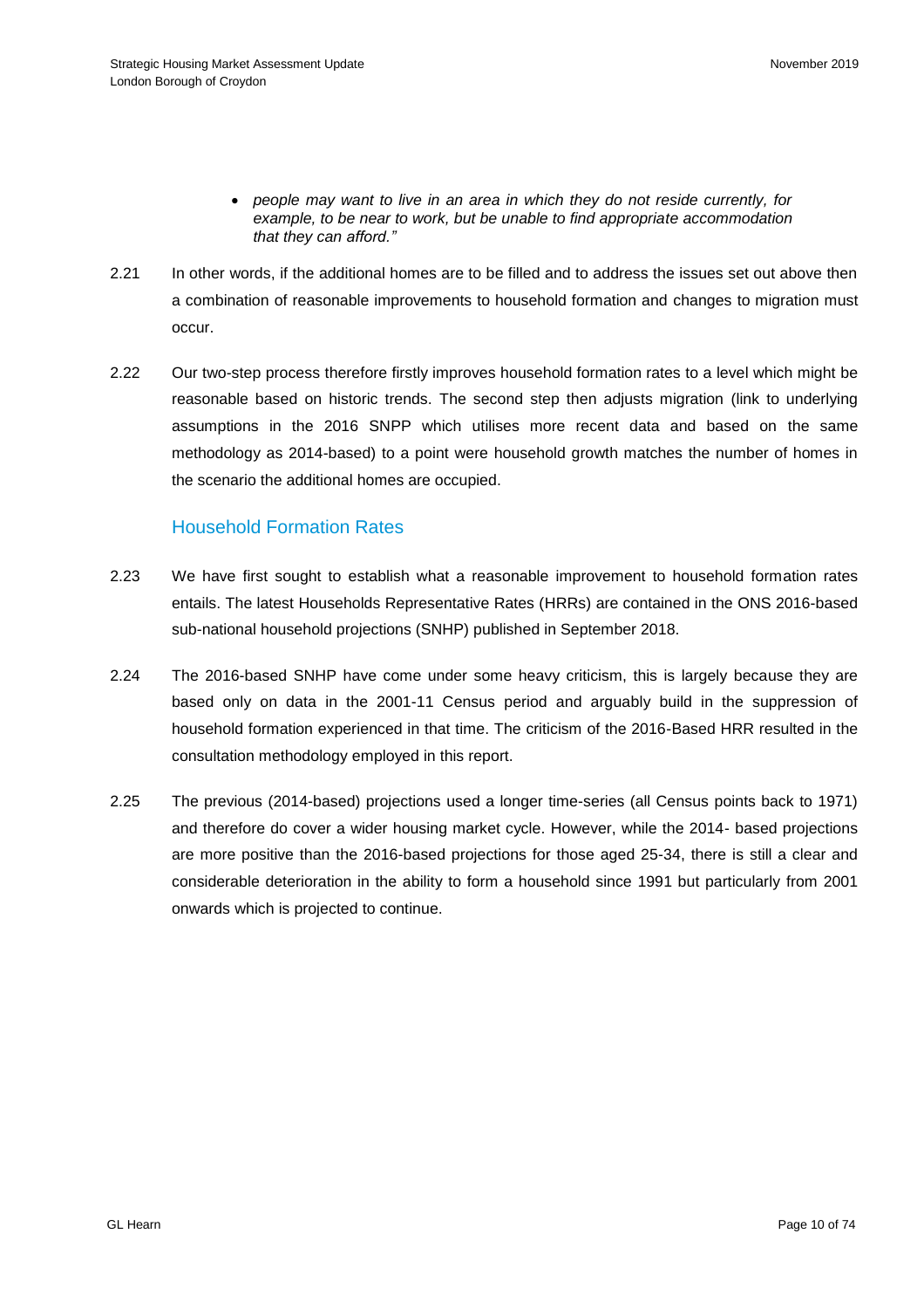- *people may want to live in an area in which they do not reside currently, for example, to be near to work, but be unable to find appropriate accommodation that they can afford."*

2.21 In other words, if the additional homes are to be filled and to address the issues set out above then a combination of reasonable improvements to household formation and changes to migration must occur.

2.22 Our two-step process therefore firstly improves household formation rates to a level which might be reasonable based on historic trends. The second step then adjusts migration (link to underlying assumptions in the 2016 SNPP which utilises more recent data and based on the same methodology as 2014-based) to a point were household growth matches the number of homes in the scenario the additional homes are occupied.

## Household Formation Rates

2.23 We have first sought to establish what a reasonable improvement to household formation rates entails. The latest Households Representative Rates (HRRs) are contained in the ONS 2016-based sub-national household projections (SNHP) published in September 2018.

2.24 The 2016-based SNHP have come under some heavy criticism, this is largely because they are based only on data in the 2001-11 Census period and arguably build in the suppression of household formation experienced in that time. The criticism of the 2016-Based HRR resulted in the consultation methodology employed in this report.

2.25 The previous (2014-based) projections used a longer time-series (all Census points back to 1971) and therefore do cover a wider housing market cycle. However, while the 2014- based projections are more positive than the 2016-based projections for those aged 25-34, there is still a clear and considerable deterioration in the ability to form a household since 1991 but particularly from 2001 onwards which is projected to continue.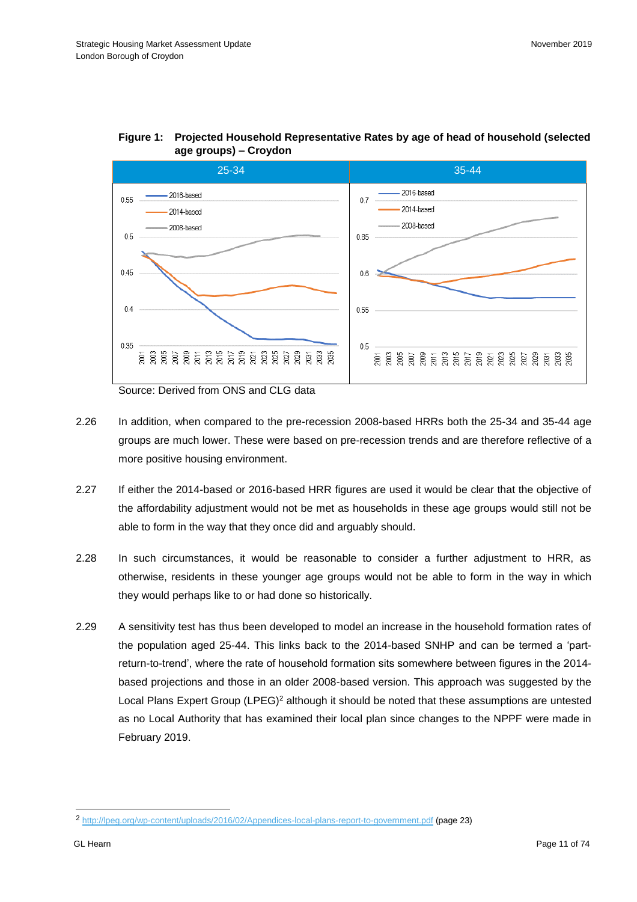**Figure 1: Projected Household Representative Rates by age of head of household (selected age groups) – Croydon**

Source: Derived from ONS and CLG data

2.26 In addition, when compared to the pre-recession 2008-based HRRs both the 25-34 and 35-44 age groups are much lower. These were based on pre-recession trends and are therefore reflective of a more positive housing environment.

2.27 If either the 2014-based or 2016-based HRR figures are used it would be clear that the objective of the affordability adjustment would not be met as households in these age groups would still not be able to form in the way that they once did and arguably should.

2.28 In such circumstances, it would be reasonable to consider a further adjustment to HRR, as otherwise, residents in these younger age groups would not be able to form in the way in which they would perhaps like to or had done so historically.

2.29 A sensitivity test has thus been developed to model an increase in the household formation rates of the population aged 25-44. This links back to the 2014-based SNHP and can be termed a 'part-return-to-trend', where the rate of household formation sits somewhere between figures in the 2014-based projections and those in an older 2008-based version. This approach was suggested by the Local Plans Expert Group (LPEG)[2] although it should be noted that these assumptions are untested as no Local Authority that has examined their local plan since changes to the NPPF were made in February 2019.

[2] http://lpeg.org/wp-content/uploads/2016/02/Appendices-local-plans-report-to-government.pdf (page 23)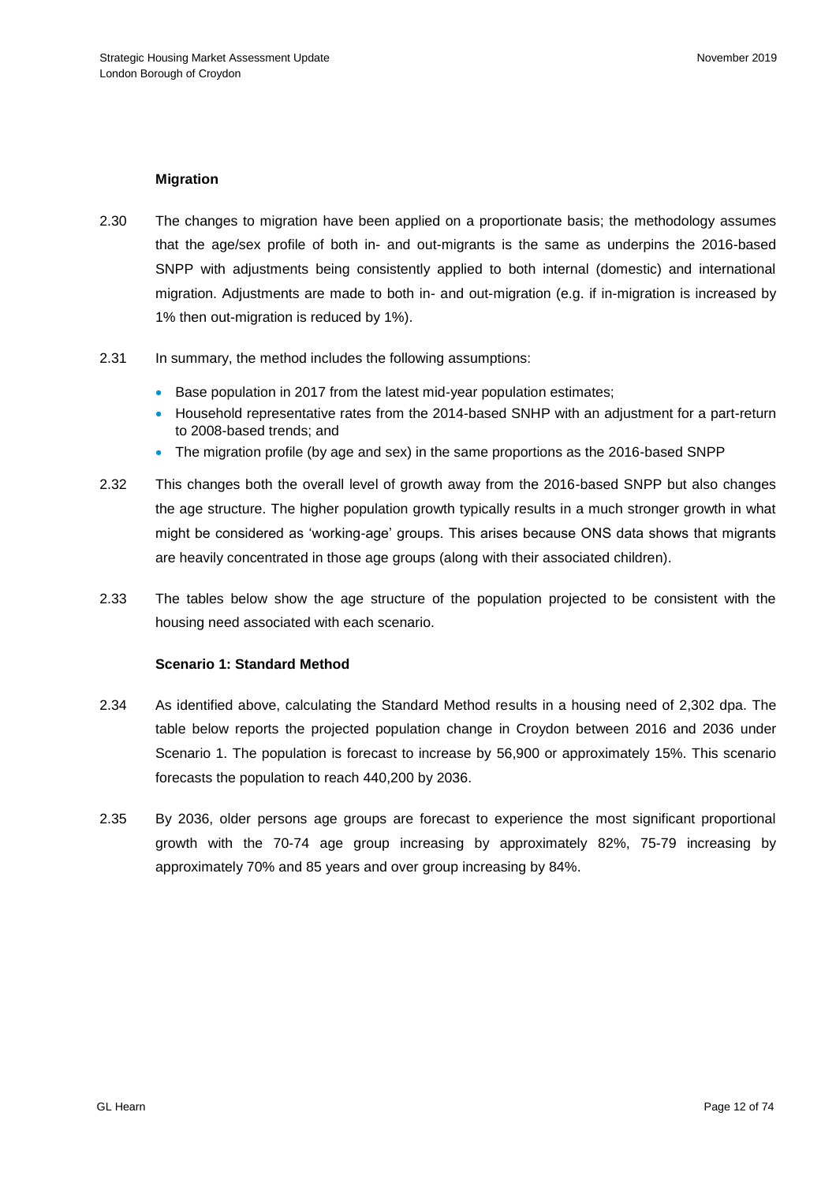### Migration

2.30 The changes to migration have been applied on a proportionate basis; the methodology assumes that the age/sex profile of both in- and out-migrants is the same as underpins the 2016-based SNPP with adjustments being consistently applied to both internal (domestic) and international migration. Adjustments are made to both in- and out-migration (e.g. if in-migration is increased by 1% then out-migration is reduced by 1%).

2.31 In summary, the method includes the following assumptions:

- Base population in 2017 from the latest mid-year population estimates;
- Household representative rates from the 2014-based SNHP with an adjustment for a part-return to 2008-based trends; and
- The migration profile (by age and sex) in the same proportions as the 2016-based SNPP

2.32 This changes both the overall level of growth away from the 2016-based SNPP but also changes the age structure. The higher population growth typically results in a much stronger growth in what might be considered as 'working-age' groups. This arises because ONS data shows that migrants are heavily concentrated in those age groups (along with their associated children).

2.33 The tables below show the age structure of the population projected to be consistent with the housing need associated with each scenario.

### Scenario 1: Standard Method

2.34 As identified above, calculating the Standard Method results in a housing need of 2,302 dpa. The table below reports the projected population change in Croydon between 2016 and 2036 under Scenario 1. The population is forecast to increase by 56,900 or approximately 15%. This scenario forecasts the population to reach 440,200 by 2036.

2.35 By 2036, older persons age groups are forecast to experience the most significant proportional growth with the 70-74 age group increasing by approximately 82%, 75-79 increasing by approximately 70% and 85 years and over group increasing by 84%.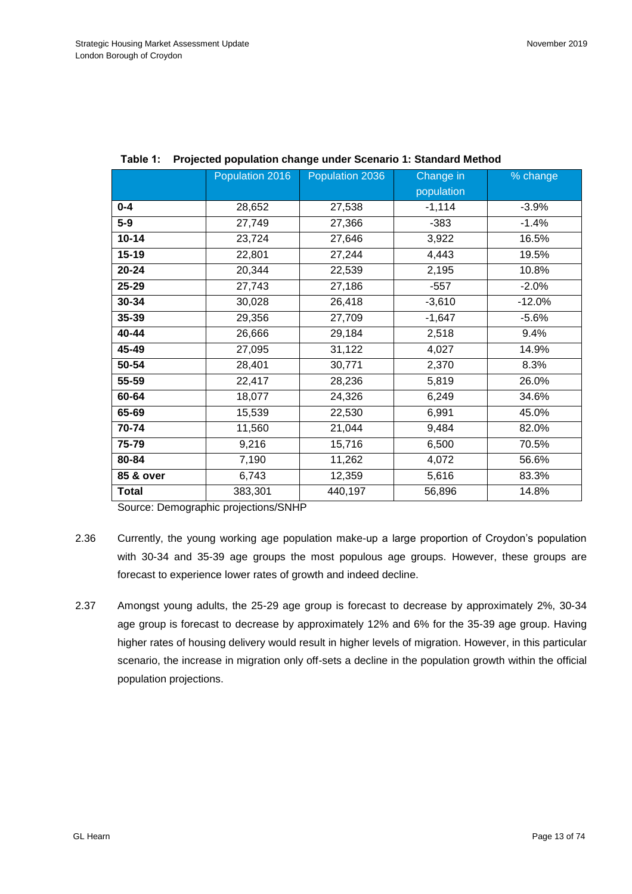**Table 1: Projected population change under Scenario 1: Standard Method**

| | Population 2016 | Population 2036 | Change in population | % change |
|---|---|---|---|---|
| **0-4** | 28,652 | 27,538 | -1,114 | -3.9% |
| **5-9** | 27,749 | 27,366 | -383 | -1.4% |
| **10-14** | 23,724 | 27,646 | 3,922 | 16.5% |
| **15-19** | 22,801 | 27,244 | 4,443 | 19.5% |
| **20-24** | 20,344 | 22,539 | 2,195 | 10.8% |
| **25-29** | 27,743 | 27,186 | -557 | -2.0% |
| **30-34** | 30,028 | 26,418 | -3,610 | -12.0% |
| **35-39** | 29,356 | 27,709 | -1,647 | -5.6% |
| **40-44** | 26,666 | 29,184 | 2,518 | 9.4% |
| **45-49** | 27,095 | 31,122 | 4,027 | 14.9% |
| **50-54** | 28,401 | 30,771 | 2,370 | 8.3% |
| **55-59** | 22,417 | 28,236 | 5,819 | 26.0% |
| **60-64** | 18,077 | 24,326 | 6,249 | 34.6% |
| **65-69** | 15,539 | 22,530 | 6,991 | 45.0% |
| **70-74** | 11,560 | 21,044 | 9,484 | 82.0% |
| **75-79** | 9,216 | 15,716 | 6,500 | 70.5% |
| **80-84** | 7,190 | 11,262 | 4,072 | 56.6% |
| **85 & over** | 6,743 | 12,359 | 5,616 | 83.3% |
| **Total** | 383,301 | 440,197 | 56,896 | 14.8% |

Source: Demographic projections/SNHP

2.36 Currently, the young working age population make-up a large proportion of Croydon's population with 30-34 and 35-39 age groups the most populous age groups. However, these groups are forecast to experience lower rates of growth and indeed decline.

2.37 Amongst young adults, the 25-29 age group is forecast to decrease by approximately 2%, 30-34 age group is forecast to decrease by approximately 12% and 6% for the 35-39 age group. Having higher rates of housing delivery would result in higher levels of migration. However, in this particular scenario, the increase in migration only off-sets a decline in the population growth within the official population projections.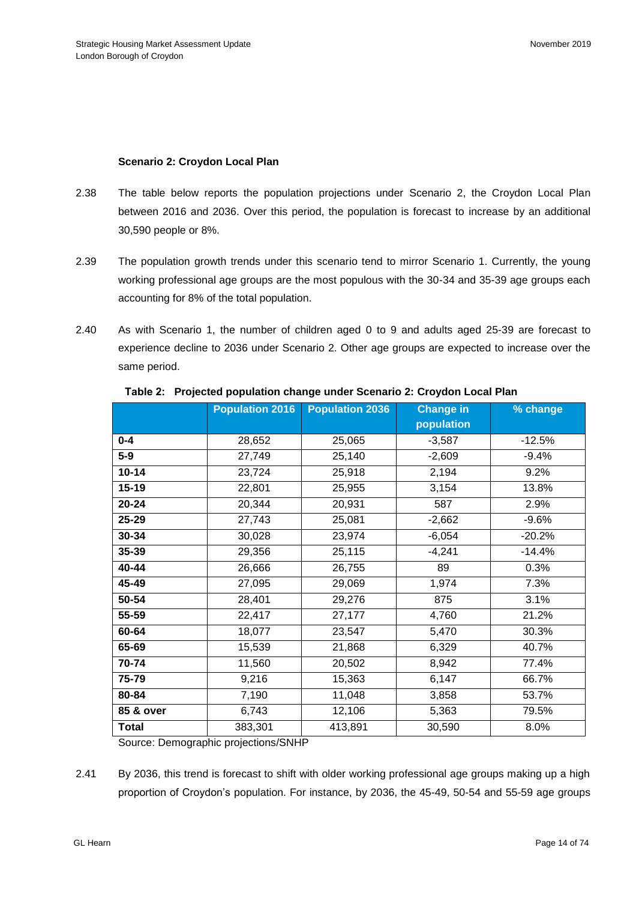### Scenario 2: Croydon Local Plan

2.38 The table below reports the population projections under Scenario 2, the Croydon Local Plan between 2016 and 2036. Over this period, the population is forecast to increase by an additional 30,590 people or 8%.

2.39 The population growth trends under this scenario tend to mirror Scenario 1. Currently, the young working professional age groups are the most populous with the 30-34 and 35-39 age groups each accounting for 8% of the total population.

2.40 As with Scenario 1, the number of children aged 0 to 9 and adults aged 25-39 are forecast to experience decline to 2036 under Scenario 2. Other age groups are expected to increase over the same period.

**Table 2: Projected population change under Scenario 2: Croydon Local Plan**

| | Population 2016 | Population 2036 | Change in population | % change |
|---|---|---|---|---|
| **0-4** | 28,652 | 25,065 | -3,587 | -12.5% |
| **5-9** | 27,749 | 25,140 | -2,609 | -9.4% |
| **10-14** | 23,724 | 25,918 | 2,194 | 9.2% |
| **15-19** | 22,801 | 25,955 | 3,154 | 13.8% |
| **20-24** | 20,344 | 20,931 | 587 | 2.9% |
| **25-29** | 27,743 | 25,081 | -2,662 | -9.6% |
| **30-34** | 30,028 | 23,974 | -6,054 | -20.2% |
| **35-39** | 29,356 | 25,115 | -4,241 | -14.4% |
| **40-44** | 26,666 | 26,755 | 89 | 0.3% |
| **45-49** | 27,095 | 29,069 | 1,974 | 7.3% |
| **50-54** | 28,401 | 29,276 | 875 | 3.1% |
| **55-59** | 22,417 | 27,177 | 4,760 | 21.2% |
| **60-64** | 18,077 | 23,547 | 5,470 | 30.3% |
| **65-69** | 15,539 | 21,868 | 6,329 | 40.7% |
| **70-74** | 11,560 | 20,502 | 8,942 | 77.4% |
| **75-79** | 9,216 | 15,363 | 6,147 | 66.7% |
| **80-84** | 7,190 | 11,048 | 3,858 | 53.7% |
| **85 & over** | 6,743 | 12,106 | 5,363 | 79.5% |
| **Total** | 383,301 | 413,891 | 30,590 | 8.0% |

Source: Demographic projections/SNHP

2.41 By 2036, this trend is forecast to shift with older working professional age groups making up a high proportion of Croydon's population. For instance, by 2036, the 45-49, 50-54 and 55-59 age groups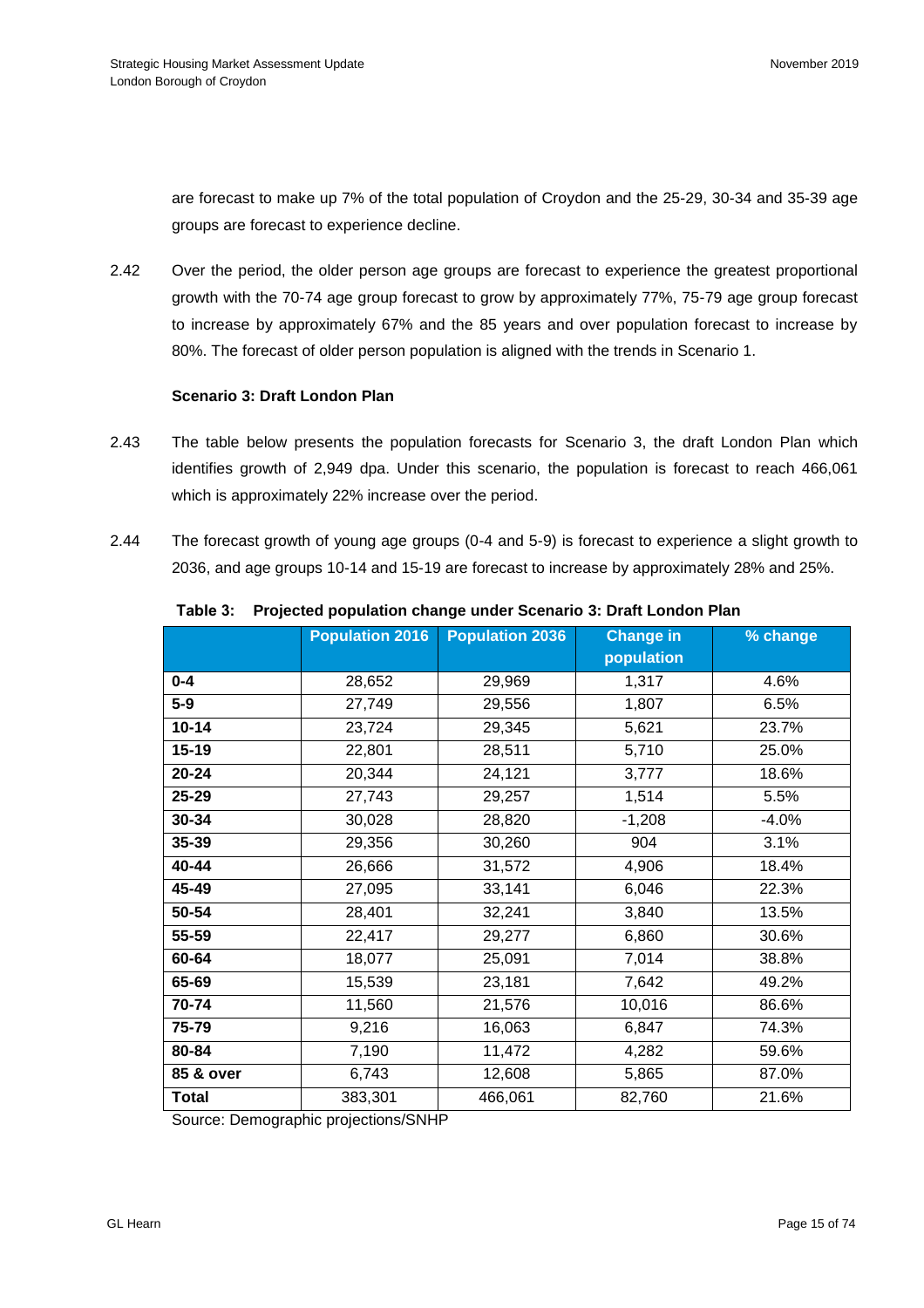are forecast to make up 7% of the total population of Croydon and the 25-29, 30-34 and 35-39 age groups are forecast to experience decline.

2.42 Over the period, the older person age groups are forecast to experience the greatest proportional growth with the 70-74 age group forecast to grow by approximately 77%, 75-79 age group forecast to increase by approximately 67% and the 85 years and over population forecast to increase by 80%. The forecast of older person population is aligned with the trends in Scenario 1.

**Scenario 3: Draft London Plan**

2.43 The table below presents the population forecasts for Scenario 3, the draft London Plan which identifies growth of 2,949 dpa. Under this scenario, the population is forecast to reach 466,061 which is approximately 22% increase over the period.

2.44 The forecast growth of young age groups (0-4 and 5-9) is forecast to experience a slight growth to 2036, and age groups 10-14 and 15-19 are forecast to increase by approximately 28% and 25%.

**Table 3: Projected population change under Scenario 3: Draft London Plan**

| | Population 2016 | Population 2036 | Change in population | % change |
|---|---|---|---|---|
| **0-4** | 28,652 | 29,969 | 1,317 | 4.6% |
| **5-9** | 27,749 | 29,556 | 1,807 | 6.5% |
| **10-14** | 23,724 | 29,345 | 5,621 | 23.7% |
| **15-19** | 22,801 | 28,511 | 5,710 | 25.0% |
| **20-24** | 20,344 | 24,121 | 3,777 | 18.6% |
| **25-29** | 27,743 | 29,257 | 1,514 | 5.5% |
| **30-34** | 30,028 | 28,820 | -1,208 | -4.0% |
| **35-39** | 29,356 | 30,260 | 904 | 3.1% |
| **40-44** | 26,666 | 31,572 | 4,906 | 18.4% |
| **45-49** | 27,095 | 33,141 | 6,046 | 22.3% |
| **50-54** | 28,401 | 32,241 | 3,840 | 13.5% |
| **55-59** | 22,417 | 29,277 | 6,860 | 30.6% |
| **60-64** | 18,077 | 25,091 | 7,014 | 38.8% |
| **65-69** | 15,539 | 23,181 | 7,642 | 49.2% |
| **70-74** | 11,560 | 21,576 | 10,016 | 86.6% |
| **75-79** | 9,216 | 16,063 | 6,847 | 74.3% |
| **80-84** | 7,190 | 11,472 | 4,282 | 59.6% |
| **85 & over** | 6,743 | 12,608 | 5,865 | 87.0% |
| **Total** | 383,301 | 466,061 | 82,760 | 21.6% |

Source: Demographic projections/SNHP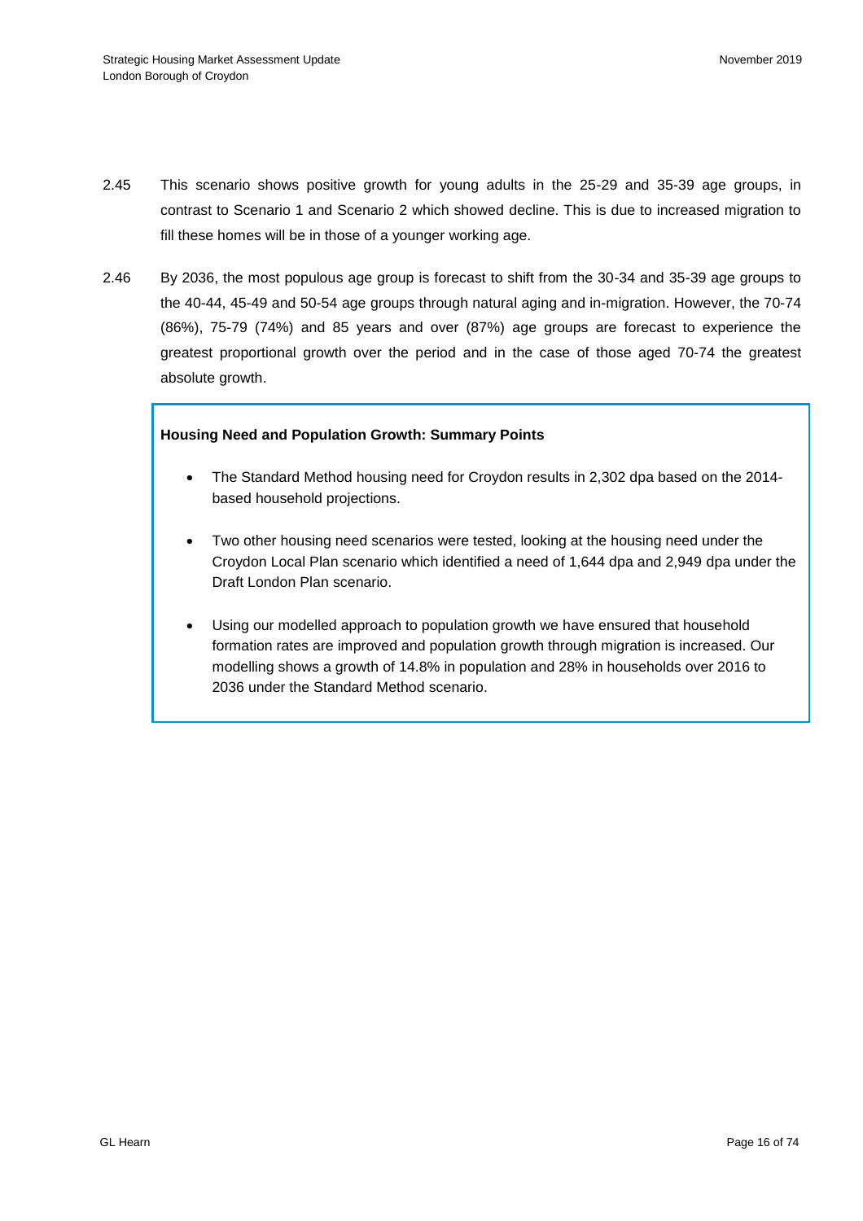2.45 This scenario shows positive growth for young adults in the 25-29 and 35-39 age groups, in contrast to Scenario 1 and Scenario 2 which showed decline. This is due to increased migration to fill these homes will be in those of a younger working age.

2.46 By 2036, the most populous age group is forecast to shift from the 30-34 and 35-39 age groups to the 40-44, 45-49 and 50-54 age groups through natural aging and in-migration. However, the 70-74 (86%), 75-79 (74%) and 85 years and over (87%) age groups are forecast to experience the greatest proportional growth over the period and in the case of those aged 70-74 the greatest absolute growth.

**Housing Need and Population Growth: Summary Points**

- The Standard Method housing need for Croydon results in 2,302 dpa based on the 2014-based household projections.
- Two other housing need scenarios were tested, looking at the housing need under the Croydon Local Plan scenario which identified a need of 1,644 dpa and 2,949 dpa under the Draft London Plan scenario.
- Using our modelled approach to population growth we have ensured that household formation rates are improved and population growth through migration is increased. Our modelling shows a growth of 14.8% in population and 28% in households over 2016 to 2036 under the Standard Method scenario.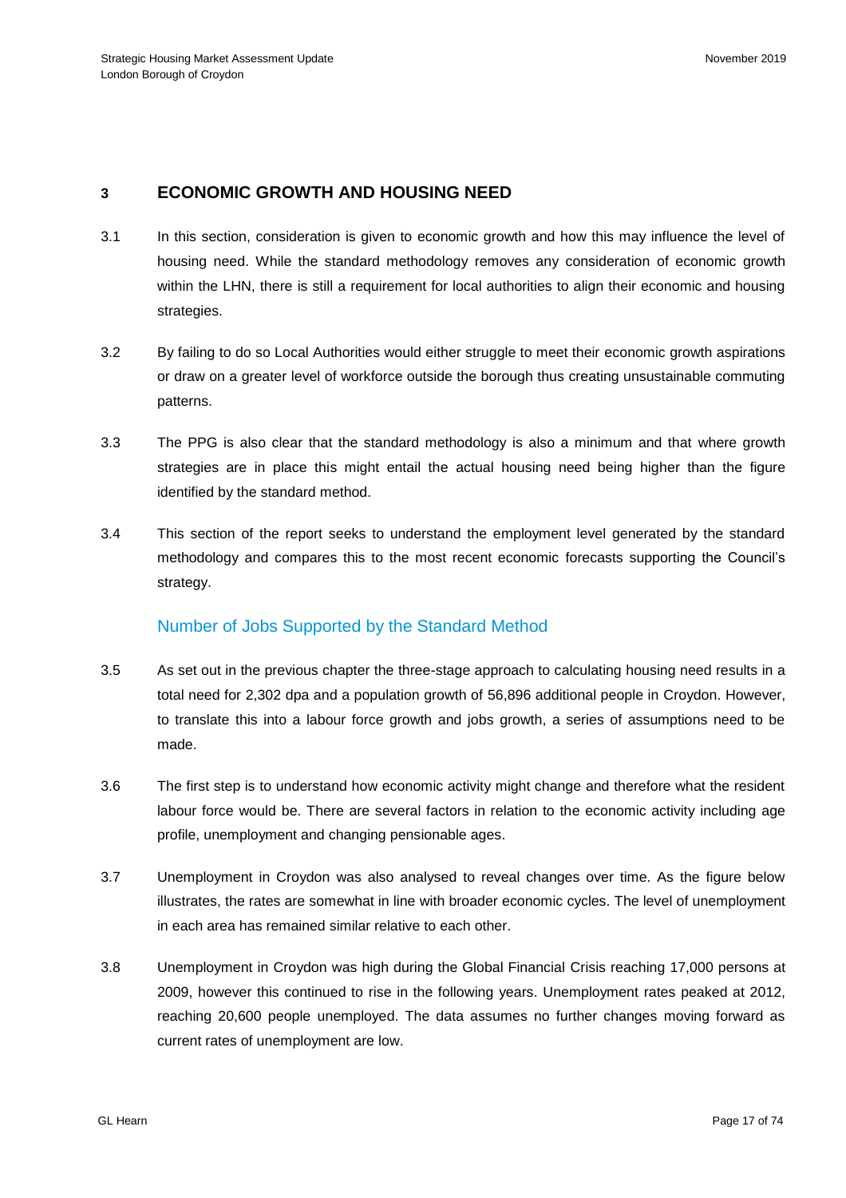## 3 ECONOMIC GROWTH AND HOUSING NEED

3.1 In this section, consideration is given to economic growth and how this may influence the level of housing need. While the standard methodology removes any consideration of economic growth within the LHN, there is still a requirement for local authorities to align their economic and housing strategies.

3.2 By failing to do so Local Authorities would either struggle to meet their economic growth aspirations or draw on a greater level of workforce outside the borough thus creating unsustainable commuting patterns.

3.3 The PPG is also clear that the standard methodology is also a minimum and that where growth strategies are in place this might entail the actual housing need being higher than the figure identified by the standard method.

3.4 This section of the report seeks to understand the employment level generated by the standard methodology and compares this to the most recent economic forecasts supporting the Council's strategy.

### Number of Jobs Supported by the Standard Method

3.5 As set out in the previous chapter the three-stage approach to calculating housing need results in a total need for 2,302 dpa and a population growth of 56,896 additional people in Croydon. However, to translate this into a labour force growth and jobs growth, a series of assumptions need to be made.

3.6 The first step is to understand how economic activity might change and therefore what the resident labour force would be. There are several factors in relation to the economic activity including age profile, unemployment and changing pensionable ages.

3.7 Unemployment in Croydon was also analysed to reveal changes over time. As the figure below illustrates, the rates are somewhat in line with broader economic cycles. The level of unemployment in each area has remained similar relative to each other.

3.8 Unemployment in Croydon was high during the Global Financial Crisis reaching 17,000 persons at 2009, however this continued to rise in the following years. Unemployment rates peaked at 2012, reaching 20,600 people unemployed. The data assumes no further changes moving forward as current rates of unemployment are low.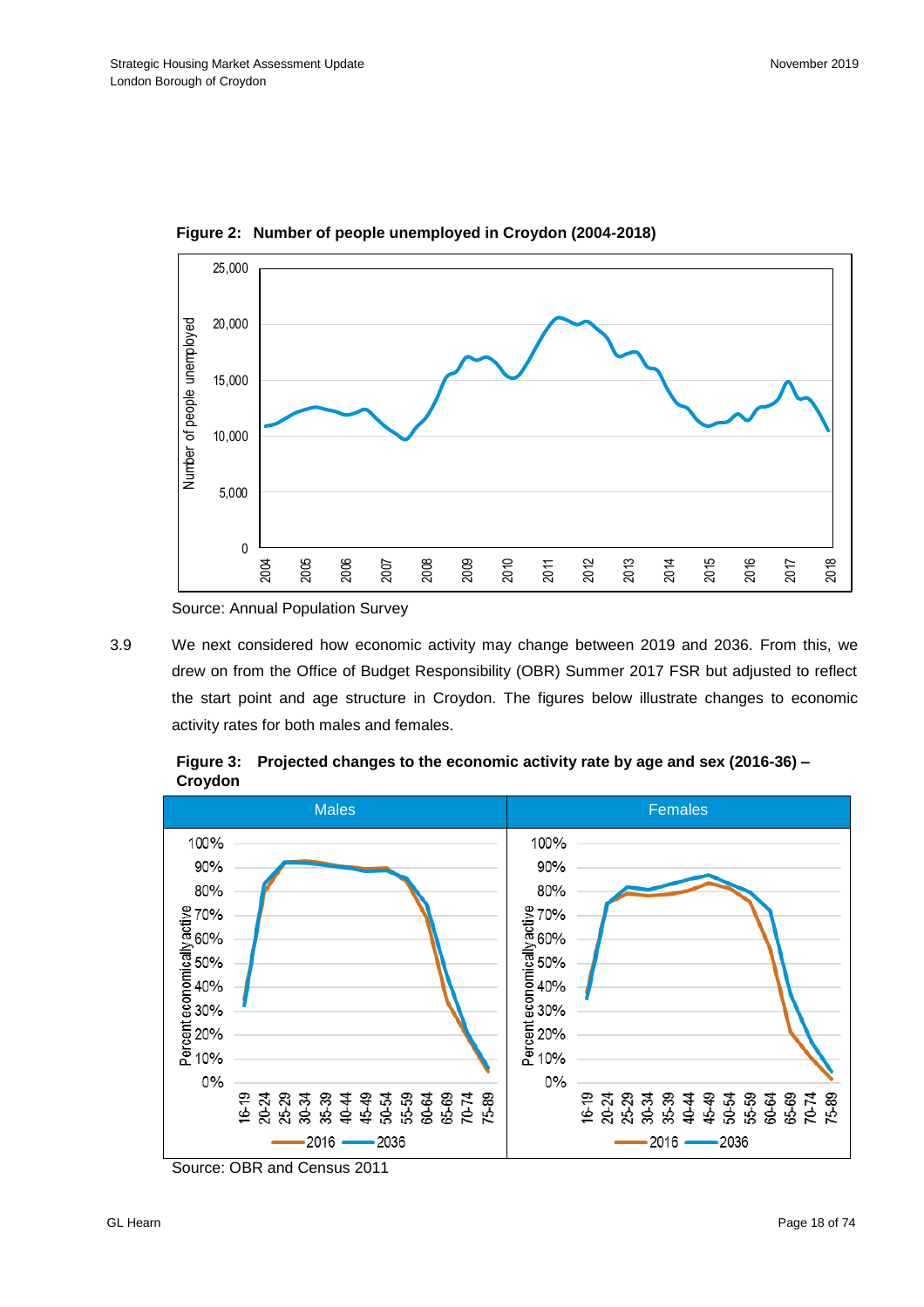**Figure 2: Number of people unemployed in Croydon (2004-2018)**

Source: Annual Population Survey

3.9 We next considered how economic activity may change between 2019 and 2036. From this, we drew on from the Office of Budget Responsibility (OBR) Summer 2017 FSR but adjusted to reflect the start point and age structure in Croydon. The figures below illustrate changes to economic activity rates for both males and females.

**Figure 3: Projected changes to the economic activity rate by age and sex (2016-36) – Croydon**

Source: OBR and Census 2011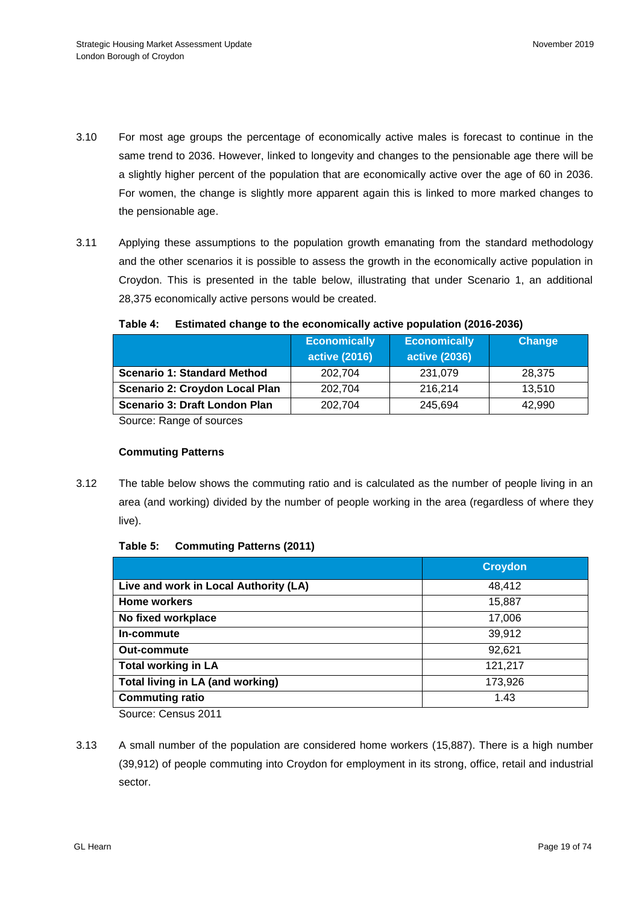3.10 For most age groups the percentage of economically active males is forecast to continue in the same trend to 2036. However, linked to longevity and changes to the pensionable age there will be a slightly higher percent of the population that are economically active over the age of 60 in 2036. For women, the change is slightly more apparent again this is linked to more marked changes to the pensionable age.

3.11 Applying these assumptions to the population growth emanating from the standard methodology and the other scenarios it is possible to assess the growth in the economically active population in Croydon. This is presented in the table below, illustrating that under Scenario 1, an additional 28,375 economically active persons would be created.

**Table 4: Estimated change to the economically active population (2016-2036)**

| | Economically active (2016) | Economically active (2036) | Change |
|---|---|---|---|
| **Scenario 1: Standard Method** | 202,704 | 231,079 | 28,375 |
| **Scenario 2: Croydon Local Plan** | 202,704 | 216,214 | 13,510 |
| **Scenario 3: Draft London Plan** | 202,704 | 245,694 | 42,990 |

Source: Range of sources

**Commuting Patterns**

3.12 The table below shows the commuting ratio and is calculated as the number of people living in an area (and working) divided by the number of people working in the area (regardless of where they live).

**Table 5: Commuting Patterns (2011)**

| | Croydon |
|---|---|
| **Live and work in Local Authority (LA)** | 48,412 |
| **Home workers** | 15,887 |
| **No fixed workplace** | 17,006 |
| **In-commute** | 39,912 |
| **Out-commute** | 92,621 |
| **Total working in LA** | 121,217 |
| **Total living in LA (and working)** | 173,926 |
| **Commuting ratio** | 1.43 |

Source: Census 2011

3.13 A small number of the population are considered home workers (15,887). There is a high number (39,912) of people commuting into Croydon for employment in its strong, office, retail and industrial sector.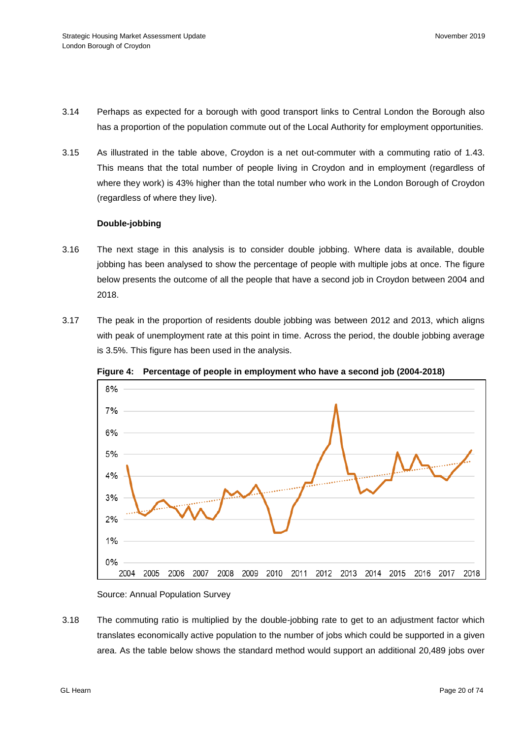3.14 Perhaps as expected for a borough with good transport links to Central London the Borough also has a proportion of the population commute out of the Local Authority for employment opportunities.

3.15 As illustrated in the table above, Croydon is a net out-commuter with a commuting ratio of 1.43. This means that the total number of people living in Croydon and in employment (regardless of where they work) is 43% higher than the total number who work in the London Borough of Croydon (regardless of where they live).

**Double-jobbing**

3.16 The next stage in this analysis is to consider double jobbing. Where data is available, double jobbing has been analysed to show the percentage of people with multiple jobs at once. The figure below presents the outcome of all the people that have a second job in Croydon between 2004 and 2018.

3.17 The peak in the proportion of residents double jobbing was between 2012 and 2013, which aligns with peak of unemployment rate at this point in time. Across the period, the double jobbing average is 3.5%. This figure has been used in the analysis.

**Figure 4: Percentage of people in employment who have a second job (2004-2018)**

Source: Annual Population Survey

3.18 The commuting ratio is multiplied by the double-jobbing rate to get to an adjustment factor which translates economically active population to the number of jobs which could be supported in a given area. As the table below shows the standard method would support an additional 20,489 jobs over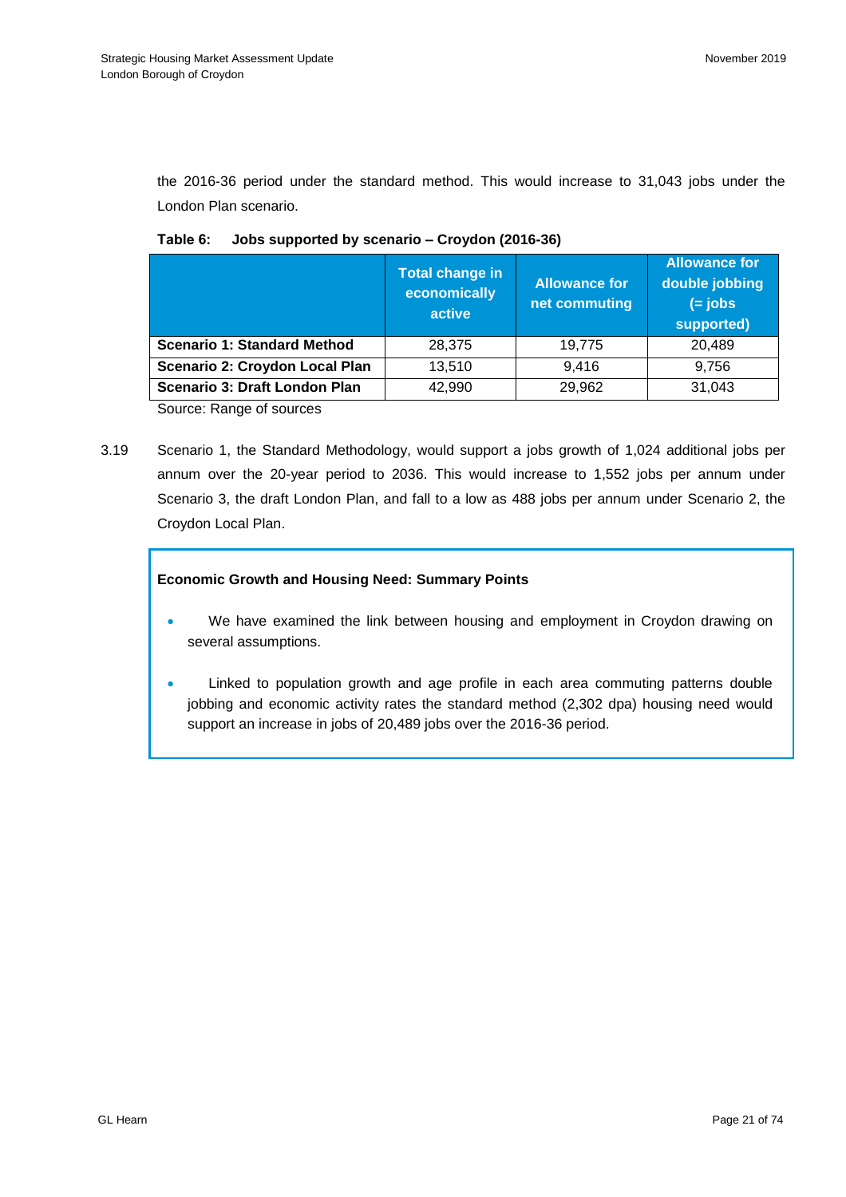the 2016-36 period under the standard method. This would increase to 31,043 jobs under the London Plan scenario.

**Table 6: Jobs supported by scenario – Croydon (2016-36)**

| | Total change in economically active | Allowance for net commuting | Allowance for double jobbing (= jobs supported) |
|---|---|---|---|
| **Scenario 1: Standard Method** | 28,375 | 19,775 | 20,489 |
| **Scenario 2: Croydon Local Plan** | 13,510 | 9,416 | 9,756 |
| **Scenario 3: Draft London Plan** | 42,990 | 29,962 | 31,043 |

Source: Range of sources

3.19 Scenario 1, the Standard Methodology, would support a jobs growth of 1,024 additional jobs per annum over the 20-year period to 2036. This would increase to 1,552 jobs per annum under Scenario 3, the draft London Plan, and fall to a low as 488 jobs per annum under Scenario 2, the Croydon Local Plan.

**Economic Growth and Housing Need: Summary Points**

- We have examined the link between housing and employment in Croydon drawing on several assumptions.
- Linked to population growth and age profile in each area commuting patterns double jobbing and economic activity rates the standard method (2,302 dpa) housing need would support an increase in jobs of 20,489 jobs over the 2016-36 period.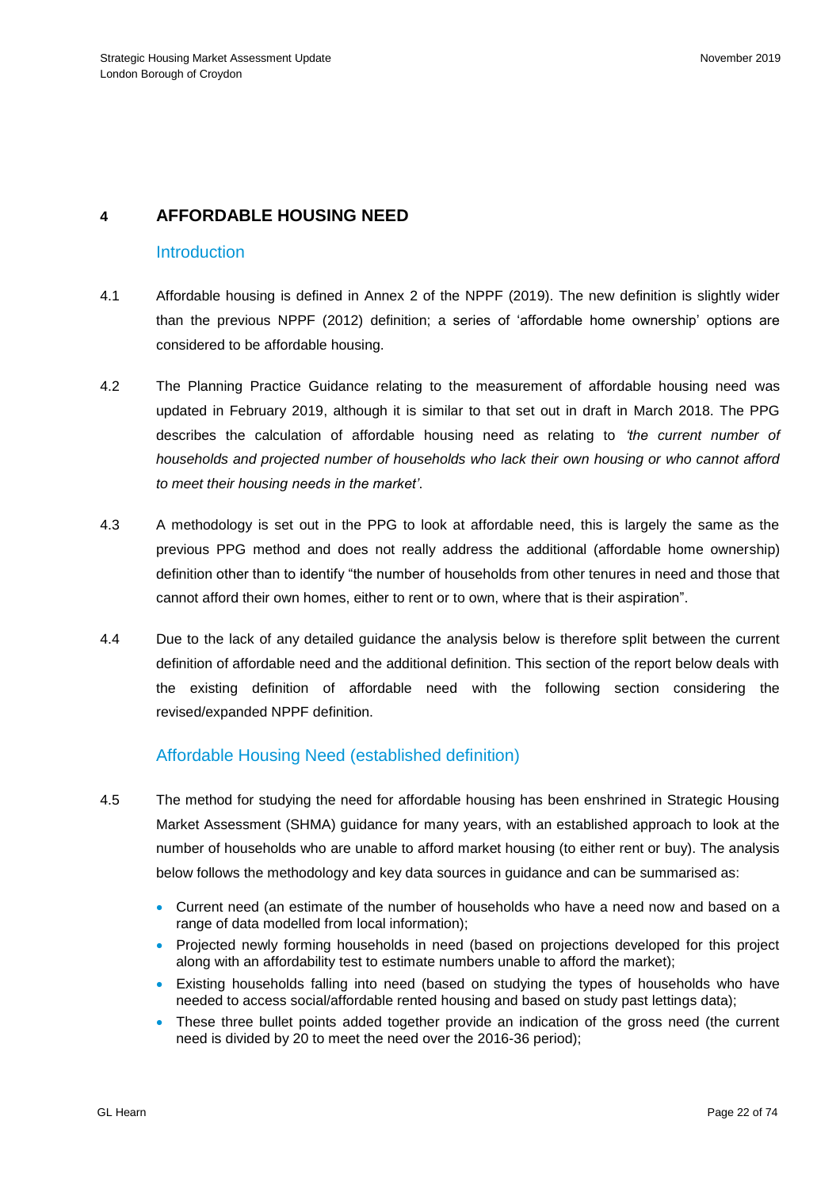# 4 AFFORDABLE HOUSING NEED

## Introduction

4.1 Affordable housing is defined in Annex 2 of the NPPF (2019). The new definition is slightly wider than the previous NPPF (2012) definition; a series of 'affordable home ownership' options are considered to be affordable housing.

4.2 The Planning Practice Guidance relating to the measurement of affordable housing need was updated in February 2019, although it is similar to that set out in draft in March 2018. The PPG describes the calculation of affordable housing need as relating to *'the current number of households and projected number of households who lack their own housing or who cannot afford to meet their housing needs in the market'*.

4.3 A methodology is set out in the PPG to look at affordable need, this is largely the same as the previous PPG method and does not really address the additional (affordable home ownership) definition other than to identify "the number of households from other tenures in need and those that cannot afford their own homes, either to rent or to own, where that is their aspiration".

4.4 Due to the lack of any detailed guidance the analysis below is therefore split between the current definition of affordable need and the additional definition. This section of the report below deals with the existing definition of affordable need with the following section considering the revised/expanded NPPF definition.

## Affordable Housing Need (established definition)

4.5 The method for studying the need for affordable housing has been enshrined in Strategic Housing Market Assessment (SHMA) guidance for many years, with an established approach to look at the number of households who are unable to afford market housing (to either rent or buy). The analysis below follows the methodology and key data sources in guidance and can be summarised as:

- Current need (an estimate of the number of households who have a need now and based on a range of data modelled from local information);
- Projected newly forming households in need (based on projections developed for this project along with an affordability test to estimate numbers unable to afford the market);
- Existing households falling into need (based on studying the types of households who have needed to access social/affordable rented housing and based on study past lettings data);
- These three bullet points added together provide an indication of the gross need (the current need is divided by 20 to meet the need over the 2016-36 period);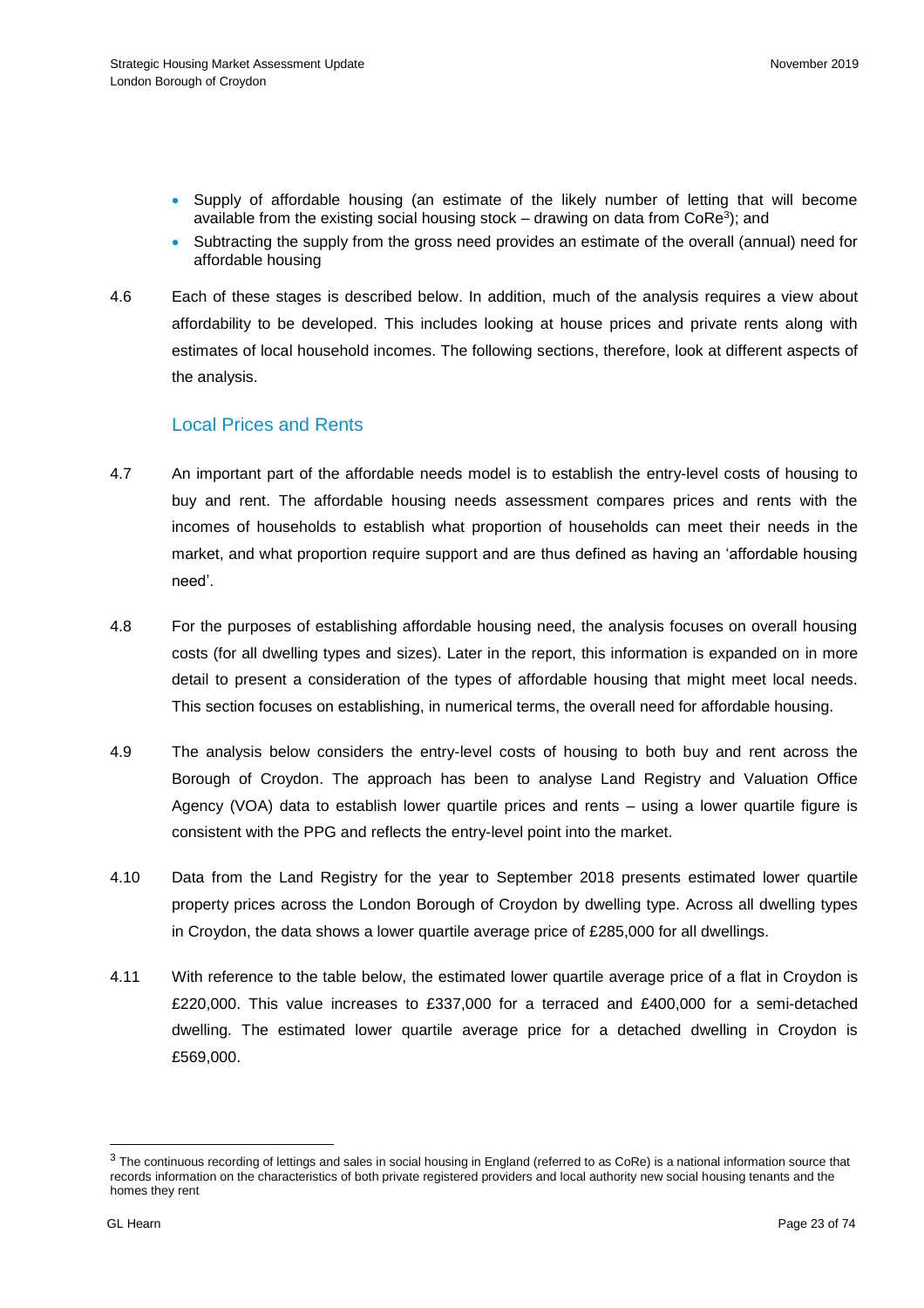- Supply of affordable housing (an estimate of the likely number of letting that will become available from the existing social housing stock – drawing on data from CoRe[3]); and
- Subtracting the supply from the gross need provides an estimate of the overall (annual) need for affordable housing

4.6 Each of these stages is described below. In addition, much of the analysis requires a view about affordability to be developed. This includes looking at house prices and private rents along with estimates of local household incomes. The following sections, therefore, look at different aspects of the analysis.

## Local Prices and Rents

4.7 An important part of the affordable needs model is to establish the entry-level costs of housing to buy and rent. The affordable housing needs assessment compares prices and rents with the incomes of households to establish what proportion of households can meet their needs in the market, and what proportion require support and are thus defined as having an 'affordable housing need'.

4.8 For the purposes of establishing affordable housing need, the analysis focuses on overall housing costs (for all dwelling types and sizes). Later in the report, this information is expanded on in more detail to present a consideration of the types of affordable housing that might meet local needs. This section focuses on establishing, in numerical terms, the overall need for affordable housing.

4.9 The analysis below considers the entry-level costs of housing to both buy and rent across the Borough of Croydon. The approach has been to analyse Land Registry and Valuation Office Agency (VOA) data to establish lower quartile prices and rents – using a lower quartile figure is consistent with the PPG and reflects the entry-level point into the market.

4.10 Data from the Land Registry for the year to September 2018 presents estimated lower quartile property prices across the London Borough of Croydon by dwelling type. Across all dwelling types in Croydon, the data shows a lower quartile average price of £285,000 for all dwellings.

4.11 With reference to the table below, the estimated lower quartile average price of a flat in Croydon is £220,000. This value increases to £337,000 for a terraced and £400,000 for a semi-detached dwelling. The estimated lower quartile average price for a detached dwelling in Croydon is £569,000.

[3] The continuous recording of lettings and sales in social housing in England (referred to as CoRe) is a national information source that records information on the characteristics of both private registered providers and local authority new social housing tenants and the homes they rent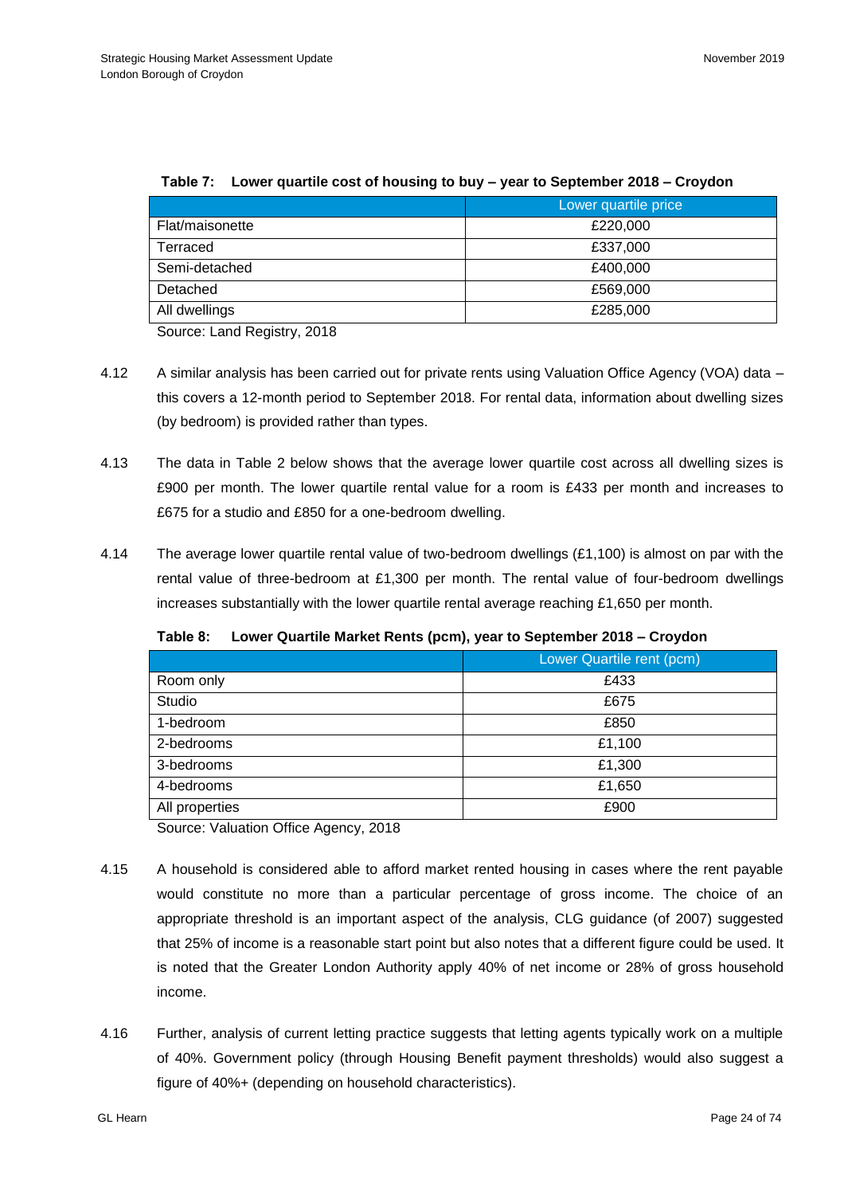**Table 7: Lower quartile cost of housing to buy – year to September 2018 – Croydon**

| | Lower quartile price |
|---|---|
| Flat/maisonette | £220,000 |
| Terraced | £337,000 |
| Semi-detached | £400,000 |
| Detached | £569,000 |
| All dwellings | £285,000 |

Source: Land Registry, 2018

4.12 A similar analysis has been carried out for private rents using Valuation Office Agency (VOA) data – this covers a 12-month period to September 2018. For rental data, information about dwelling sizes (by bedroom) is provided rather than types.

4.13 The data in Table 2 below shows that the average lower quartile cost across all dwelling sizes is £900 per month. The lower quartile rental value for a room is £433 per month and increases to £675 for a studio and £850 for a one-bedroom dwelling.

4.14 The average lower quartile rental value of two-bedroom dwellings (£1,100) is almost on par with the rental value of three-bedroom at £1,300 per month. The rental value of four-bedroom dwellings increases substantially with the lower quartile rental average reaching £1,650 per month.

**Table 8: Lower Quartile Market Rents (pcm), year to September 2018 – Croydon**

| | Lower Quartile rent (pcm) |
|---|---|
| Room only | £433 |
| Studio | £675 |
| 1-bedroom | £850 |
| 2-bedrooms | £1,100 |
| 3-bedrooms | £1,300 |
| 4-bedrooms | £1,650 |
| All properties | £900 |

Source: Valuation Office Agency, 2018

4.15 A household is considered able to afford market rented housing in cases where the rent payable would constitute no more than a particular percentage of gross income. The choice of an appropriate threshold is an important aspect of the analysis, CLG guidance (of 2007) suggested that 25% of income is a reasonable start point but also notes that a different figure could be used. It is noted that the Greater London Authority apply 40% of net income or 28% of gross household income.

4.16 Further, analysis of current letting practice suggests that letting agents typically work on a multiple of 40%. Government policy (through Housing Benefit payment thresholds) would also suggest a figure of 40%+ (depending on household characteristics).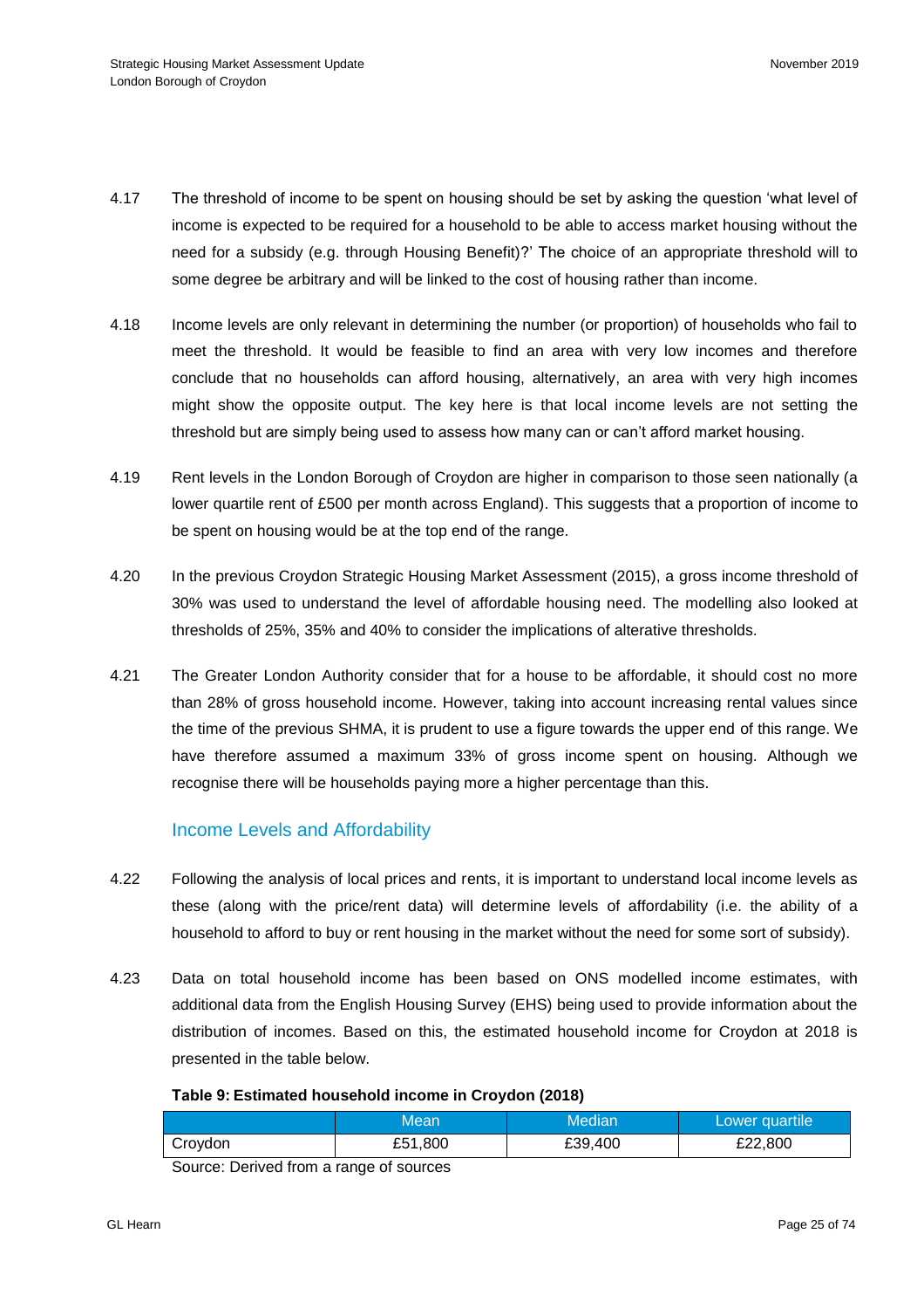4.17 The threshold of income to be spent on housing should be set by asking the question 'what level of income is expected to be required for a household to be able to access market housing without the need for a subsidy (e.g. through Housing Benefit)?' The choice of an appropriate threshold will to some degree be arbitrary and will be linked to the cost of housing rather than income.

4.18 Income levels are only relevant in determining the number (or proportion) of households who fail to meet the threshold. It would be feasible to find an area with very low incomes and therefore conclude that no households can afford housing, alternatively, an area with very high incomes might show the opposite output. The key here is that local income levels are not setting the threshold but are simply being used to assess how many can or can't afford market housing.

4.19 Rent levels in the London Borough of Croydon are higher in comparison to those seen nationally (a lower quartile rent of £500 per month across England). This suggests that a proportion of income to be spent on housing would be at the top end of the range.

4.20 In the previous Croydon Strategic Housing Market Assessment (2015), a gross income threshold of 30% was used to understand the level of affordable housing need. The modelling also looked at thresholds of 25%, 35% and 40% to consider the implications of alterative thresholds.

4.21 The Greater London Authority consider that for a house to be affordable, it should cost no more than 28% of gross household income. However, taking into account increasing rental values since the time of the previous SHMA, it is prudent to use a figure towards the upper end of this range. We have therefore assumed a maximum 33% of gross income spent on housing. Although we recognise there will be households paying more a higher percentage than this.

## Income Levels and Affordability

4.22 Following the analysis of local prices and rents, it is important to understand local income levels as these (along with the price/rent data) will determine levels of affordability (i.e. the ability of a household to afford to buy or rent housing in the market without the need for some sort of subsidy).

4.23 Data on total household income has been based on ONS modelled income estimates, with additional data from the English Housing Survey (EHS) being used to provide information about the distribution of incomes. Based on this, the estimated household income for Croydon at 2018 is presented in the table below.

**Table 9: Estimated household income in Croydon (2018)**

| | Mean | Median | Lower quartile |
|---|---|---|---|
| Croydon | £51,800 | £39,400 | £22,800 |

Source: Derived from a range of sources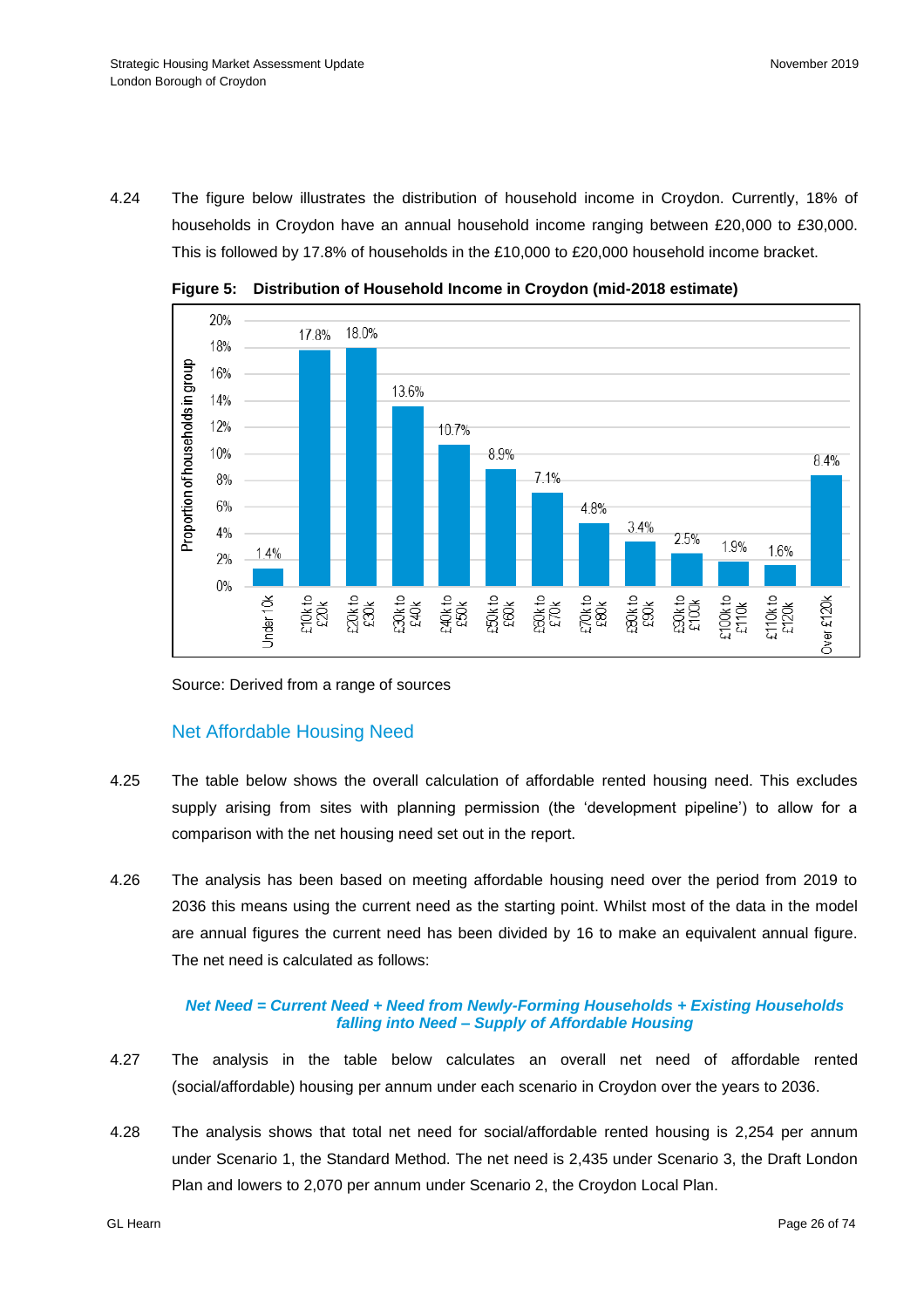4.24 The figure below illustrates the distribution of household income in Croydon. Currently, 18% of households in Croydon have an annual household income ranging between £20,000 to £30,000. This is followed by 17.8% of households in the £10,000 to £20,000 household income bracket.

**Figure 5: Distribution of Household Income in Croydon (mid-2018 estimate)**

| Income group | Proportion of households in group |
|---|---|
| Under 10k | 1.4% |
| £10k to £20k | 17.8% |
| £20k to £30k | 18.0% |
| £30k to £40k | 13.6% |
| £40k to £50k | 10.7% |
| £50k to £60k | 8.9% |
| £60k to £70k | 7.1% |
| £70k to £80k | 4.8% |
| £80k to £90k | 3.4% |
| £90k to £100k | 2.5% |
| £100k to £110k | 1.9% |
| £110k to £120k | 1.6% |
| Over £120k | 8.4% |

Source: Derived from a range of sources

## Net Affordable Housing Need

4.25 The table below shows the overall calculation of affordable rented housing need. This excludes supply arising from sites with planning permission (the 'development pipeline') to allow for a comparison with the net housing need set out in the report.

4.26 The analysis has been based on meeting affordable housing need over the period from 2019 to 2036 this means using the current need as the starting point. Whilst most of the data in the model are annual figures the current need has been divided by 16 to make an equivalent annual figure. The net need is calculated as follows:

***Net Need = Current Need + Need from Newly-Forming Households + Existing Households falling into Need – Supply of Affordable Housing***

4.27 The analysis in the table below calculates an overall net need of affordable rented (social/affordable) housing per annum under each scenario in Croydon over the years to 2036.

4.28 The analysis shows that total net need for social/affordable rented housing is 2,254 per annum under Scenario 1, the Standard Method. The net need is 2,435 under Scenario 3, the Draft London Plan and lowers to 2,070 per annum under Scenario 2, the Croydon Local Plan.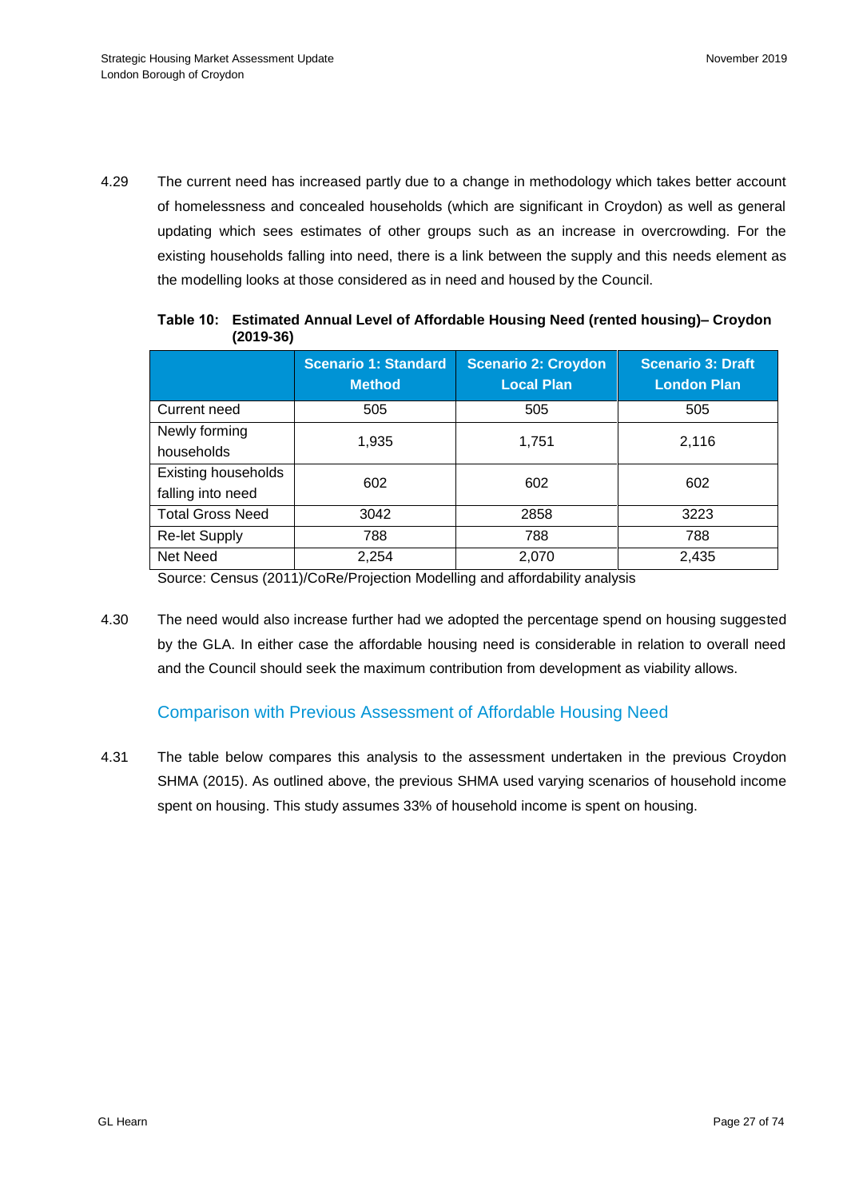4.29 The current need has increased partly due to a change in methodology which takes better account of homelessness and concealed households (which are significant in Croydon) as well as general updating which sees estimates of other groups such as an increase in overcrowding. For the existing households falling into need, there is a link between the supply and this needs element as the modelling looks at those considered as in need and housed by the Council.

**Table 10: Estimated Annual Level of Affordable Housing Need (rented housing)– Croydon (2019-36)**

| | Scenario 1: Standard Method | Scenario 2: Croydon Local Plan | Scenario 3: Draft London Plan |
|---|---|---|---|
| Current need | 505 | 505 | 505 |
| Newly forming households | 1,935 | 1,751 | 2,116 |
| Existing households falling into need | 602 | 602 | 602 |
| Total Gross Need | 3042 | 2858 | 3223 |
| Re-let Supply | 788 | 788 | 788 |
| Net Need | 2,254 | 2,070 | 2,435 |

Source: Census (2011)/CoRe/Projection Modelling and affordability analysis

4.30 The need would also increase further had we adopted the percentage spend on housing suggested by the GLA. In either case the affordable housing need is considerable in relation to overall need and the Council should seek the maximum contribution from development as viability allows.

## Comparison with Previous Assessment of Affordable Housing Need

4.31 The table below compares this analysis to the assessment undertaken in the previous Croydon SHMA (2015). As outlined above, the previous SHMA used varying scenarios of household income spent on housing. This study assumes 33% of household income is spent on housing.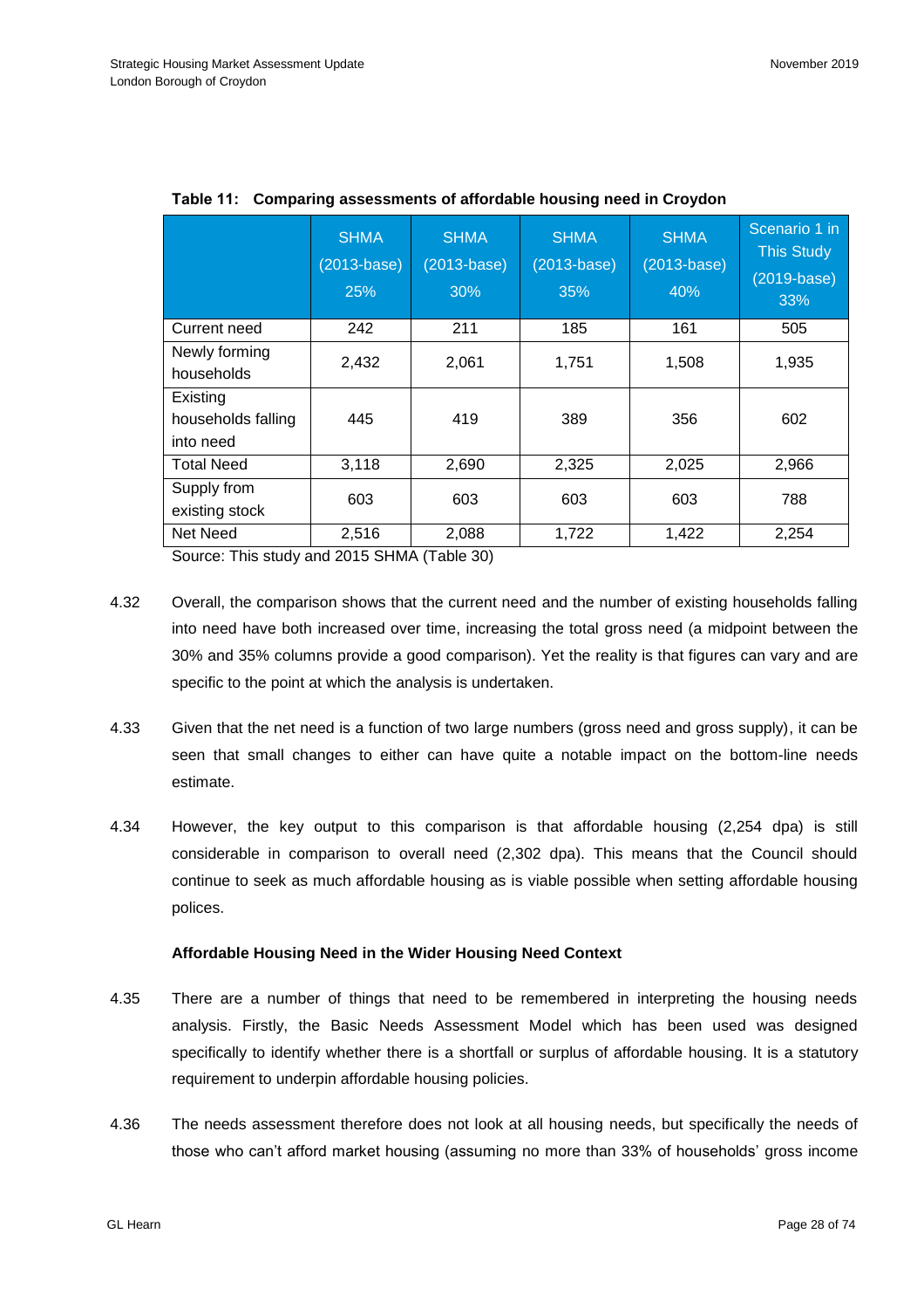**Table 11: Comparing assessments of affordable housing need in Croydon**

| | SHMA (2013-base) 25% | SHMA (2013-base) 30% | SHMA (2013-base) 35% | SHMA (2013-base) 40% | Scenario 1 in This Study (2019-base) 33% |
|---|---|---|---|---|---|
| Current need | 242 | 211 | 185 | 161 | 505 |
| Newly forming households | 2,432 | 2,061 | 1,751 | 1,508 | 1,935 |
| Existing households falling into need | 445 | 419 | 389 | 356 | 602 |
| Total Need | 3,118 | 2,690 | 2,325 | 2,025 | 2,966 |
| Supply from existing stock | 603 | 603 | 603 | 603 | 788 |
| Net Need | 2,516 | 2,088 | 1,722 | 1,422 | 2,254 |

Source: This study and 2015 SHMA (Table 30)

4.32 Overall, the comparison shows that the current need and the number of existing households falling into need have both increased over time, increasing the total gross need (a midpoint between the 30% and 35% columns provide a good comparison). Yet the reality is that figures can vary and are specific to the point at which the analysis is undertaken.

4.33 Given that the net need is a function of two large numbers (gross need and gross supply), it can be seen that small changes to either can have quite a notable impact on the bottom-line needs estimate.

4.34 However, the key output to this comparison is that affordable housing (2,254 dpa) is still considerable in comparison to overall need (2,302 dpa). This means that the Council should continue to seek as much affordable housing as is viable possible when setting affordable housing polices.

**Affordable Housing Need in the Wider Housing Need Context**

4.35 There are a number of things that need to be remembered in interpreting the housing needs analysis. Firstly, the Basic Needs Assessment Model which has been used was designed specifically to identify whether there is a shortfall or surplus of affordable housing. It is a statutory requirement to underpin affordable housing policies.

4.36 The needs assessment therefore does not look at all housing needs, but specifically the needs of those who can't afford market housing (assuming no more than 33% of households' gross income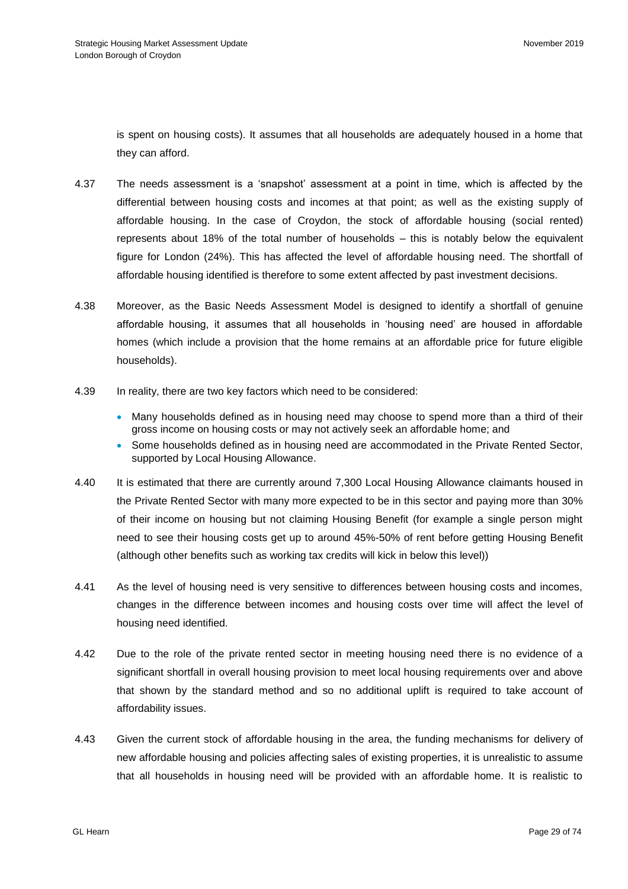is spent on housing costs). It assumes that all households are adequately housed in a home that they can afford.

4.37 The needs assessment is a 'snapshot' assessment at a point in time, which is affected by the differential between housing costs and incomes at that point; as well as the existing supply of affordable housing. In the case of Croydon, the stock of affordable housing (social rented) represents about 18% of the total number of households – this is notably below the equivalent figure for London (24%). This has affected the level of affordable housing need. The shortfall of affordable housing identified is therefore to some extent affected by past investment decisions.

4.38 Moreover, as the Basic Needs Assessment Model is designed to identify a shortfall of genuine affordable housing, it assumes that all households in 'housing need' are housed in affordable homes (which include a provision that the home remains at an affordable price for future eligible households).

4.39 In reality, there are two key factors which need to be considered:

- Many households defined as in housing need may choose to spend more than a third of their gross income on housing costs or may not actively seek an affordable home; and
- Some households defined as in housing need are accommodated in the Private Rented Sector, supported by Local Housing Allowance.

4.40 It is estimated that there are currently around 7,300 Local Housing Allowance claimants housed in the Private Rented Sector with many more expected to be in this sector and paying more than 30% of their income on housing but not claiming Housing Benefit (for example a single person might need to see their housing costs get up to around 45%-50% of rent before getting Housing Benefit (although other benefits such as working tax credits will kick in below this level))

4.41 As the level of housing need is very sensitive to differences between housing costs and incomes, changes in the difference between incomes and housing costs over time will affect the level of housing need identified.

4.42 Due to the role of the private rented sector in meeting housing need there is no evidence of a significant shortfall in overall housing provision to meet local housing requirements over and above that shown by the standard method and so no additional uplift is required to take account of affordability issues.

4.43 Given the current stock of affordable housing in the area, the funding mechanisms for delivery of new affordable housing and policies affecting sales of existing properties, it is unrealistic to assume that all households in housing need will be provided with an affordable home. It is realistic to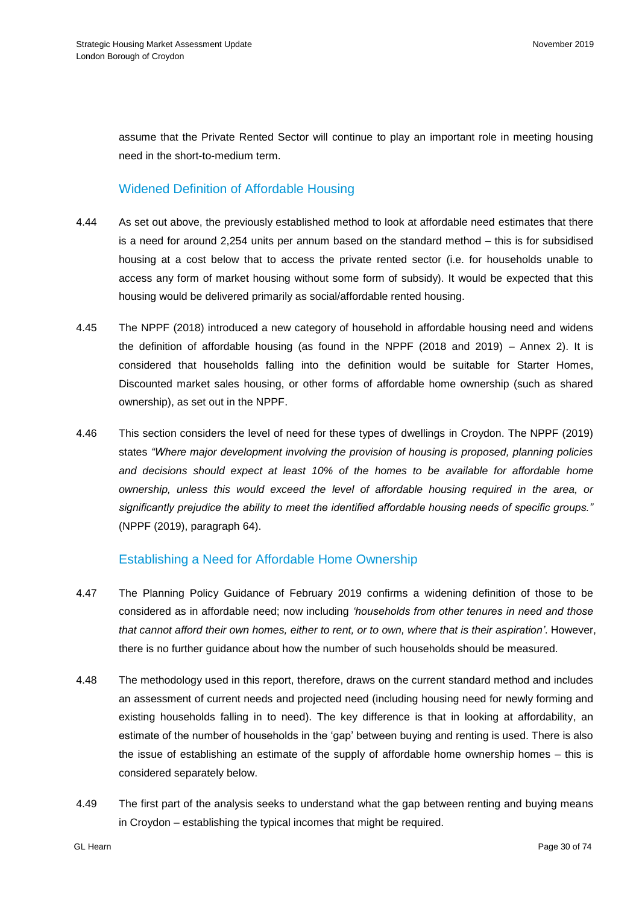assume that the Private Rented Sector will continue to play an important role in meeting housing need in the short-to-medium term.

### Widened Definition of Affordable Housing

4.44 As set out above, the previously established method to look at affordable need estimates that there is a need for around 2,254 units per annum based on the standard method – this is for subsidised housing at a cost below that to access the private rented sector (i.e. for households unable to access any form of market housing without some form of subsidy). It would be expected that this housing would be delivered primarily as social/affordable rented housing.

4.45 The NPPF (2018) introduced a new category of household in affordable housing need and widens the definition of affordable housing (as found in the NPPF (2018 and 2019) – Annex 2). It is considered that households falling into the definition would be suitable for Starter Homes, Discounted market sales housing, or other forms of affordable home ownership (such as shared ownership), as set out in the NPPF.

4.46 This section considers the level of need for these types of dwellings in Croydon. The NPPF (2019) states *"Where major development involving the provision of housing is proposed, planning policies and decisions should expect at least 10% of the homes to be available for affordable home ownership, unless this would exceed the level of affordable housing required in the area, or significantly prejudice the ability to meet the identified affordable housing needs of specific groups."* (NPPF (2019), paragraph 64).

### Establishing a Need for Affordable Home Ownership

4.47 The Planning Policy Guidance of February 2019 confirms a widening definition of those to be considered as in affordable need; now including *'households from other tenures in need and those that cannot afford their own homes, either to rent, or to own, where that is their aspiration'*. However, there is no further guidance about how the number of such households should be measured.

4.48 The methodology used in this report, therefore, draws on the current standard method and includes an assessment of current needs and projected need (including housing need for newly forming and existing households falling in to need). The key difference is that in looking at affordability, an estimate of the number of households in the 'gap' between buying and renting is used. There is also the issue of establishing an estimate of the supply of affordable home ownership homes – this is considered separately below.

4.49 The first part of the analysis seeks to understand what the gap between renting and buying means in Croydon – establishing the typical incomes that might be required.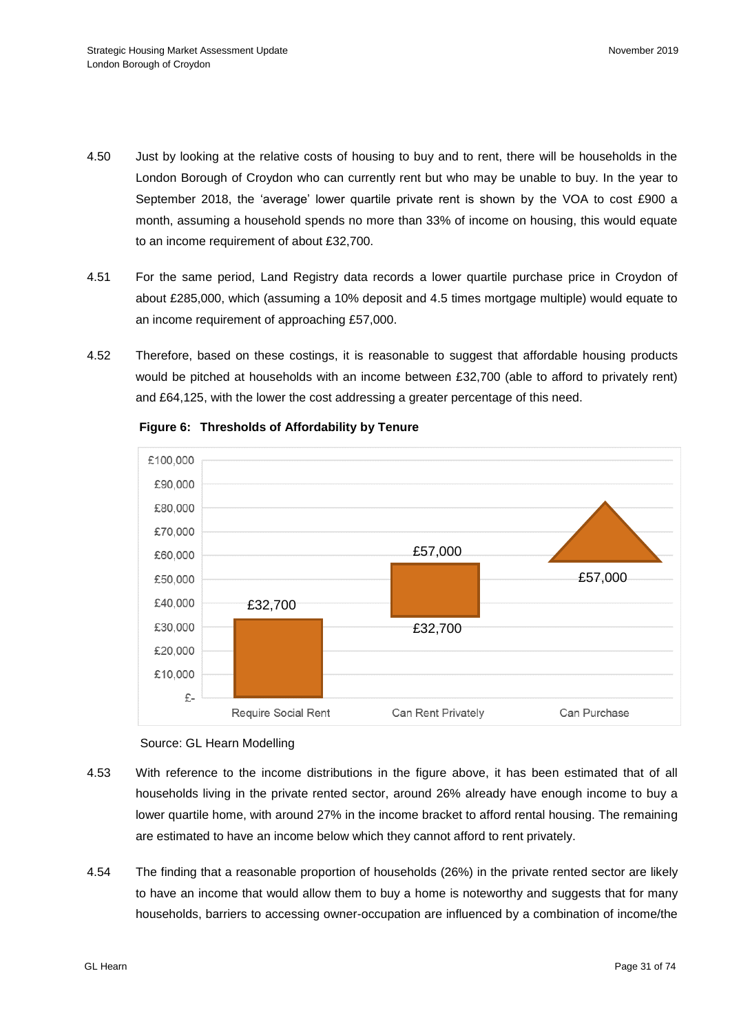4.50 Just by looking at the relative costs of housing to buy and to rent, there will be households in the London Borough of Croydon who can currently rent but who may be unable to buy. In the year to September 2018, the 'average' lower quartile private rent is shown by the VOA to cost £900 a month, assuming a household spends no more than 33% of income on housing, this would equate to an income requirement of about £32,700.

4.51 For the same period, Land Registry data records a lower quartile purchase price in Croydon of about £285,000, which (assuming a 10% deposit and 4.5 times mortgage multiple) would equate to an income requirement of approaching £57,000.

4.52 Therefore, based on these costings, it is reasonable to suggest that affordable housing products would be pitched at households with an income between £32,700 (able to afford to privately rent) and £64,125, with the lower the cost addressing a greater percentage of this need.

**Figure 6: Thresholds of Affordability by Tenure**

| Tenure | Lower threshold | Upper threshold |
|---|---|---|
| Require Social Rent | £- | £32,700 |
| Can Rent Privately | £32,700 | £57,000 |
| Can Purchase | £57,000 | |

Source: GL Hearn Modelling

4.53 With reference to the income distributions in the figure above, it has been estimated that of all households living in the private rented sector, around 26% already have enough income to buy a lower quartile home, with around 27% in the income bracket to afford rental housing. The remaining are estimated to have an income below which they cannot afford to rent privately.

4.54 The finding that a reasonable proportion of households (26%) in the private rented sector are likely to have an income that would allow them to buy a home is noteworthy and suggests that for many households, barriers to accessing owner-occupation are influenced by a combination of income/the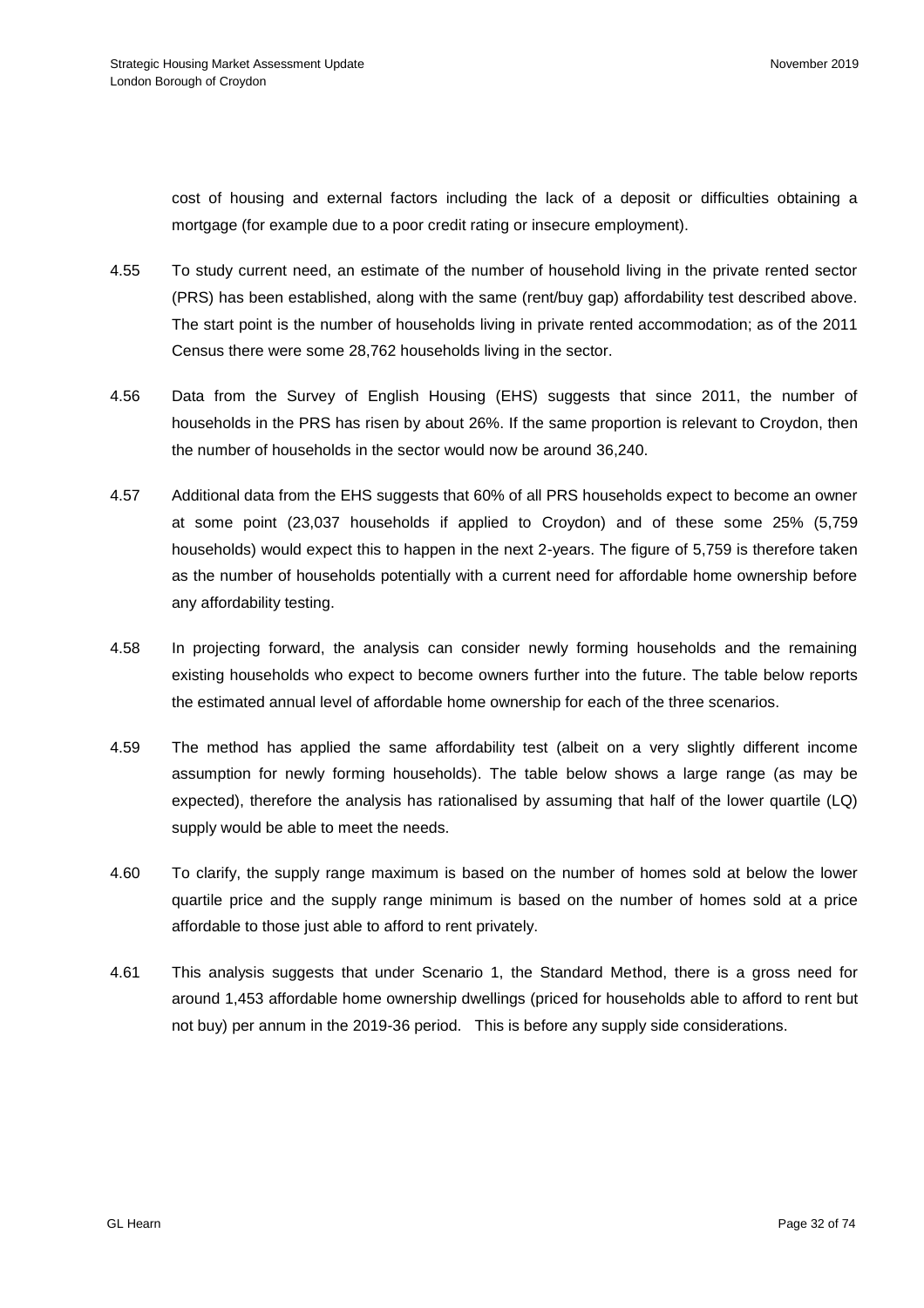cost of housing and external factors including the lack of a deposit or difficulties obtaining a mortgage (for example due to a poor credit rating or insecure employment).

4.55 To study current need, an estimate of the number of household living in the private rented sector (PRS) has been established, along with the same (rent/buy gap) affordability test described above. The start point is the number of households living in private rented accommodation; as of the 2011 Census there were some 28,762 households living in the sector.

4.56 Data from the Survey of English Housing (EHS) suggests that since 2011, the number of households in the PRS has risen by about 26%. If the same proportion is relevant to Croydon, then the number of households in the sector would now be around 36,240.

4.57 Additional data from the EHS suggests that 60% of all PRS households expect to become an owner at some point (23,037 households if applied to Croydon) and of these some 25% (5,759 households) would expect this to happen in the next 2-years. The figure of 5,759 is therefore taken as the number of households potentially with a current need for affordable home ownership before any affordability testing.

4.58 In projecting forward, the analysis can consider newly forming households and the remaining existing households who expect to become owners further into the future. The table below reports the estimated annual level of affordable home ownership for each of the three scenarios.

4.59 The method has applied the same affordability test (albeit on a very slightly different income assumption for newly forming households). The table below shows a large range (as may be expected), therefore the analysis has rationalised by assuming that half of the lower quartile (LQ) supply would be able to meet the needs.

4.60 To clarify, the supply range maximum is based on the number of homes sold at below the lower quartile price and the supply range minimum is based on the number of homes sold at a price affordable to those just able to afford to rent privately.

4.61 This analysis suggests that under Scenario 1, the Standard Method, there is a gross need for around 1,453 affordable home ownership dwellings (priced for households able to afford to rent but not buy) per annum in the 2019-36 period. This is before any supply side considerations.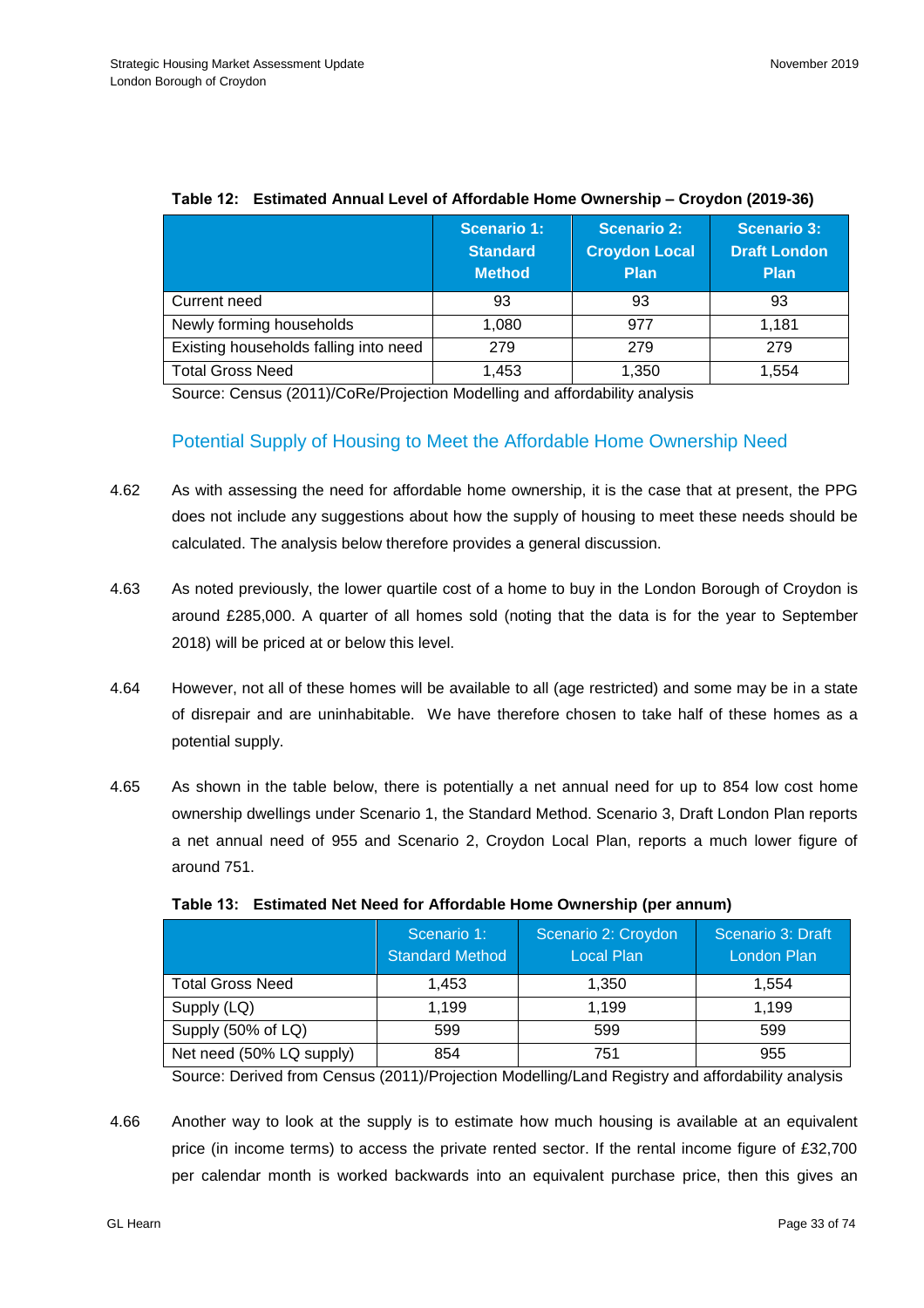**Table 12: Estimated Annual Level of Affordable Home Ownership – Croydon (2019-36)**

| | Scenario 1: Standard Method | Scenario 2: Croydon Local Plan | Scenario 3: Draft London Plan |
|---|---|---|---|
| Current need | 93 | 93 | 93 |
| Newly forming households | 1,080 | 977 | 1,181 |
| Existing households falling into need | 279 | 279 | 279 |
| Total Gross Need | 1,453 | 1,350 | 1,554 |

Source: Census (2011)/CoRe/Projection Modelling and affordability analysis

## Potential Supply of Housing to Meet the Affordable Home Ownership Need

4.62 As with assessing the need for affordable home ownership, it is the case that at present, the PPG does not include any suggestions about how the supply of housing to meet these needs should be calculated. The analysis below therefore provides a general discussion.

4.63 As noted previously, the lower quartile cost of a home to buy in the London Borough of Croydon is around £285,000. A quarter of all homes sold (noting that the data is for the year to September 2018) will be priced at or below this level.

4.64 However, not all of these homes will be available to all (age restricted) and some may be in a state of disrepair and are uninhabitable. We have therefore chosen to take half of these homes as a potential supply.

4.65 As shown in the table below, there is potentially a net annual need for up to 854 low cost home ownership dwellings under Scenario 1, the Standard Method. Scenario 3, Draft London Plan reports a net annual need of 955 and Scenario 2, Croydon Local Plan, reports a much lower figure of around 751.

**Table 13: Estimated Net Need for Affordable Home Ownership (per annum)**

| | Scenario 1: Standard Method | Scenario 2: Croydon Local Plan | Scenario 3: Draft London Plan |
|---|---|---|---|
| Total Gross Need | 1,453 | 1,350 | 1,554 |
| Supply (LQ) | 1,199 | 1,199 | 1,199 |
| Supply (50% of LQ) | 599 | 599 | 599 |
| Net need (50% LQ supply) | 854 | 751 | 955 |

Source: Derived from Census (2011)/Projection Modelling/Land Registry and affordability analysis

4.66 Another way to look at the supply is to estimate how much housing is available at an equivalent price (in income terms) to access the private rented sector. If the rental income figure of £32,700 per calendar month is worked backwards into an equivalent purchase price, then this gives an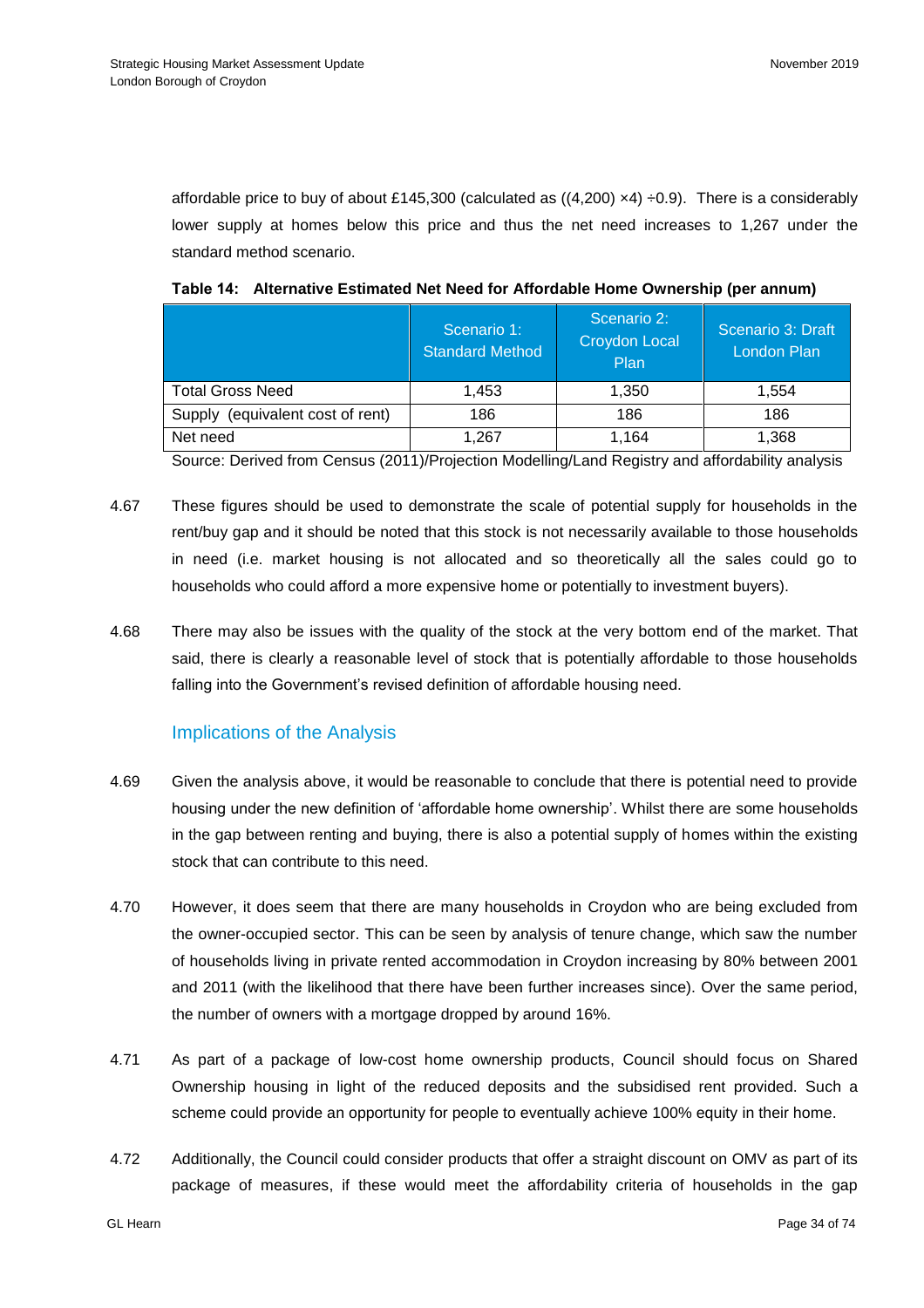affordable price to buy of about £145,300 (calculated as ((4,200) ×4) ÷0.9). There is a considerably lower supply at homes below this price and thus the net need increases to 1,267 under the standard method scenario.

**Table 14: Alternative Estimated Net Need for Affordable Home Ownership (per annum)**

| | Scenario 1: Standard Method | Scenario 2: Croydon Local Plan | Scenario 3: Draft London Plan |
|---|---|---|---|
| Total Gross Need | 1,453 | 1,350 | 1,554 |
| Supply (equivalent cost of rent) | 186 | 186 | 186 |
| Net need | 1,267 | 1,164 | 1,368 |

Source: Derived from Census (2011)/Projection Modelling/Land Registry and affordability analysis

4.67 These figures should be used to demonstrate the scale of potential supply for households in the rent/buy gap and it should be noted that this stock is not necessarily available to those households in need (i.e. market housing is not allocated and so theoretically all the sales could go to households who could afford a more expensive home or potentially to investment buyers).

4.68 There may also be issues with the quality of the stock at the very bottom end of the market. That said, there is clearly a reasonable level of stock that is potentially affordable to those households falling into the Government's revised definition of affordable housing need.

### Implications of the Analysis

4.69 Given the analysis above, it would be reasonable to conclude that there is potential need to provide housing under the new definition of 'affordable home ownership'. Whilst there are some households in the gap between renting and buying, there is also a potential supply of homes within the existing stock that can contribute to this need.

4.70 However, it does seem that there are many households in Croydon who are being excluded from the owner-occupied sector. This can be seen by analysis of tenure change, which saw the number of households living in private rented accommodation in Croydon increasing by 80% between 2001 and 2011 (with the likelihood that there have been further increases since). Over the same period, the number of owners with a mortgage dropped by around 16%.

4.71 As part of a package of low-cost home ownership products, Council should focus on Shared Ownership housing in light of the reduced deposits and the subsidised rent provided. Such a scheme could provide an opportunity for people to eventually achieve 100% equity in their home.

4.72 Additionally, the Council could consider products that offer a straight discount on OMV as part of its package of measures, if these would meet the affordability criteria of households in the gap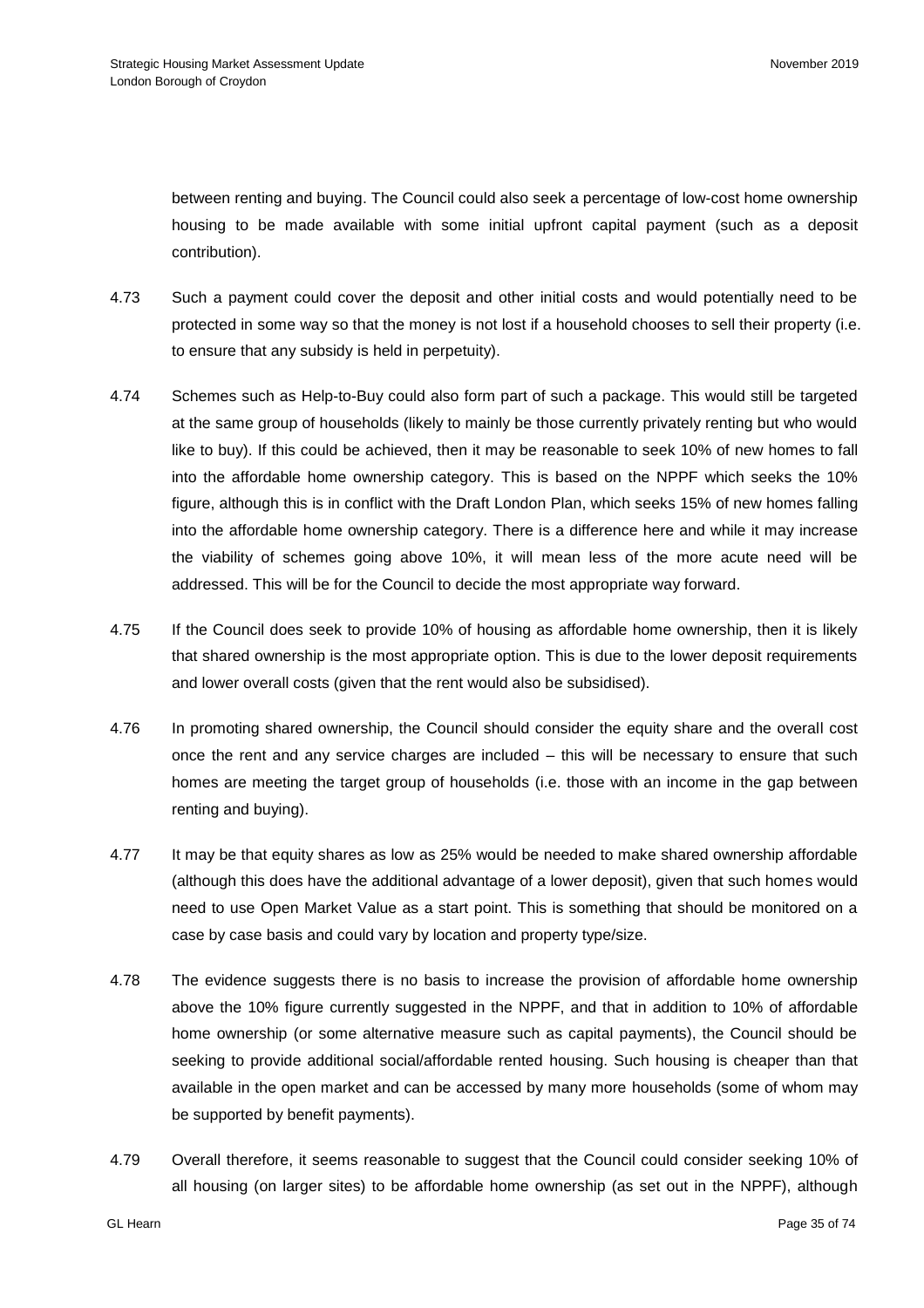between renting and buying. The Council could also seek a percentage of low-cost home ownership housing to be made available with some initial upfront capital payment (such as a deposit contribution).

4.73 Such a payment could cover the deposit and other initial costs and would potentially need to be protected in some way so that the money is not lost if a household chooses to sell their property (i.e. to ensure that any subsidy is held in perpetuity).

4.74 Schemes such as Help-to-Buy could also form part of such a package. This would still be targeted at the same group of households (likely to mainly be those currently privately renting but who would like to buy). If this could be achieved, then it may be reasonable to seek 10% of new homes to fall into the affordable home ownership category. This is based on the NPPF which seeks the 10% figure, although this is in conflict with the Draft London Plan, which seeks 15% of new homes falling into the affordable home ownership category. There is a difference here and while it may increase the viability of schemes going above 10%, it will mean less of the more acute need will be addressed. This will be for the Council to decide the most appropriate way forward.

4.75 If the Council does seek to provide 10% of housing as affordable home ownership, then it is likely that shared ownership is the most appropriate option. This is due to the lower deposit requirements and lower overall costs (given that the rent would also be subsidised).

4.76 In promoting shared ownership, the Council should consider the equity share and the overall cost once the rent and any service charges are included – this will be necessary to ensure that such homes are meeting the target group of households (i.e. those with an income in the gap between renting and buying).

4.77 It may be that equity shares as low as 25% would be needed to make shared ownership affordable (although this does have the additional advantage of a lower deposit), given that such homes would need to use Open Market Value as a start point. This is something that should be monitored on a case by case basis and could vary by location and property type/size.

4.78 The evidence suggests there is no basis to increase the provision of affordable home ownership above the 10% figure currently suggested in the NPPF, and that in addition to 10% of affordable home ownership (or some alternative measure such as capital payments), the Council should be seeking to provide additional social/affordable rented housing. Such housing is cheaper than that available in the open market and can be accessed by many more households (some of whom may be supported by benefit payments).

4.79 Overall therefore, it seems reasonable to suggest that the Council could consider seeking 10% of all housing (on larger sites) to be affordable home ownership (as set out in the NPPF), although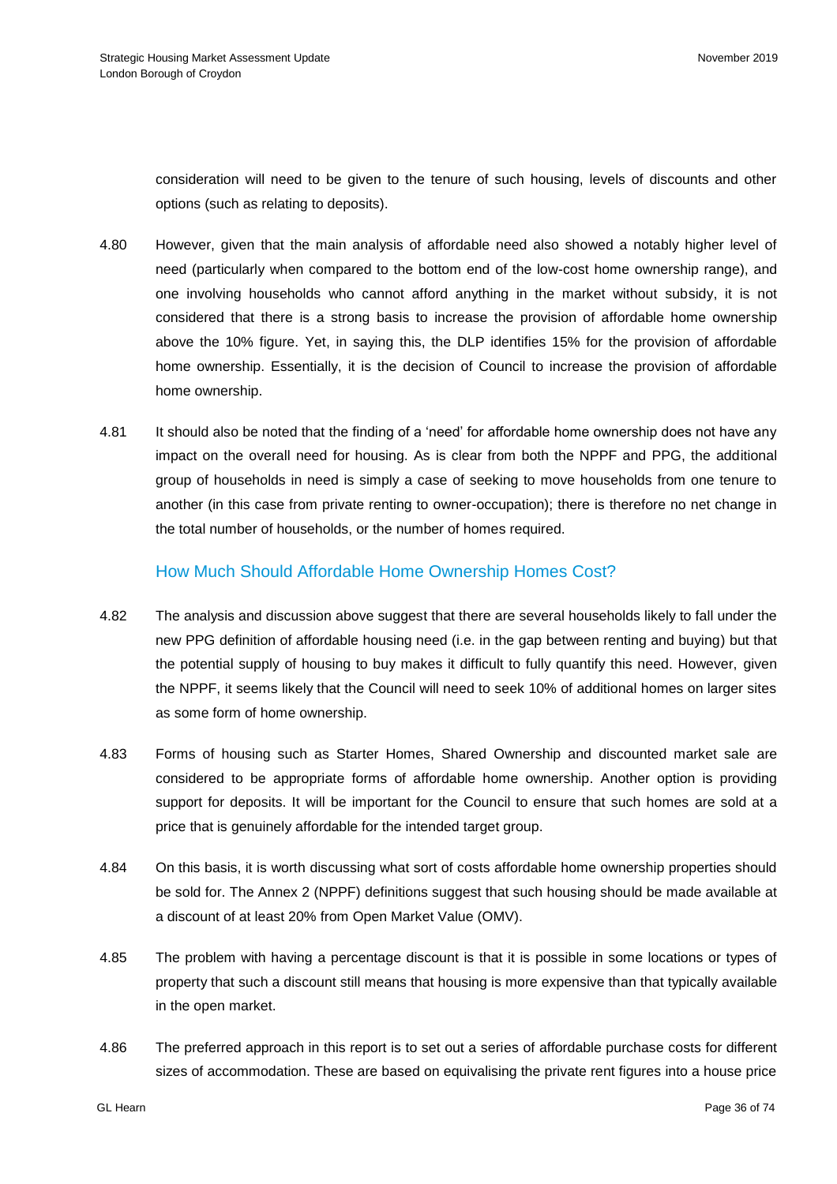consideration will need to be given to the tenure of such housing, levels of discounts and other options (such as relating to deposits).

4.80 However, given that the main analysis of affordable need also showed a notably higher level of need (particularly when compared to the bottom end of the low-cost home ownership range), and one involving households who cannot afford anything in the market without subsidy, it is not considered that there is a strong basis to increase the provision of affordable home ownership above the 10% figure. Yet, in saying this, the DLP identifies 15% for the provision of affordable home ownership. Essentially, it is the decision of Council to increase the provision of affordable home ownership.

4.81 It should also be noted that the finding of a 'need' for affordable home ownership does not have any impact on the overall need for housing. As is clear from both the NPPF and PPG, the additional group of households in need is simply a case of seeking to move households from one tenure to another (in this case from private renting to owner-occupation); there is therefore no net change in the total number of households, or the number of homes required.

## How Much Should Affordable Home Ownership Homes Cost?

4.82 The analysis and discussion above suggest that there are several households likely to fall under the new PPG definition of affordable housing need (i.e. in the gap between renting and buying) but that the potential supply of housing to buy makes it difficult to fully quantify this need. However, given the NPPF, it seems likely that the Council will need to seek 10% of additional homes on larger sites as some form of home ownership.

4.83 Forms of housing such as Starter Homes, Shared Ownership and discounted market sale are considered to be appropriate forms of affordable home ownership. Another option is providing support for deposits. It will be important for the Council to ensure that such homes are sold at a price that is genuinely affordable for the intended target group.

4.84 On this basis, it is worth discussing what sort of costs affordable home ownership properties should be sold for. The Annex 2 (NPPF) definitions suggest that such housing should be made available at a discount of at least 20% from Open Market Value (OMV).

4.85 The problem with having a percentage discount is that it is possible in some locations or types of property that such a discount still means that housing is more expensive than that typically available in the open market.

4.86 The preferred approach in this report is to set out a series of affordable purchase costs for different sizes of accommodation. These are based on equivalising the private rent figures into a house price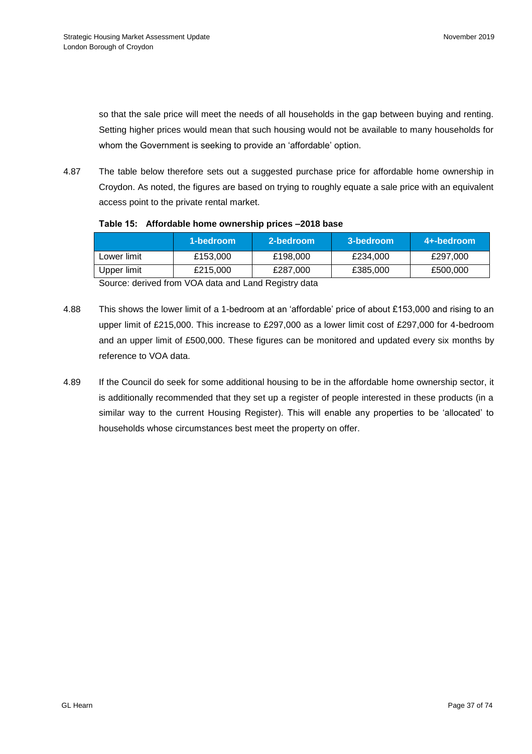so that the sale price will meet the needs of all households in the gap between buying and renting. Setting higher prices would mean that such housing would not be available to many households for whom the Government is seeking to provide an 'affordable' option.

4.87 The table below therefore sets out a suggested purchase price for affordable home ownership in Croydon. As noted, the figures are based on trying to roughly equate a sale price with an equivalent access point to the private rental market.

**Table 15: Affordable home ownership prices –2018 base**

| | 1-bedroom | 2-bedroom | 3-bedroom | 4+-bedroom |
|---|---|---|---|---|
| Lower limit | £153,000 | £198,000 | £234,000 | £297,000 |
| Upper limit | £215,000 | £287,000 | £385,000 | £500,000 |

Source: derived from VOA data and Land Registry data

4.88 This shows the lower limit of a 1-bedroom at an 'affordable' price of about £153,000 and rising to an upper limit of £215,000. This increase to £297,000 as a lower limit cost of £297,000 for 4-bedroom and an upper limit of £500,000. These figures can be monitored and updated every six months by reference to VOA data.

4.89 If the Council do seek for some additional housing to be in the affordable home ownership sector, it is additionally recommended that they set up a register of people interested in these products (in a similar way to the current Housing Register). This will enable any properties to be 'allocated' to households whose circumstances best meet the property on offer.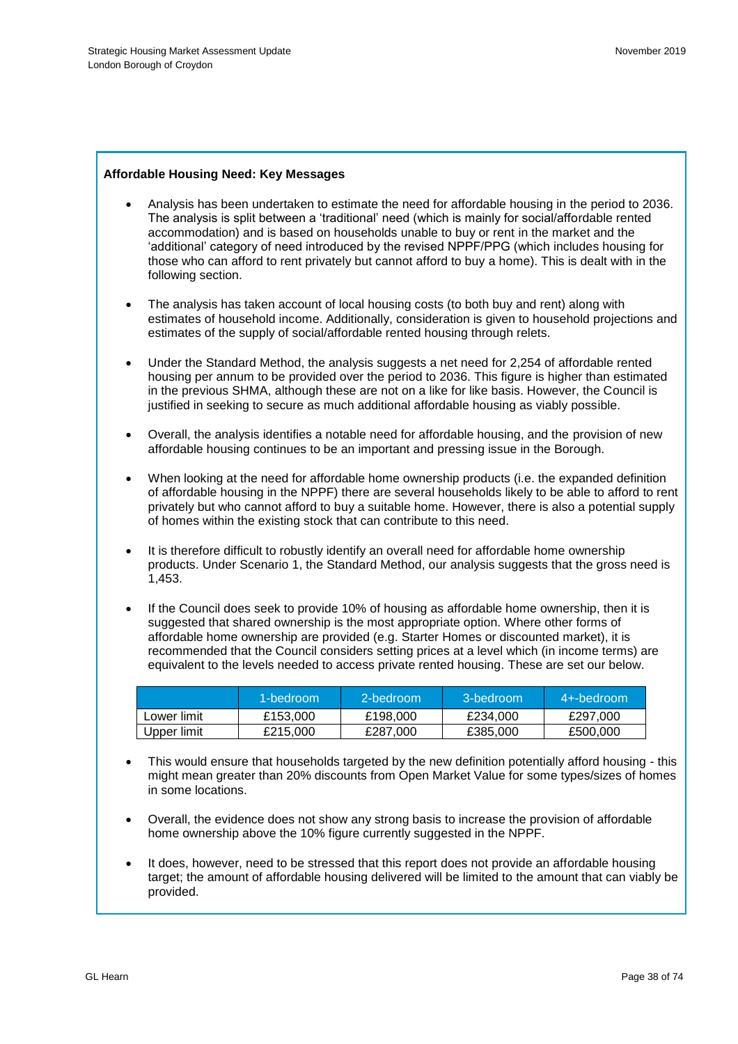**Affordable Housing Need: Key Messages**

- Analysis has been undertaken to estimate the need for affordable housing in the period to 2036. The analysis is split between a 'traditional' need (which is mainly for social/affordable rented accommodation) and is based on households unable to buy or rent in the market and the 'additional' category of need introduced by the revised NPPF/PPG (which includes housing for those who can afford to rent privately but cannot afford to buy a home). This is dealt with in the following section.

- The analysis has taken account of local housing costs (to both buy and rent) along with estimates of household income. Additionally, consideration is given to household projections and estimates of the supply of social/affordable rented housing through relets.

- Under the Standard Method, the analysis suggests a net need for 2,254 of affordable rented housing per annum to be provided over the period to 2036. This figure is higher than estimated in the previous SHMA, although these are not on a like for like basis. However, the Council is justified in seeking to secure as much additional affordable housing as viably possible.

- Overall, the analysis identifies a notable need for affordable housing, and the provision of new affordable housing continues to be an important and pressing issue in the Borough.

- When looking at the need for affordable home ownership products (i.e. the expanded definition of affordable housing in the NPPF) there are several households likely to be able to afford to rent privately but who cannot afford to buy a suitable home. However, there is also a potential supply of homes within the existing stock that can contribute to this need.

- It is therefore difficult to robustly identify an overall need for affordable home ownership products. Under Scenario 1, the Standard Method, our analysis suggests that the gross need is 1,453.

- If the Council does seek to provide 10% of housing as affordable home ownership, then it is suggested that shared ownership is the most appropriate option. Where other forms of affordable home ownership are provided (e.g. Starter Homes or discounted market), it is recommended that the Council considers setting prices at a level which (in income terms) are equivalent to the levels needed to access private rented housing. These are set our below.

| | 1-bedroom | 2-bedroom | 3-bedroom | 4+-bedroom |
|---|---|---|---|---|
| Lower limit | £153,000 | £198,000 | £234,000 | £297,000 |
| Upper limit | £215,000 | £287,000 | £385,000 | £500,000 |

- This would ensure that households targeted by the new definition potentially afford housing - this might mean greater than 20% discounts from Open Market Value for some types/sizes of homes in some locations.

- Overall, the evidence does not show any strong basis to increase the provision of affordable home ownership above the 10% figure currently suggested in the NPPF.

- It does, however, need to be stressed that this report does not provide an affordable housing target; the amount of affordable housing delivered will be limited to the amount that can viably be provided.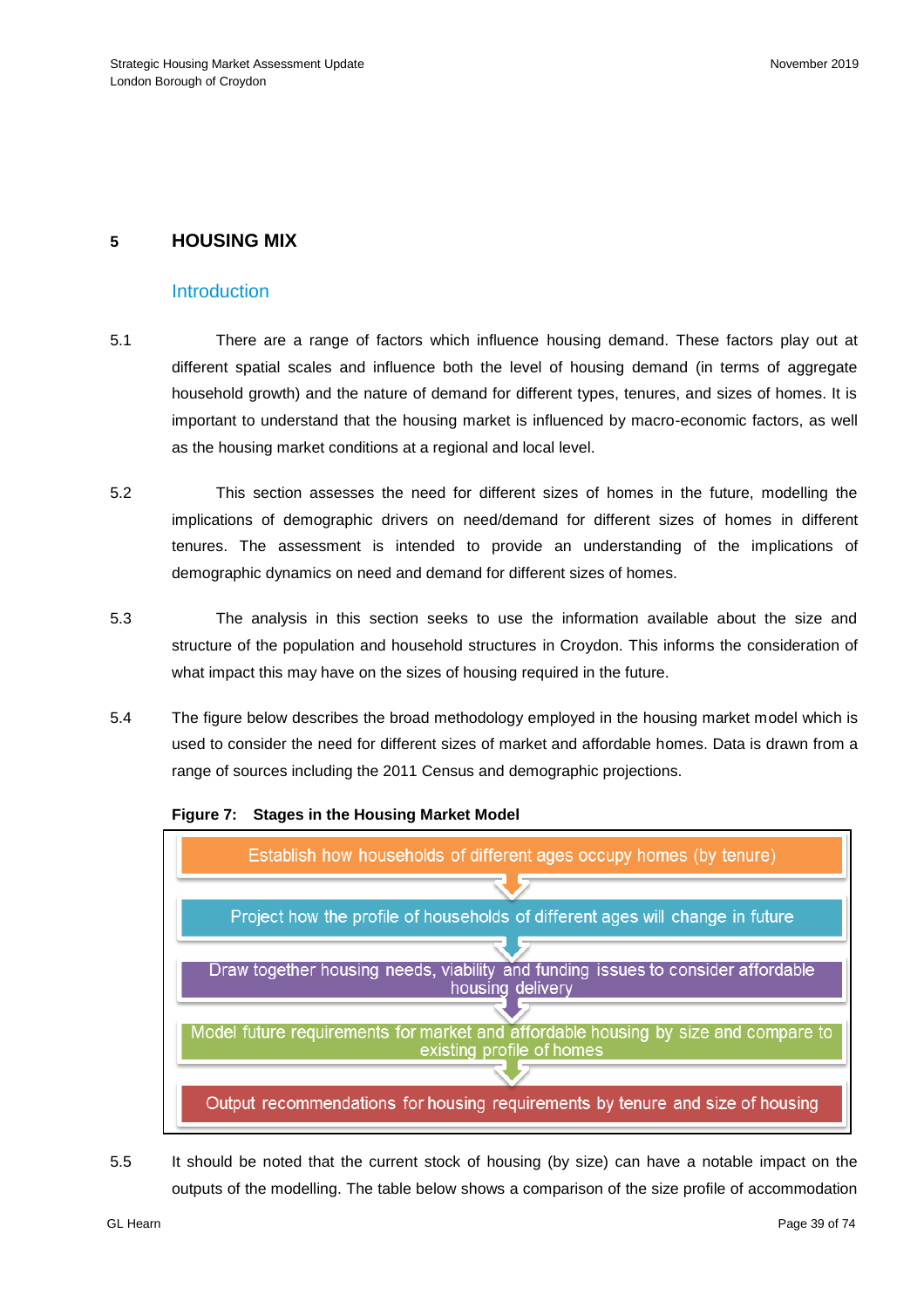## 5 HOUSING MIX

### Introduction

5.1 There are a range of factors which influence housing demand. These factors play out at different spatial scales and influence both the level of housing demand (in terms of aggregate household growth) and the nature of demand for different types, tenures, and sizes of homes. It is important to understand that the housing market is influenced by macro-economic factors, as well as the housing market conditions at a regional and local level.

5.2 This section assesses the need for different sizes of homes in the future, modelling the implications of demographic drivers on need/demand for different sizes of homes in different tenures. The assessment is intended to provide an understanding of the implications of demographic dynamics on need and demand for different sizes of homes.

5.3 The analysis in this section seeks to use the information available about the size and structure of the population and household structures in Croydon. This informs the consideration of what impact this may have on the sizes of housing required in the future.

5.4 The figure below describes the broad methodology employed in the housing market model which is used to consider the need for different sizes of market and affordable homes. Data is drawn from a range of sources including the 2011 Census and demographic projections.

**Figure 7: Stages in the Housing Market Model**

1. Establish how households of different ages occupy homes (by tenure)
2. Project how the profile of households of different ages will change in future
3. Draw together housing needs, viability and funding issues to consider affordable housing delivery
4. Model future requirements for market and affordable housing by size and compare to existing profile of homes
5. Output recommendations for housing requirements by tenure and size of housing

5.5 It should be noted that the current stock of housing (by size) can have a notable impact on the outputs of the modelling. The table below shows a comparison of the size profile of accommodation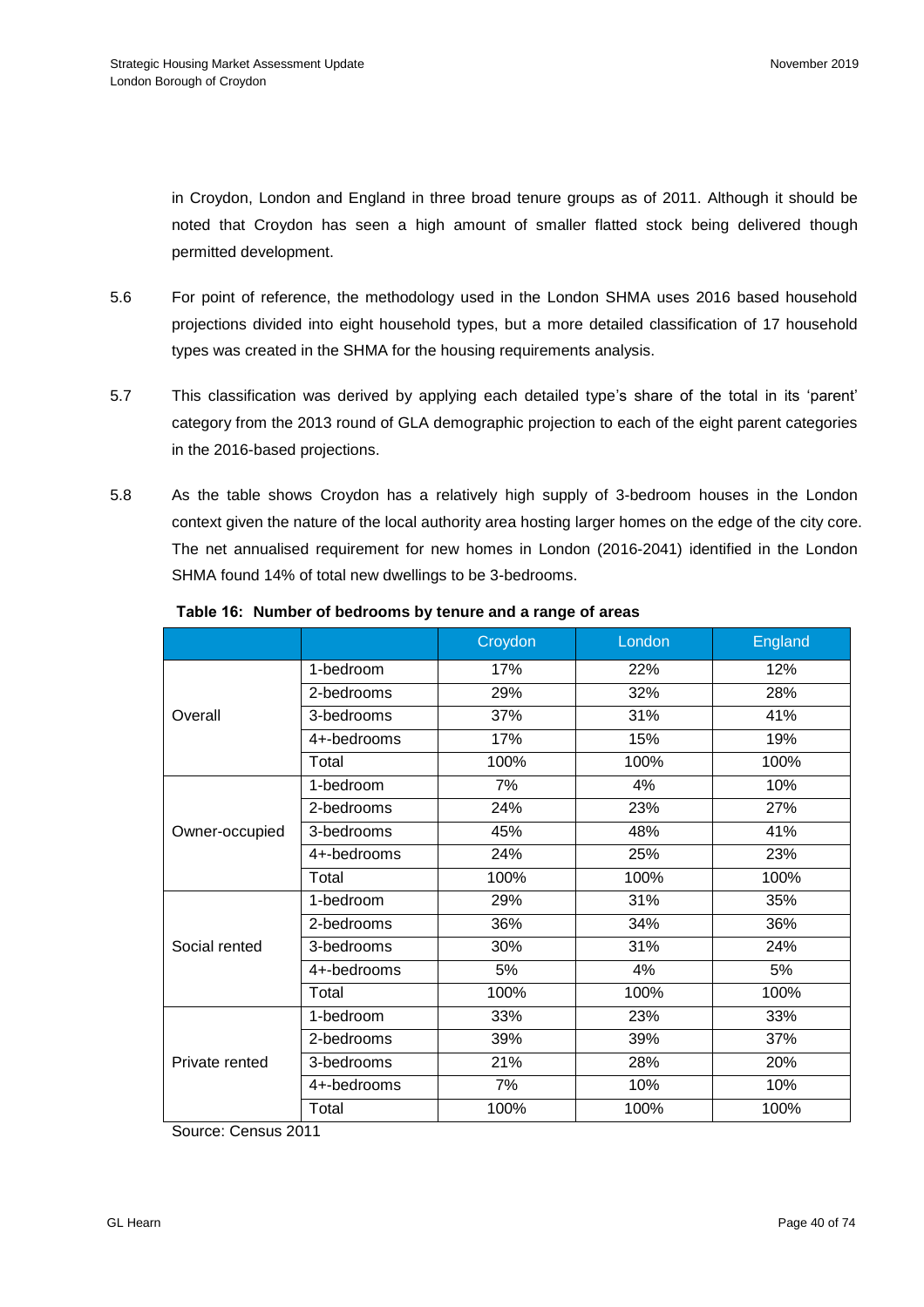in Croydon, London and England in three broad tenure groups as of 2011. Although it should be noted that Croydon has seen a high amount of smaller flatted stock being delivered though permitted development.

5.6 For point of reference, the methodology used in the London SHMA uses 2016 based household projections divided into eight household types, but a more detailed classification of 17 household types was created in the SHMA for the housing requirements analysis.

5.7 This classification was derived by applying each detailed type's share of the total in its 'parent' category from the 2013 round of GLA demographic projection to each of the eight parent categories in the 2016-based projections.

5.8 As the table shows Croydon has a relatively high supply of 3-bedroom houses in the London context given the nature of the local authority area hosting larger homes on the edge of the city core. The net annualised requirement for new homes in London (2016-2041) identified in the London SHMA found 14% of total new dwellings to be 3-bedrooms.

**Table 16: Number of bedrooms by tenure and a range of areas**

| | | Croydon | London | England |
|---|---|---|---|---|
| Overall | 1-bedroom | 17% | 22% | 12% |
| | 2-bedrooms | 29% | 32% | 28% |
| | 3-bedrooms | 37% | 31% | 41% |
| | 4+-bedrooms | 17% | 15% | 19% |
| | Total | 100% | 100% | 100% |
| Owner-occupied | 1-bedroom | 7% | 4% | 10% |
| | 2-bedrooms | 24% | 23% | 27% |
| | 3-bedrooms | 45% | 48% | 41% |
| | 4+-bedrooms | 24% | 25% | 23% |
| | Total | 100% | 100% | 100% |
| Social rented | 1-bedroom | 29% | 31% | 35% |
| | 2-bedrooms | 36% | 34% | 36% |
| | 3-bedrooms | 30% | 31% | 24% |
| | 4+-bedrooms | 5% | 4% | 5% |
| | Total | 100% | 100% | 100% |
| Private rented | 1-bedroom | 33% | 23% | 33% |
| | 2-bedrooms | 39% | 39% | 37% |
| | 3-bedrooms | 21% | 28% | 20% |
| | 4+-bedrooms | 7% | 10% | 10% |
| | Total | 100% | 100% | 100% |

Source: Census 2011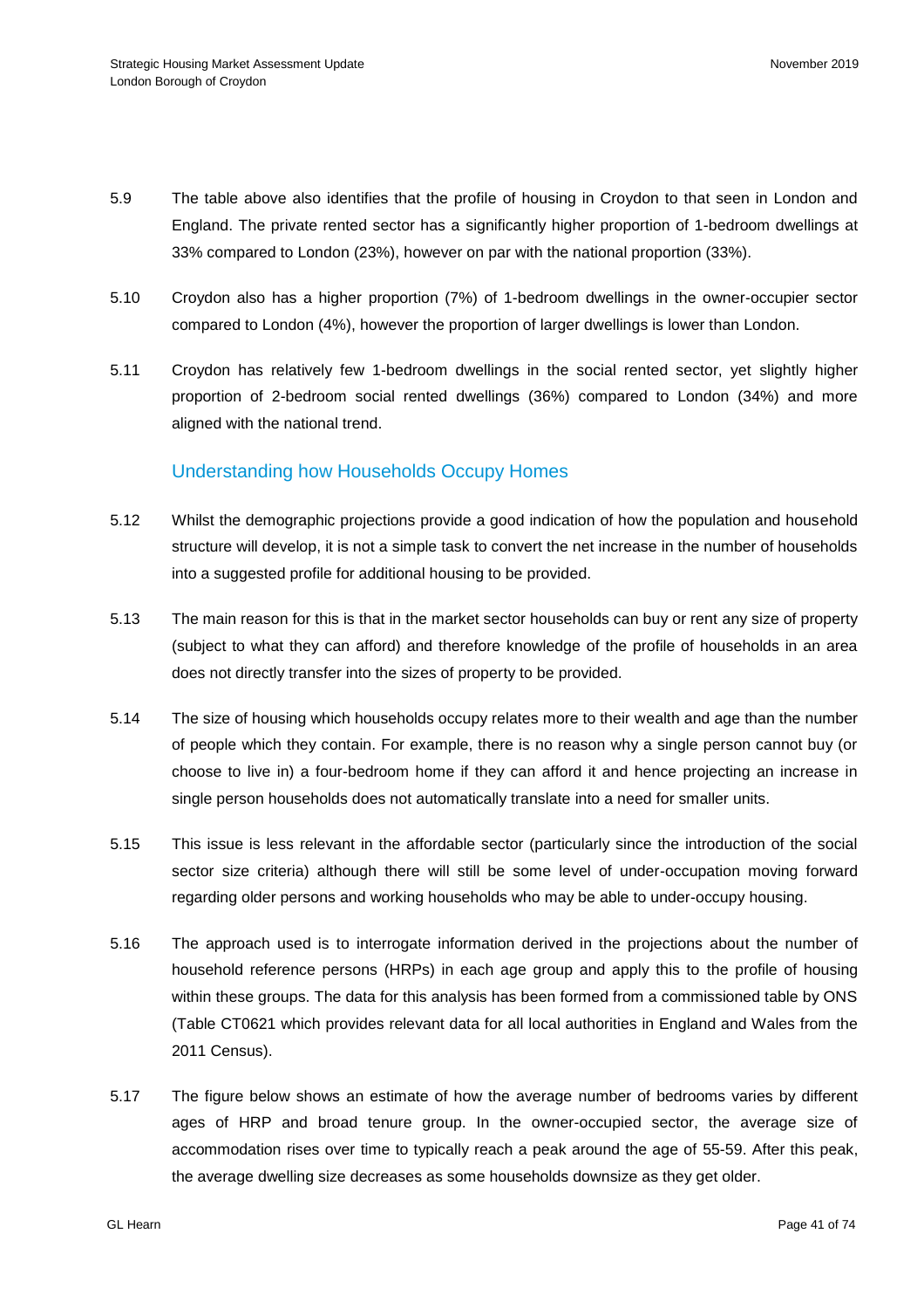5.9 The table above also identifies that the profile of housing in Croydon to that seen in London and England. The private rented sector has a significantly higher proportion of 1-bedroom dwellings at 33% compared to London (23%), however on par with the national proportion (33%).

5.10 Croydon also has a higher proportion (7%) of 1-bedroom dwellings in the owner-occupier sector compared to London (4%), however the proportion of larger dwellings is lower than London.

5.11 Croydon has relatively few 1-bedroom dwellings in the social rented sector, yet slightly higher proportion of 2-bedroom social rented dwellings (36%) compared to London (34%) and more aligned with the national trend.

## Understanding how Households Occupy Homes

5.12 Whilst the demographic projections provide a good indication of how the population and household structure will develop, it is not a simple task to convert the net increase in the number of households into a suggested profile for additional housing to be provided.

5.13 The main reason for this is that in the market sector households can buy or rent any size of property (subject to what they can afford) and therefore knowledge of the profile of households in an area does not directly transfer into the sizes of property to be provided.

5.14 The size of housing which households occupy relates more to their wealth and age than the number of people which they contain. For example, there is no reason why a single person cannot buy (or choose to live in) a four-bedroom home if they can afford it and hence projecting an increase in single person households does not automatically translate into a need for smaller units.

5.15 This issue is less relevant in the affordable sector (particularly since the introduction of the social sector size criteria) although there will still be some level of under-occupation moving forward regarding older persons and working households who may be able to under-occupy housing.

5.16 The approach used is to interrogate information derived in the projections about the number of household reference persons (HRPs) in each age group and apply this to the profile of housing within these groups. The data for this analysis has been formed from a commissioned table by ONS (Table CT0621 which provides relevant data for all local authorities in England and Wales from the 2011 Census).

5.17 The figure below shows an estimate of how the average number of bedrooms varies by different ages of HRP and broad tenure group. In the owner-occupied sector, the average size of accommodation rises over time to typically reach a peak around the age of 55-59. After this peak, the average dwelling size decreases as some households downsize as they get older.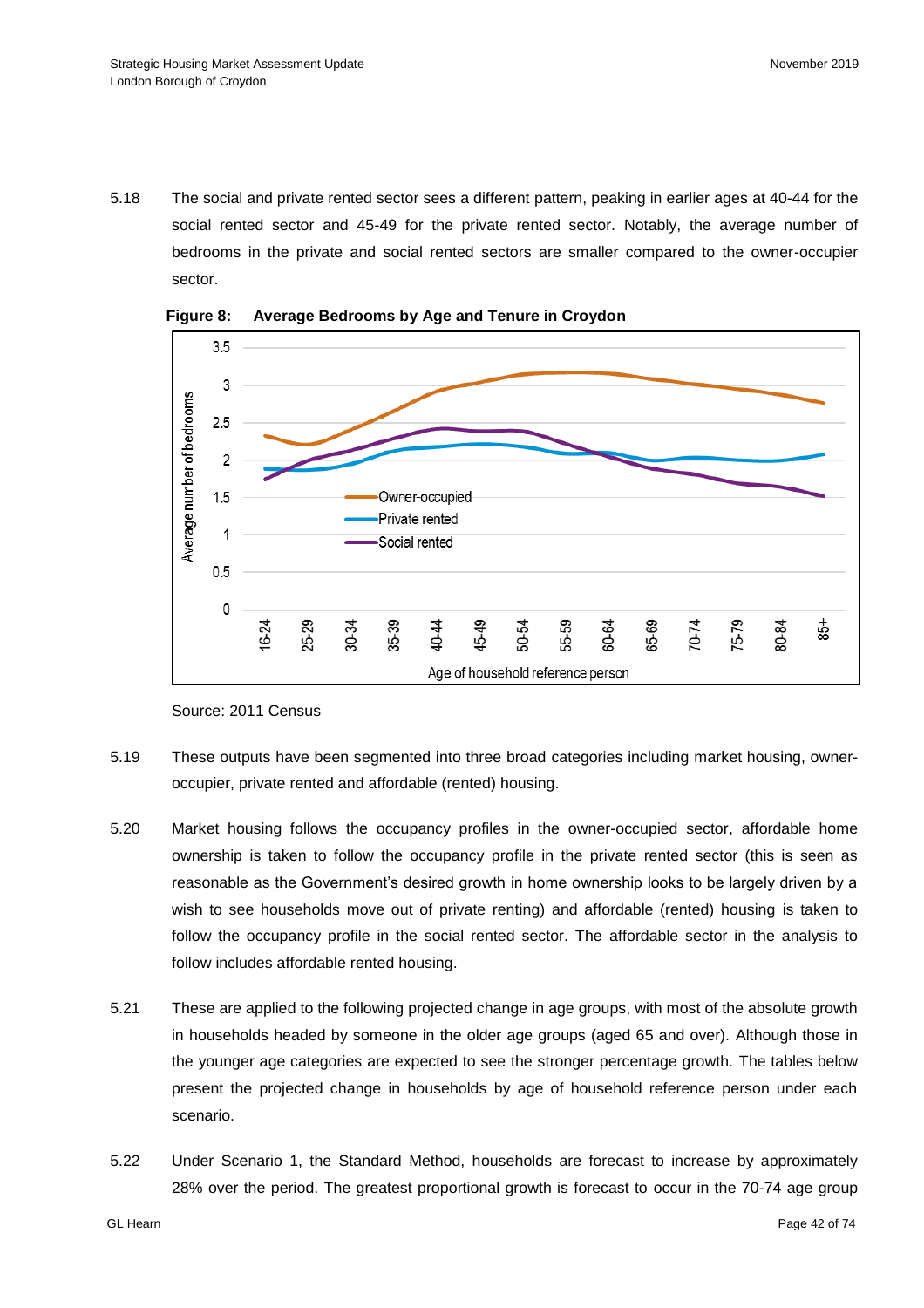5.18 The social and private rented sector sees a different pattern, peaking in earlier ages at 40-44 for the social rented sector and 45-49 for the private rented sector. Notably, the average number of bedrooms in the private and social rented sectors are smaller compared to the owner-occupier sector.

**Figure 8: Average Bedrooms by Age and Tenure in Croydon**

Source: 2011 Census

5.19 These outputs have been segmented into three broad categories including market housing, owner-occupier, private rented and affordable (rented) housing.

5.20 Market housing follows the occupancy profiles in the owner-occupied sector, affordable home ownership is taken to follow the occupancy profile in the private rented sector (this is seen as reasonable as the Government's desired growth in home ownership looks to be largely driven by a wish to see households move out of private renting) and affordable (rented) housing is taken to follow the occupancy profile in the social rented sector. The affordable sector in the analysis to follow includes affordable rented housing.

5.21 These are applied to the following projected change in age groups, with most of the absolute growth in households headed by someone in the older age groups (aged 65 and over). Although those in the younger age categories are expected to see the stronger percentage growth. The tables below present the projected change in households by age of household reference person under each scenario.

5.22 Under Scenario 1, the Standard Method, households are forecast to increase by approximately 28% over the period. The greatest proportional growth is forecast to occur in the 70-74 age group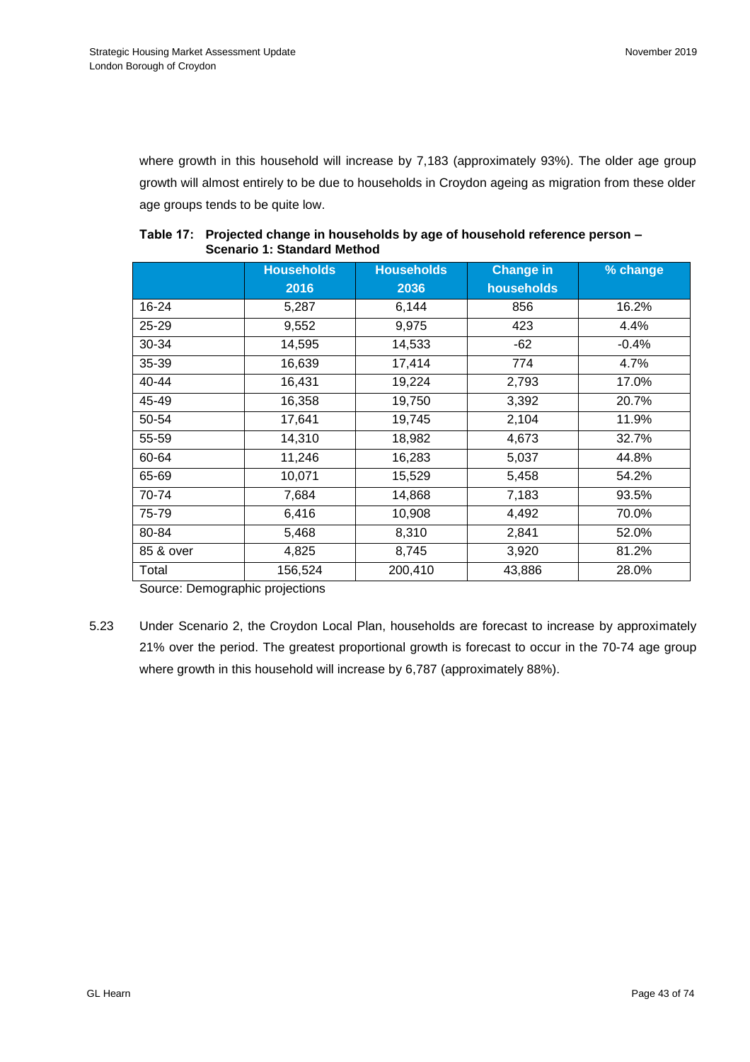where growth in this household will increase by 7,183 (approximately 93%). The older age group growth will almost entirely to be due to households in Croydon ageing as migration from these older age groups tends to be quite low.

**Table 17: Projected change in households by age of household reference person – Scenario 1: Standard Method**

| | Households 2016 | Households 2036 | Change in households | % change |
|---|---|---|---|---|
| 16-24 | 5,287 | 6,144 | 856 | 16.2% |
| 25-29 | 9,552 | 9,975 | 423 | 4.4% |
| 30-34 | 14,595 | 14,533 | -62 | -0.4% |
| 35-39 | 16,639 | 17,414 | 774 | 4.7% |
| 40-44 | 16,431 | 19,224 | 2,793 | 17.0% |
| 45-49 | 16,358 | 19,750 | 3,392 | 20.7% |
| 50-54 | 17,641 | 19,745 | 2,104 | 11.9% |
| 55-59 | 14,310 | 18,982 | 4,673 | 32.7% |
| 60-64 | 11,246 | 16,283 | 5,037 | 44.8% |
| 65-69 | 10,071 | 15,529 | 5,458 | 54.2% |
| 70-74 | 7,684 | 14,868 | 7,183 | 93.5% |
| 75-79 | 6,416 | 10,908 | 4,492 | 70.0% |
| 80-84 | 5,468 | 8,310 | 2,841 | 52.0% |
| 85 & over | 4,825 | 8,745 | 3,920 | 81.2% |
| Total | 156,524 | 200,410 | 43,886 | 28.0% |

Source: Demographic projections

5.23 Under Scenario 2, the Croydon Local Plan, households are forecast to increase by approximately 21% over the period. The greatest proportional growth is forecast to occur in the 70-74 age group where growth in this household will increase by 6,787 (approximately 88%).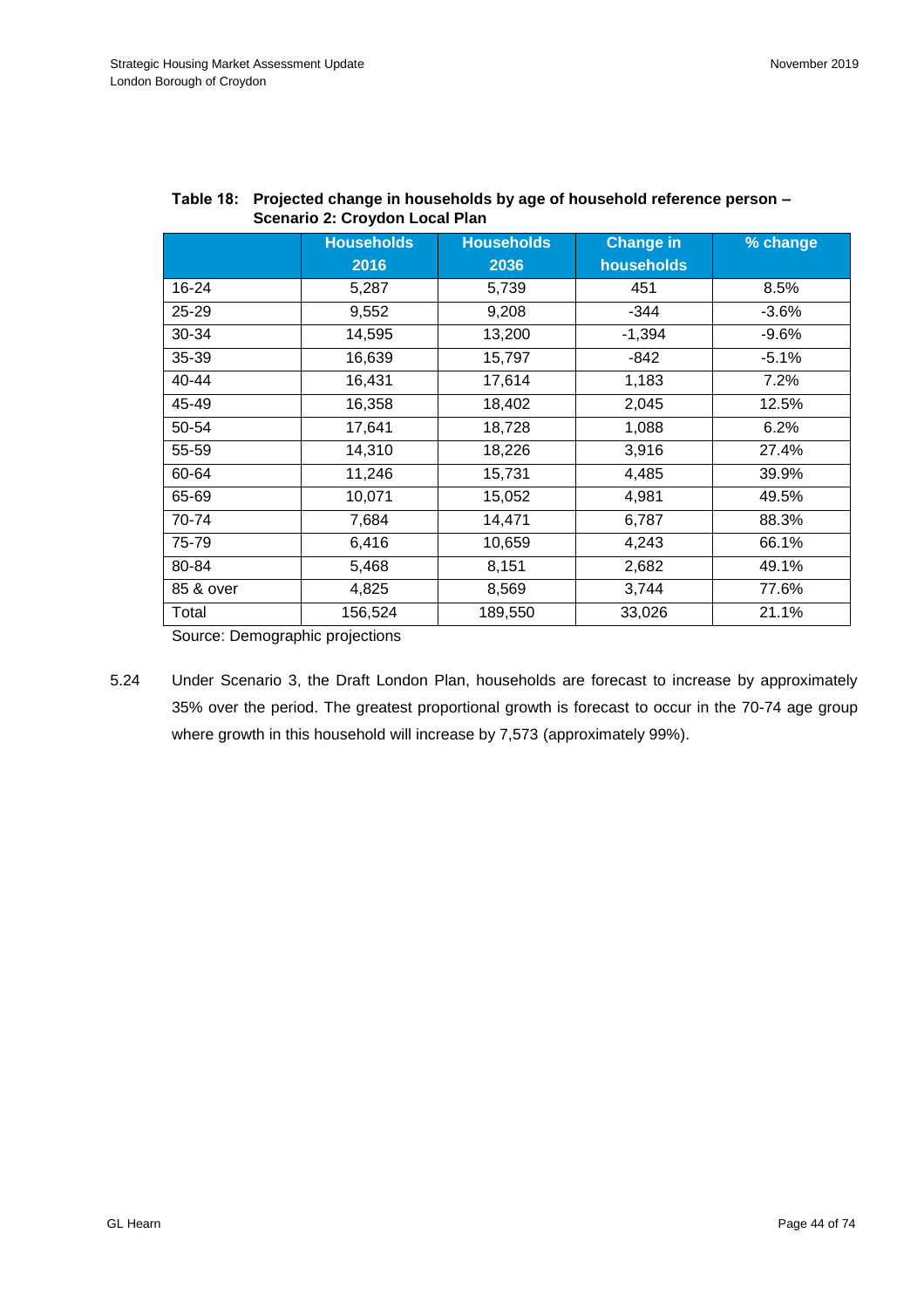**Table 18: Projected change in households by age of household reference person – Scenario 2: Croydon Local Plan**

| | Households 2016 | Households 2036 | Change in households | % change |
|---|---|---|---|---|
| 16-24 | 5,287 | 5,739 | 451 | 8.5% |
| 25-29 | 9,552 | 9,208 | -344 | -3.6% |
| 30-34 | 14,595 | 13,200 | -1,394 | -9.6% |
| 35-39 | 16,639 | 15,797 | -842 | -5.1% |
| 40-44 | 16,431 | 17,614 | 1,183 | 7.2% |
| 45-49 | 16,358 | 18,402 | 2,045 | 12.5% |
| 50-54 | 17,641 | 18,728 | 1,088 | 6.2% |
| 55-59 | 14,310 | 18,226 | 3,916 | 27.4% |
| 60-64 | 11,246 | 15,731 | 4,485 | 39.9% |
| 65-69 | 10,071 | 15,052 | 4,981 | 49.5% |
| 70-74 | 7,684 | 14,471 | 6,787 | 88.3% |
| 75-79 | 6,416 | 10,659 | 4,243 | 66.1% |
| 80-84 | 5,468 | 8,151 | 2,682 | 49.1% |
| 85 & over | 4,825 | 8,569 | 3,744 | 77.6% |
| Total | 156,524 | 189,550 | 33,026 | 21.1% |

Source: Demographic projections

5.24 Under Scenario 3, the Draft London Plan, households are forecast to increase by approximately 35% over the period. The greatest proportional growth is forecast to occur in the 70-74 age group where growth in this household will increase by 7,573 (approximately 99%).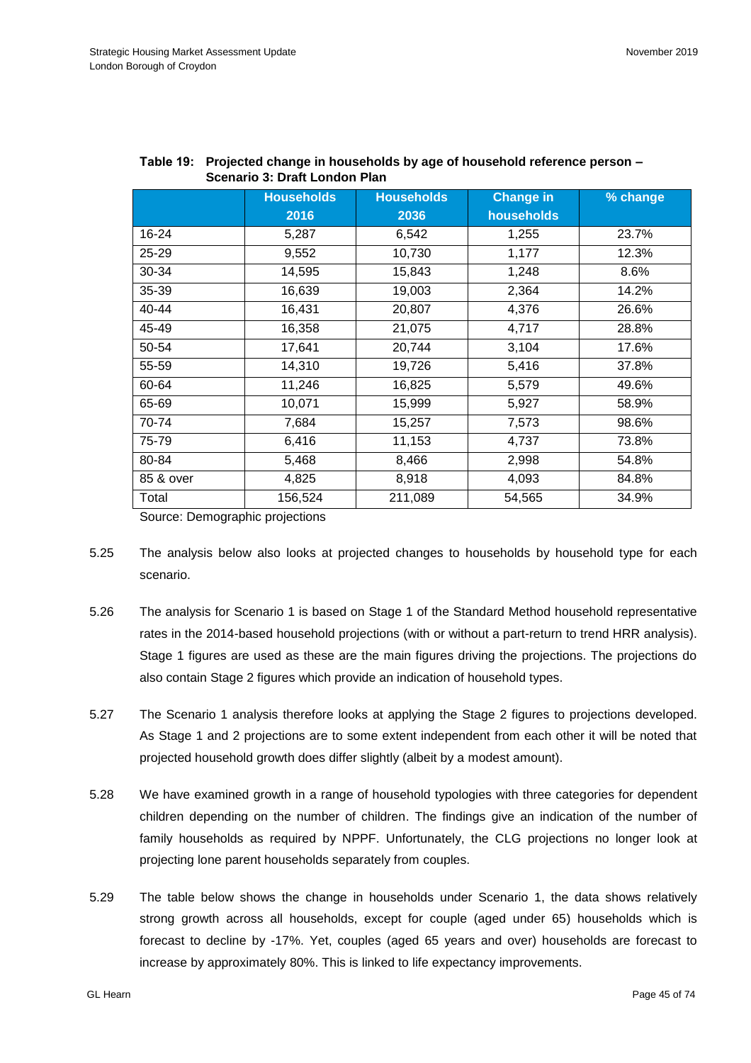**Table 19: Projected change in households by age of household reference person – Scenario 3: Draft London Plan**

| | Households 2016 | Households 2036 | Change in households | % change |
|---|---|---|---|---|
| 16-24 | 5,287 | 6,542 | 1,255 | 23.7% |
| 25-29 | 9,552 | 10,730 | 1,177 | 12.3% |
| 30-34 | 14,595 | 15,843 | 1,248 | 8.6% |
| 35-39 | 16,639 | 19,003 | 2,364 | 14.2% |
| 40-44 | 16,431 | 20,807 | 4,376 | 26.6% |
| 45-49 | 16,358 | 21,075 | 4,717 | 28.8% |
| 50-54 | 17,641 | 20,744 | 3,104 | 17.6% |
| 55-59 | 14,310 | 19,726 | 5,416 | 37.8% |
| 60-64 | 11,246 | 16,825 | 5,579 | 49.6% |
| 65-69 | 10,071 | 15,999 | 5,927 | 58.9% |
| 70-74 | 7,684 | 15,257 | 7,573 | 98.6% |
| 75-79 | 6,416 | 11,153 | 4,737 | 73.8% |
| 80-84 | 5,468 | 8,466 | 2,998 | 54.8% |
| 85 & over | 4,825 | 8,918 | 4,093 | 84.8% |
| Total | 156,524 | 211,089 | 54,565 | 34.9% |

Source: Demographic projections

5.25 The analysis below also looks at projected changes to households by household type for each scenario.

5.26 The analysis for Scenario 1 is based on Stage 1 of the Standard Method household representative rates in the 2014-based household projections (with or without a part-return to trend HRR analysis). Stage 1 figures are used as these are the main figures driving the projections. The projections do also contain Stage 2 figures which provide an indication of household types.

5.27 The Scenario 1 analysis therefore looks at applying the Stage 2 figures to projections developed. As Stage 1 and 2 projections are to some extent independent from each other it will be noted that projected household growth does differ slightly (albeit by a modest amount).

5.28 We have examined growth in a range of household typologies with three categories for dependent children depending on the number of children. The findings give an indication of the number of family households as required by NPPF. Unfortunately, the CLG projections no longer look at projecting lone parent households separately from couples.

5.29 The table below shows the change in households under Scenario 1, the data shows relatively strong growth across all households, except for couple (aged under 65) households which is forecast to decline by -17%. Yet, couples (aged 65 years and over) households are forecast to increase by approximately 80%. This is linked to life expectancy improvements.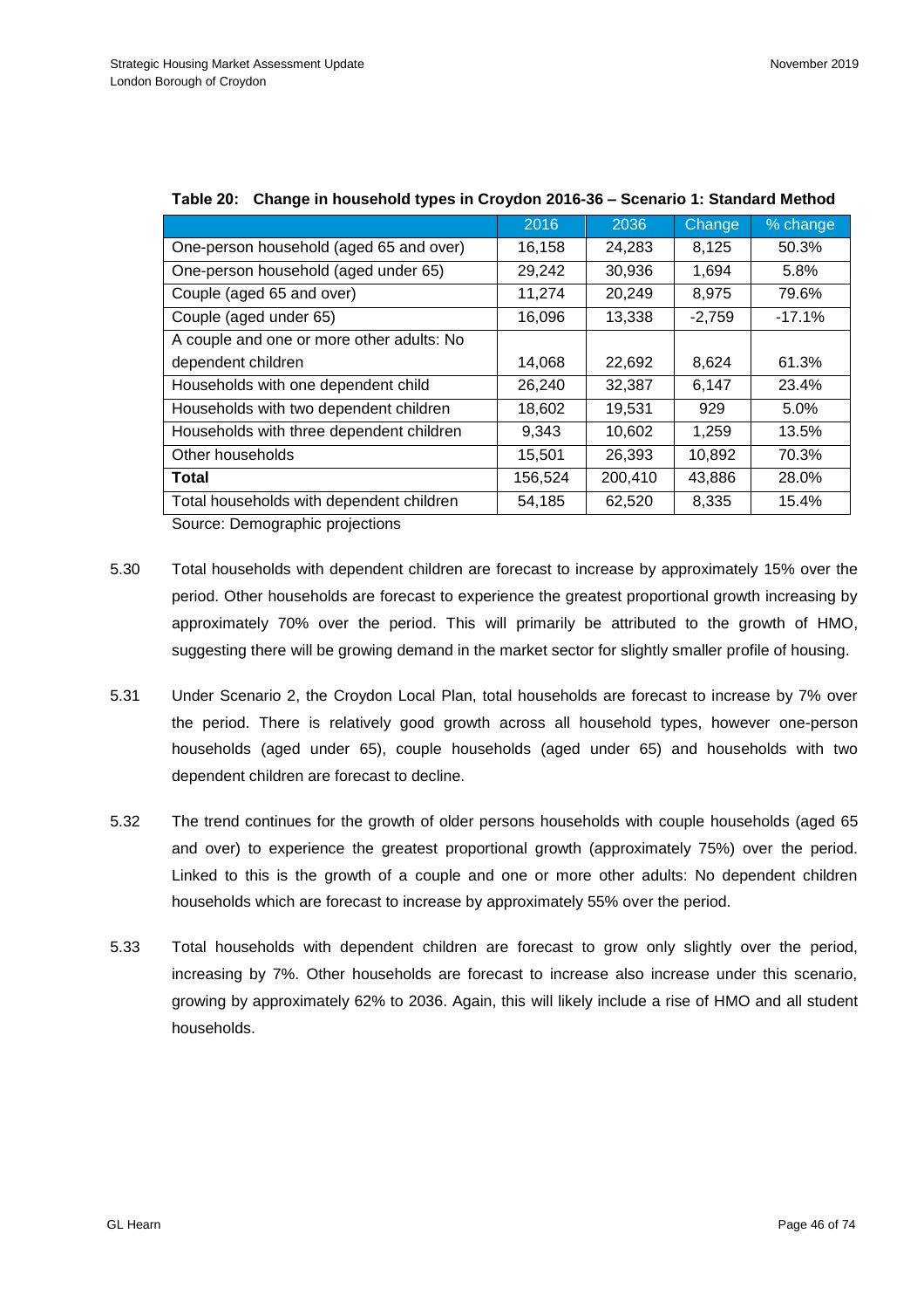**Table 20: Change in household types in Croydon 2016-36 – Scenario 1: Standard Method**

| | 2016 | 2036 | Change | % change |
|---|---|---|---|---|
| One-person household (aged 65 and over) | 16,158 | 24,283 | 8,125 | 50.3% |
| One-person household (aged under 65) | 29,242 | 30,936 | 1,694 | 5.8% |
| Couple (aged 65 and over) | 11,274 | 20,249 | 8,975 | 79.6% |
| Couple (aged under 65) | 16,096 | 13,338 | -2,759 | -17.1% |
| A couple and one or more other adults: No dependent children | 14,068 | 22,692 | 8,624 | 61.3% |
| Households with one dependent child | 26,240 | 32,387 | 6,147 | 23.4% |
| Households with two dependent children | 18,602 | 19,531 | 929 | 5.0% |
| Households with three dependent children | 9,343 | 10,602 | 1,259 | 13.5% |
| Other households | 15,501 | 26,393 | 10,892 | 70.3% |
| **Total** | 156,524 | 200,410 | 43,886 | 28.0% |
| Total households with dependent children | 54,185 | 62,520 | 8,335 | 15.4% |

Source: Demographic projections

5.30 Total households with dependent children are forecast to increase by approximately 15% over the period. Other households are forecast to experience the greatest proportional growth increasing by approximately 70% over the period. This will primarily be attributed to the growth of HMO, suggesting there will be growing demand in the market sector for slightly smaller profile of housing.

5.31 Under Scenario 2, the Croydon Local Plan, total households are forecast to increase by 7% over the period. There is relatively good growth across all household types, however one-person households (aged under 65), couple households (aged under 65) and households with two dependent children are forecast to decline.

5.32 The trend continues for the growth of older persons households with couple households (aged 65 and over) to experience the greatest proportional growth (approximately 75%) over the period. Linked to this is the growth of a couple and one or more other adults: No dependent children households which are forecast to increase by approximately 55% over the period.

5.33 Total households with dependent children are forecast to grow only slightly over the period, increasing by 7%. Other households are forecast to increase also increase under this scenario, growing by approximately 62% to 2036. Again, this will likely include a rise of HMO and all student households.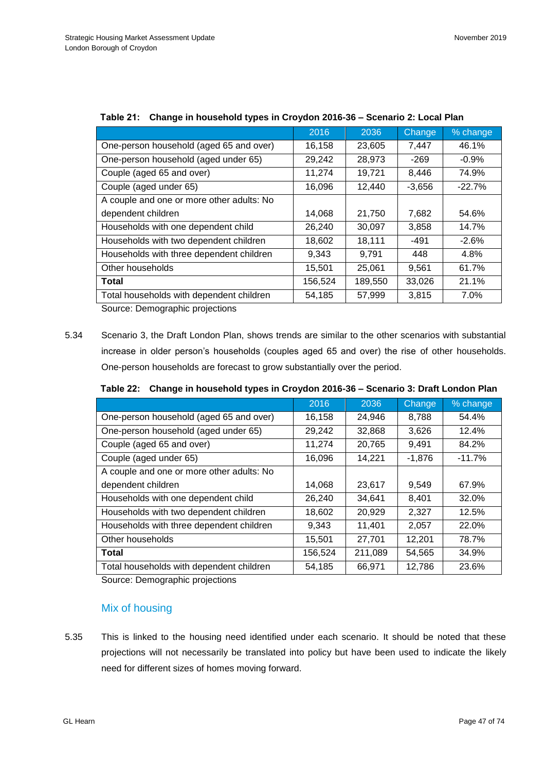**Table 21: Change in household types in Croydon 2016-36 – Scenario 2: Local Plan**

| | 2016 | 2036 | Change | % change |
|---|---|---|---|---|
| One-person household (aged 65 and over) | 16,158 | 23,605 | 7,447 | 46.1% |
| One-person household (aged under 65) | 29,242 | 28,973 | -269 | -0.9% |
| Couple (aged 65 and over) | 11,274 | 19,721 | 8,446 | 74.9% |
| Couple (aged under 65) | 16,096 | 12,440 | -3,656 | -22.7% |
| A couple and one or more other adults: No dependent children | 14,068 | 21,750 | 7,682 | 54.6% |
| Households with one dependent child | 26,240 | 30,097 | 3,858 | 14.7% |
| Households with two dependent children | 18,602 | 18,111 | -491 | -2.6% |
| Households with three dependent children | 9,343 | 9,791 | 448 | 4.8% |
| Other households | 15,501 | 25,061 | 9,561 | 61.7% |
| **Total** | 156,524 | 189,550 | 33,026 | 21.1% |
| Total households with dependent children | 54,185 | 57,999 | 3,815 | 7.0% |

Source: Demographic projections

5.34 Scenario 3, the Draft London Plan, shows trends are similar to the other scenarios with substantial increase in older person's households (couples aged 65 and over) the rise of other households. One-person households are forecast to grow substantially over the period.

**Table 22: Change in household types in Croydon 2016-36 – Scenario 3: Draft London Plan**

| | 2016 | 2036 | Change | % change |
|---|---|---|---|---|
| One-person household (aged 65 and over) | 16,158 | 24,946 | 8,788 | 54.4% |
| One-person household (aged under 65) | 29,242 | 32,868 | 3,626 | 12.4% |
| Couple (aged 65 and over) | 11,274 | 20,765 | 9,491 | 84.2% |
| Couple (aged under 65) | 16,096 | 14,221 | -1,876 | -11.7% |
| A couple and one or more other adults: No dependent children | 14,068 | 23,617 | 9,549 | 67.9% |
| Households with one dependent child | 26,240 | 34,641 | 8,401 | 32.0% |
| Households with two dependent children | 18,602 | 20,929 | 2,327 | 12.5% |
| Households with three dependent children | 9,343 | 11,401 | 2,057 | 22.0% |
| Other households | 15,501 | 27,701 | 12,201 | 78.7% |
| **Total** | 156,524 | 211,089 | 54,565 | 34.9% |
| Total households with dependent children | 54,185 | 66,971 | 12,786 | 23.6% |

Source: Demographic projections

## Mix of housing

5.35 This is linked to the housing need identified under each scenario. It should be noted that these projections will not necessarily be translated into policy but have been used to indicate the likely need for different sizes of homes moving forward.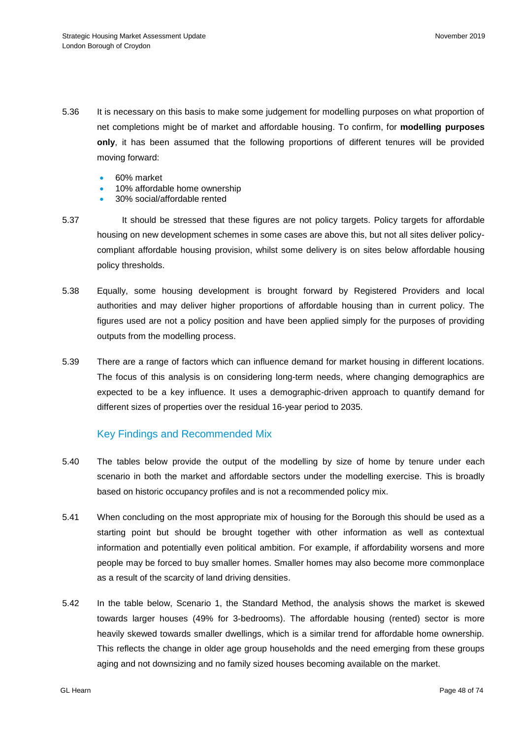5.36 It is necessary on this basis to make some judgement for modelling purposes on what proportion of net completions might be of market and affordable housing. To confirm, for **modelling purposes only**, it has been assumed that the following proportions of different tenures will be provided moving forward:

- 60% market
- 10% affordable home ownership
- 30% social/affordable rented

5.37 It should be stressed that these figures are not policy targets. Policy targets for affordable housing on new development schemes in some cases are above this, but not all sites deliver policy-compliant affordable housing provision, whilst some delivery is on sites below affordable housing policy thresholds.

5.38 Equally, some housing development is brought forward by Registered Providers and local authorities and may deliver higher proportions of affordable housing than in current policy. The figures used are not a policy position and have been applied simply for the purposes of providing outputs from the modelling process.

5.39 There are a range of factors which can influence demand for market housing in different locations. The focus of this analysis is on considering long-term needs, where changing demographics are expected to be a key influence. It uses a demographic-driven approach to quantify demand for different sizes of properties over the residual 16-year period to 2035.

## Key Findings and Recommended Mix

5.40 The tables below provide the output of the modelling by size of home by tenure under each scenario in both the market and affordable sectors under the modelling exercise. This is broadly based on historic occupancy profiles and is not a recommended policy mix.

5.41 When concluding on the most appropriate mix of housing for the Borough this should be used as a starting point but should be brought together with other information as well as contextual information and potentially even political ambition. For example, if affordability worsens and more people may be forced to buy smaller homes. Smaller homes may also become more commonplace as a result of the scarcity of land driving densities.

5.42 In the table below, Scenario 1, the Standard Method, the analysis shows the market is skewed towards larger houses (49% for 3-bedrooms). The affordable housing (rented) sector is more heavily skewed towards smaller dwellings, which is a similar trend for affordable home ownership. This reflects the change in older age group households and the need emerging from these groups aging and not downsizing and no family sized houses becoming available on the market.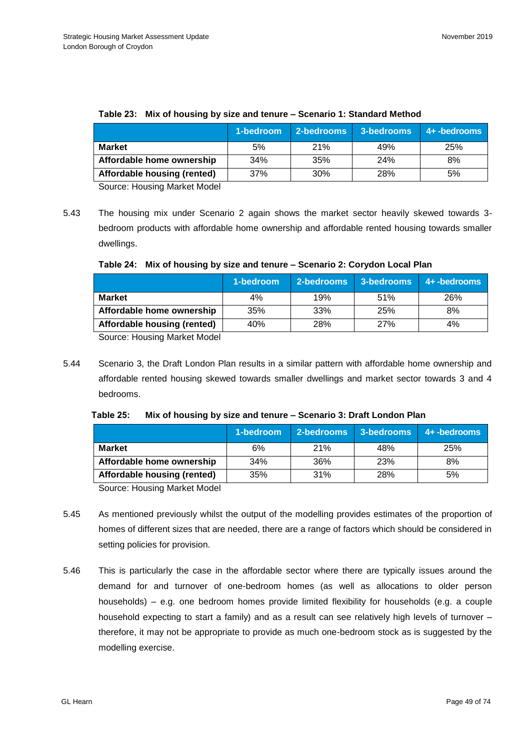**Table 23: Mix of housing by size and tenure – Scenario 1: Standard Method**

| | 1-bedroom | 2-bedrooms | 3-bedrooms | 4+ -bedrooms |
|---|---|---|---|---|
| **Market** | 5% | 21% | 49% | 25% |
| **Affordable home ownership** | 34% | 35% | 24% | 8% |
| **Affordable housing (rented)** | 37% | 30% | 28% | 5% |

Source: Housing Market Model

5.43 The housing mix under Scenario 2 again shows the market sector heavily skewed towards 3-bedroom products with affordable home ownership and affordable rented housing towards smaller dwellings.

**Table 24: Mix of housing by size and tenure – Scenario 2: Corydon Local Plan**

| | 1-bedroom | 2-bedrooms | 3-bedrooms | 4+ -bedrooms |
|---|---|---|---|---|
| **Market** | 4% | 19% | 51% | 26% |
| **Affordable home ownership** | 35% | 33% | 25% | 8% |
| **Affordable housing (rented)** | 40% | 28% | 27% | 4% |

Source: Housing Market Model

5.44 Scenario 3, the Draft London Plan results in a similar pattern with affordable home ownership and affordable rented housing skewed towards smaller dwellings and market sector towards 3 and 4 bedrooms.

**Table 25: Mix of housing by size and tenure – Scenario 3: Draft London Plan**

| | 1-bedroom | 2-bedrooms | 3-bedrooms | 4+ -bedrooms |
|---|---|---|---|---|
| **Market** | 6% | 21% | 48% | 25% |
| **Affordable home ownership** | 34% | 36% | 23% | 8% |
| **Affordable housing (rented)** | 35% | 31% | 28% | 5% |

Source: Housing Market Model

5.45 As mentioned previously whilst the output of the modelling provides estimates of the proportion of homes of different sizes that are needed, there are a range of factors which should be considered in setting policies for provision.

5.46 This is particularly the case in the affordable sector where there are typically issues around the demand for and turnover of one-bedroom homes (as well as allocations to older person households) – e.g. one bedroom homes provide limited flexibility for households (e.g. a couple household expecting to start a family) and as a result can see relatively high levels of turnover – therefore, it may not be appropriate to provide as much one-bedroom stock as is suggested by the modelling exercise.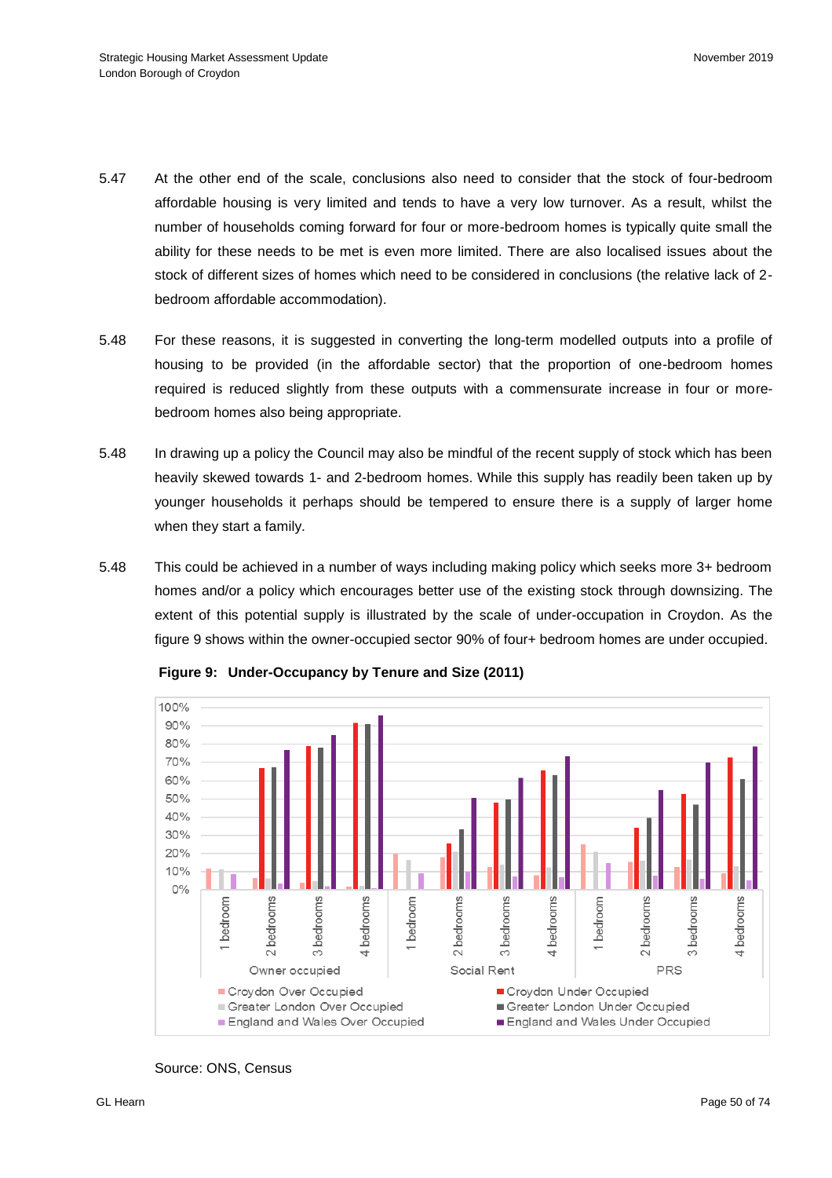5.47 At the other end of the scale, conclusions also need to consider that the stock of four-bedroom affordable housing is very limited and tends to have a very low turnover. As a result, whilst the number of households coming forward for four or more-bedroom homes is typically quite small the ability for these needs to be met is even more limited. There are also localised issues about the stock of different sizes of homes which need to be considered in conclusions (the relative lack of 2-bedroom affordable accommodation).

5.48 For these reasons, it is suggested in converting the long-term modelled outputs into a profile of housing to be provided (in the affordable sector) that the proportion of one-bedroom homes required is reduced slightly from these outputs with a commensurate increase in four or more-bedroom homes also being appropriate.

5.48 In drawing up a policy the Council may also be mindful of the recent supply of stock which has been heavily skewed towards 1- and 2-bedroom homes. While this supply has readily been taken up by younger households it perhaps should be tempered to ensure there is a supply of larger home when they start a family.

5.48 This could be achieved in a number of ways including making policy which seeks more 3+ bedroom homes and/or a policy which encourages better use of the existing stock through downsizing. The extent of this potential supply is illustrated by the scale of under-occupation in Croydon. As the figure 9 shows within the owner-occupied sector 90% of four+ bedroom homes are under occupied.

**Figure 9: Under-Occupancy by Tenure and Size (2011)**

Source: ONS, Census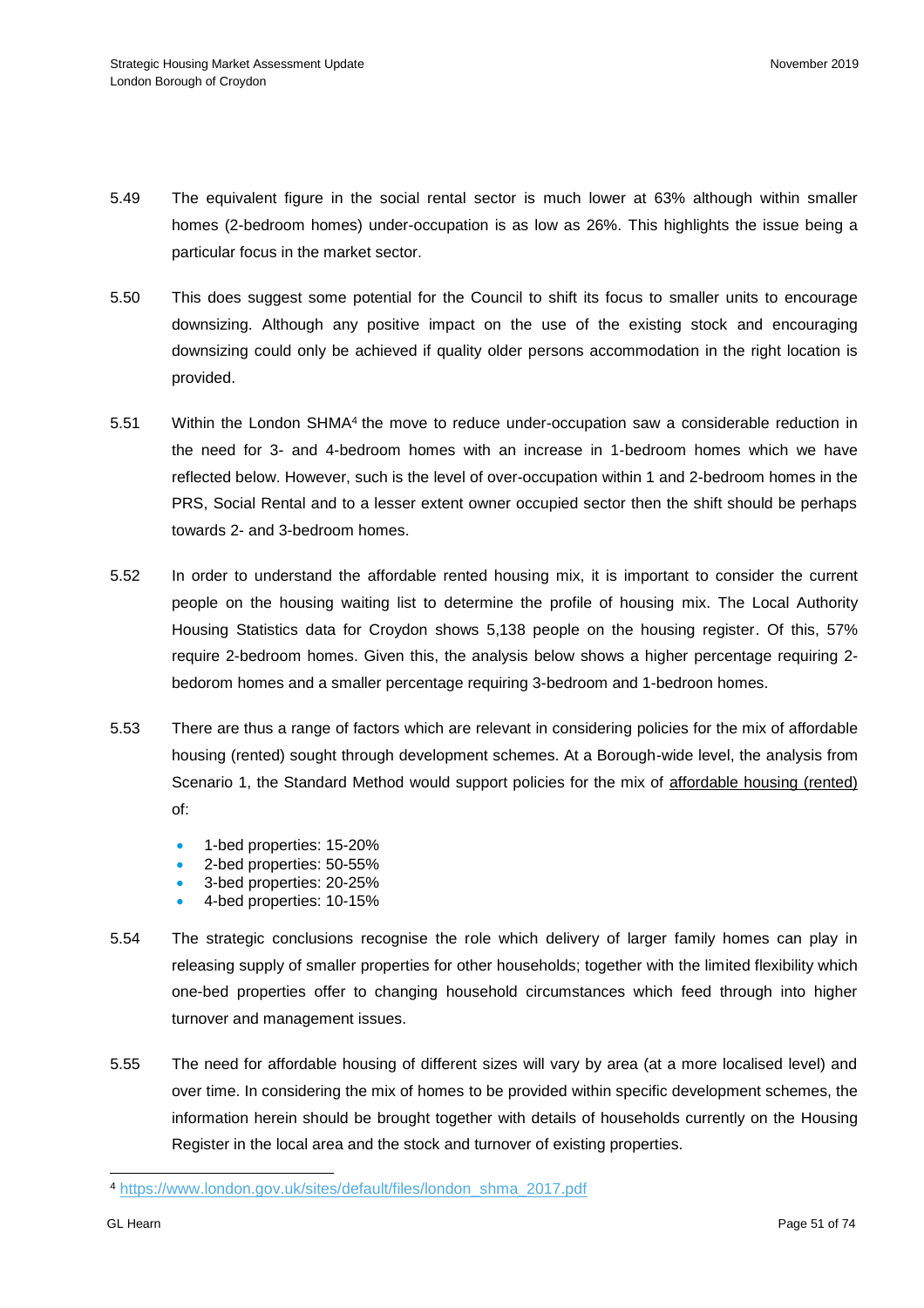5.49 The equivalent figure in the social rental sector is much lower at 63% although within smaller homes (2-bedroom homes) under-occupation is as low as 26%. This highlights the issue being a particular focus in the market sector.

5.50 This does suggest some potential for the Council to shift its focus to smaller units to encourage downsizing. Although any positive impact on the use of the existing stock and encouraging downsizing could only be achieved if quality older persons accommodation in the right location is provided.

5.51 Within the London SHMA[4] the move to reduce under-occupation saw a considerable reduction in the need for 3- and 4-bedroom homes with an increase in 1-bedroom homes which we have reflected below. However, such is the level of over-occupation within 1 and 2-bedroom homes in the PRS, Social Rental and to a lesser extent owner occupied sector then the shift should be perhaps towards 2- and 3-bedroom homes.

5.52 In order to understand the affordable rented housing mix, it is important to consider the current people on the housing waiting list to determine the profile of housing mix. The Local Authority Housing Statistics data for Croydon shows 5,138 people on the housing register. Of this, 57% require 2-bedroom homes. Given this, the analysis below shows a higher percentage requiring 2-bedorom homes and a smaller percentage requiring 3-bedroom and 1-bedroon homes.

5.53 There are thus a range of factors which are relevant in considering policies for the mix of affordable housing (rented) sought through development schemes. At a Borough-wide level, the analysis from Scenario 1, the Standard Method would support policies for the mix of affordable housing (rented) of:

- 1-bed properties: 15-20%
- 2-bed properties: 50-55%
- 3-bed properties: 20-25%
- 4-bed properties: 10-15%

5.54 The strategic conclusions recognise the role which delivery of larger family homes can play in releasing supply of smaller properties for other households; together with the limited flexibility which one-bed properties offer to changing household circumstances which feed through into higher turnover and management issues.

5.55 The need for affordable housing of different sizes will vary by area (at a more localised level) and over time. In considering the mix of homes to be provided within specific development schemes, the information herein should be brought together with details of households currently on the Housing Register in the local area and the stock and turnover of existing properties.

---

[4] https://www.london.gov.uk/sites/default/files/london_shma_2017.pdf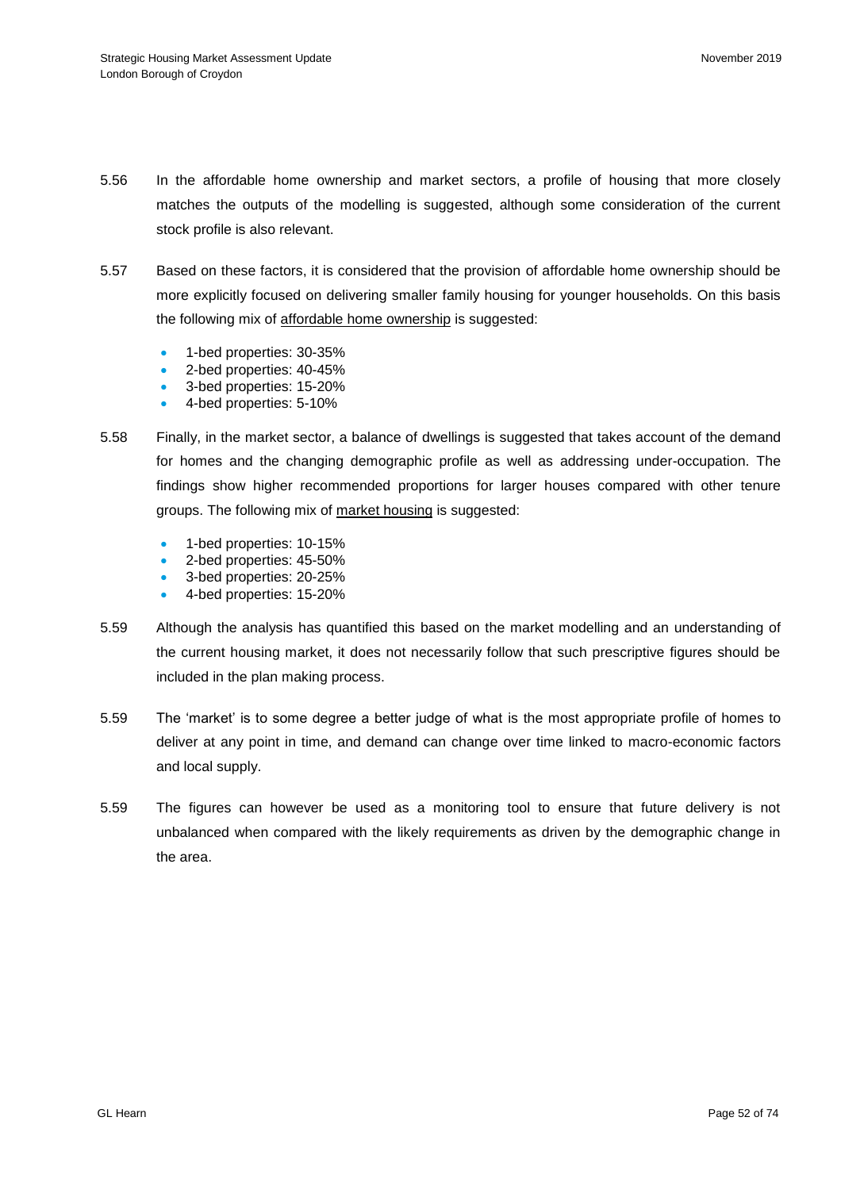5.56 In the affordable home ownership and market sectors, a profile of housing that more closely matches the outputs of the modelling is suggested, although some consideration of the current stock profile is also relevant.

5.57 Based on these factors, it is considered that the provision of affordable home ownership should be more explicitly focused on delivering smaller family housing for younger households. On this basis the following mix of affordable home ownership is suggested:

- 1-bed properties: 30-35%
- 2-bed properties: 40-45%
- 3-bed properties: 15-20%
- 4-bed properties: 5-10%

5.58 Finally, in the market sector, a balance of dwellings is suggested that takes account of the demand for homes and the changing demographic profile as well as addressing under-occupation. The findings show higher recommended proportions for larger houses compared with other tenure groups. The following mix of market housing is suggested:

- 1-bed properties: 10-15%
- 2-bed properties: 45-50%
- 3-bed properties: 20-25%
- 4-bed properties: 15-20%

5.59 Although the analysis has quantified this based on the market modelling and an understanding of the current housing market, it does not necessarily follow that such prescriptive figures should be included in the plan making process.

5.59 The 'market' is to some degree a better judge of what is the most appropriate profile of homes to deliver at any point in time, and demand can change over time linked to macro-economic factors and local supply.

5.59 The figures can however be used as a monitoring tool to ensure that future delivery is not unbalanced when compared with the likely requirements as driven by the demographic change in the area.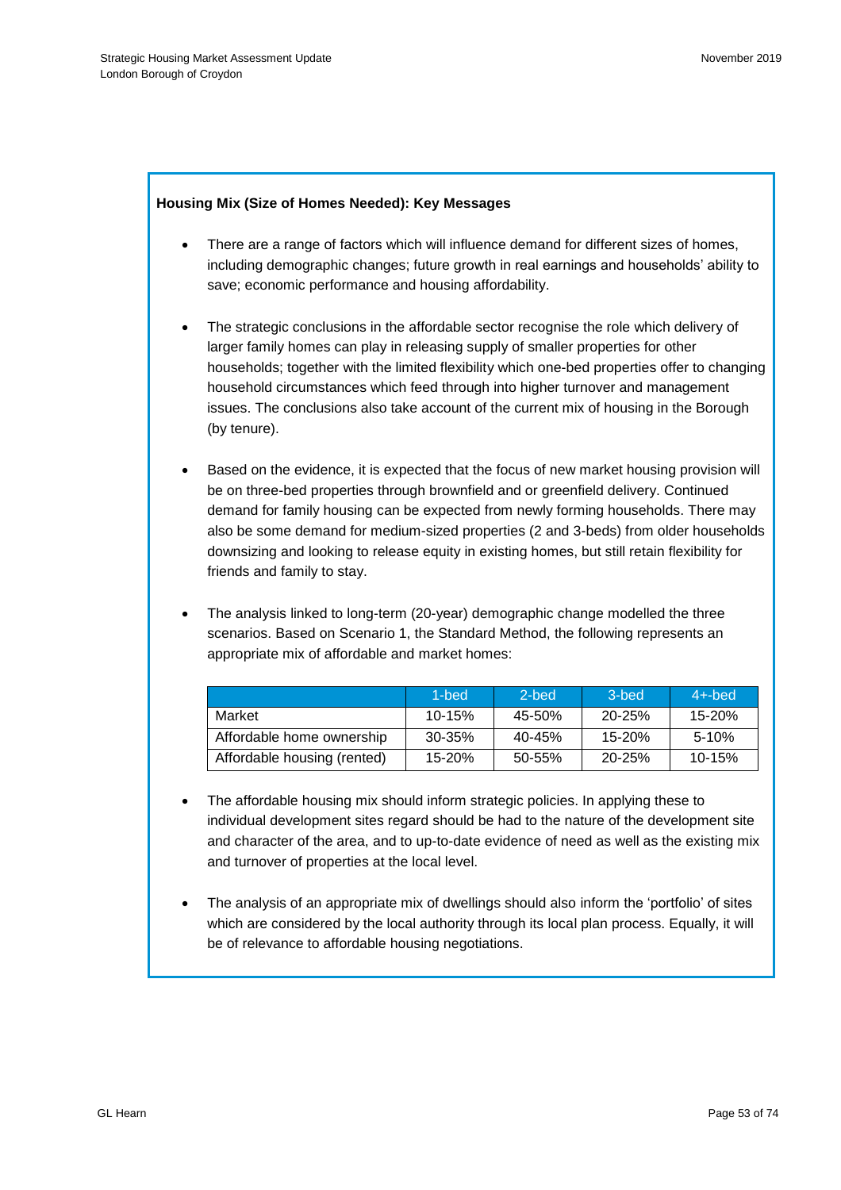**Housing Mix (Size of Homes Needed): Key Messages**

- There are a range of factors which will influence demand for different sizes of homes, including demographic changes; future growth in real earnings and households' ability to save; economic performance and housing affordability.

- The strategic conclusions in the affordable sector recognise the role which delivery of larger family homes can play in releasing supply of smaller properties for other households; together with the limited flexibility which one-bed properties offer to changing household circumstances which feed through into higher turnover and management issues. The conclusions also take account of the current mix of housing in the Borough (by tenure).

- Based on the evidence, it is expected that the focus of new market housing provision will be on three-bed properties through brownfield and or greenfield delivery. Continued demand for family housing can be expected from newly forming households. There may also be some demand for medium-sized properties (2 and 3-beds) from older households downsizing and looking to release equity in existing homes, but still retain flexibility for friends and family to stay.

- The analysis linked to long-term (20-year) demographic change modelled the three scenarios. Based on Scenario 1, the Standard Method, the following represents an appropriate mix of affordable and market homes:

| | 1-bed | 2-bed | 3-bed | 4+-bed |
|---|---|---|---|---|
| Market | 10-15% | 45-50% | 20-25% | 15-20% |
| Affordable home ownership | 30-35% | 40-45% | 15-20% | 5-10% |
| Affordable housing (rented) | 15-20% | 50-55% | 20-25% | 10-15% |

- The affordable housing mix should inform strategic policies. In applying these to individual development sites regard should be had to the nature of the development site and character of the area, and to up-to-date evidence of need as well as the existing mix and turnover of properties at the local level.

- The analysis of an appropriate mix of dwellings should also inform the 'portfolio' of sites which are considered by the local authority through its local plan process. Equally, it will be of relevance to affordable housing negotiations.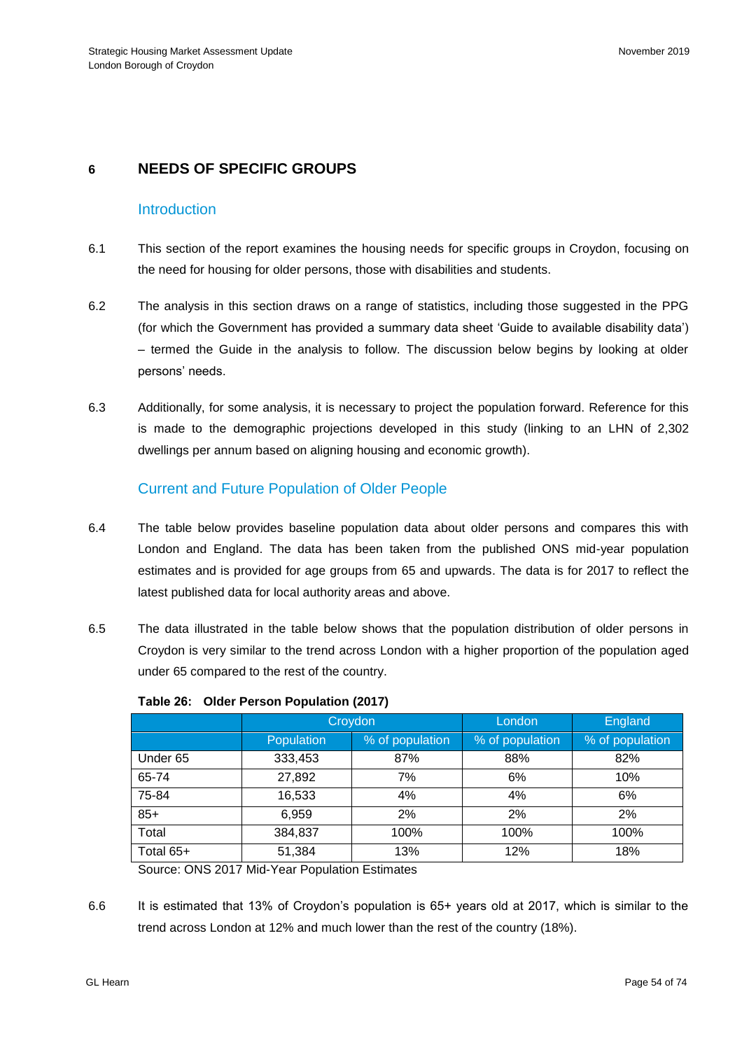# 6 NEEDS OF SPECIFIC GROUPS

## Introduction

6.1 This section of the report examines the housing needs for specific groups in Croydon, focusing on the need for housing for older persons, those with disabilities and students.

6.2 The analysis in this section draws on a range of statistics, including those suggested in the PPG (for which the Government has provided a summary data sheet 'Guide to available disability data') – termed the Guide in the analysis to follow. The discussion below begins by looking at older persons' needs.

6.3 Additionally, for some analysis, it is necessary to project the population forward. Reference for this is made to the demographic projections developed in this study (linking to an LHN of 2,302 dwellings per annum based on aligning housing and economic growth).

## Current and Future Population of Older People

6.4 The table below provides baseline population data about older persons and compares this with London and England. The data has been taken from the published ONS mid-year population estimates and is provided for age groups from 65 and upwards. The data is for 2017 to reflect the latest published data for local authority areas and above.

6.5 The data illustrated in the table below shows that the population distribution of older persons in Croydon is very similar to the trend across London with a higher proportion of the population aged under 65 compared to the rest of the country.

**Table 26: Older Person Population (2017)**

| | Croydon | | London | England |
|---|---|---|---|---|
| | Population | % of population | % of population | % of population |
| Under 65 | 333,453 | 87% | 88% | 82% |
| 65-74 | 27,892 | 7% | 6% | 10% |
| 75-84 | 16,533 | 4% | 4% | 6% |
| 85+ | 6,959 | 2% | 2% | 2% |
| Total | 384,837 | 100% | 100% | 100% |
| Total 65+ | 51,384 | 13% | 12% | 18% |

Source: ONS 2017 Mid-Year Population Estimates

6.6 It is estimated that 13% of Croydon's population is 65+ years old at 2017, which is similar to the trend across London at 12% and much lower than the rest of the country (18%).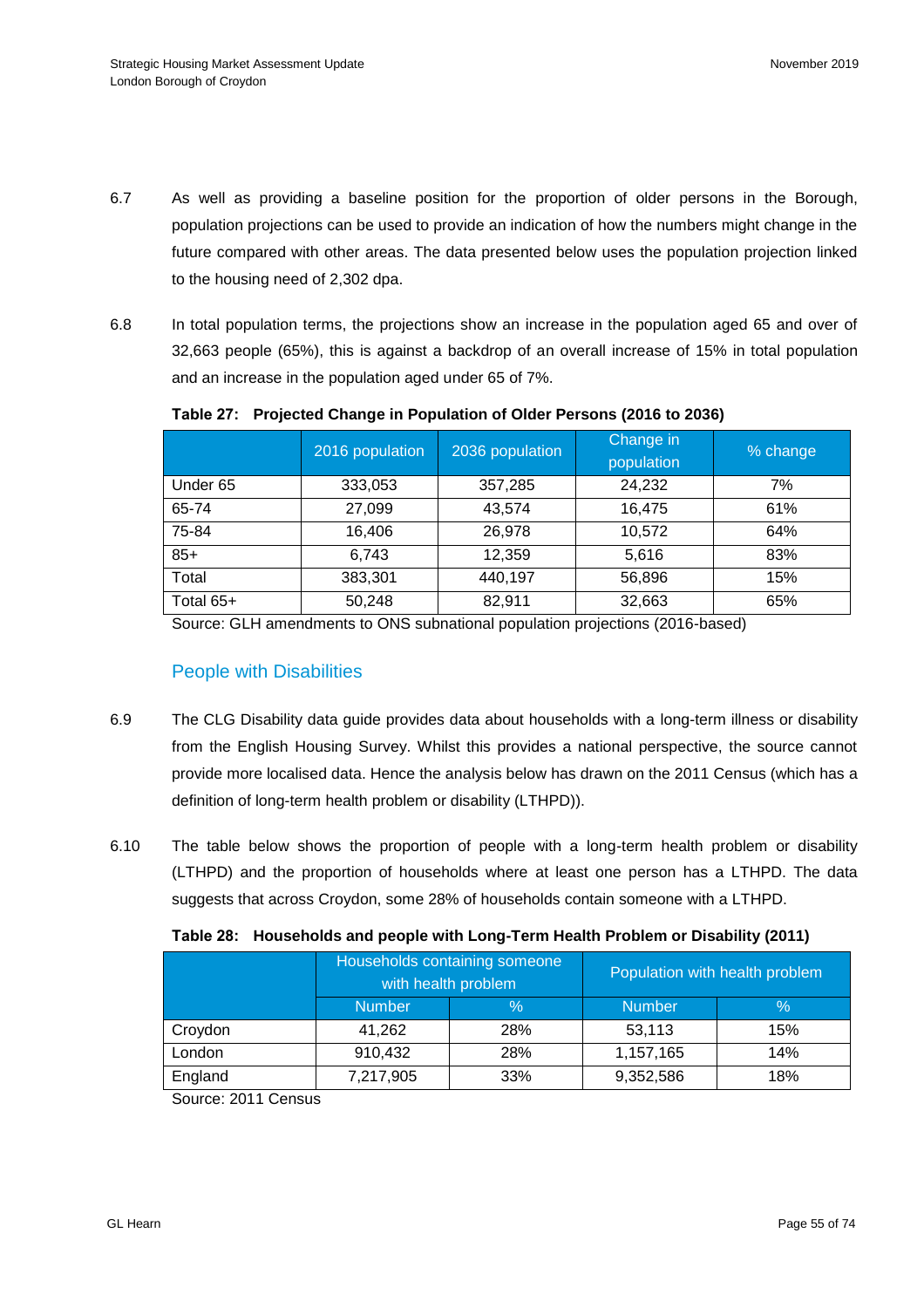6.7 As well as providing a baseline position for the proportion of older persons in the Borough, population projections can be used to provide an indication of how the numbers might change in the future compared with other areas. The data presented below uses the population projection linked to the housing need of 2,302 dpa.

6.8 In total population terms, the projections show an increase in the population aged 65 and over of 32,663 people (65%), this is against a backdrop of an overall increase of 15% in total population and an increase in the population aged under 65 of 7%.

**Table 27: Projected Change in Population of Older Persons (2016 to 2036)**

| | 2016 population | 2036 population | Change in population | % change |
|---|---|---|---|---|
| Under 65 | 333,053 | 357,285 | 24,232 | 7% |
| 65-74 | 27,099 | 43,574 | 16,475 | 61% |
| 75-84 | 16,406 | 26,978 | 10,572 | 64% |
| 85+ | 6,743 | 12,359 | 5,616 | 83% |
| Total | 383,301 | 440,197 | 56,896 | 15% |
| Total 65+ | 50,248 | 82,911 | 32,663 | 65% |

Source: GLH amendments to ONS subnational population projections (2016-based)

## People with Disabilities

6.9 The CLG Disability data guide provides data about households with a long-term illness or disability from the English Housing Survey. Whilst this provides a national perspective, the source cannot provide more localised data. Hence the analysis below has drawn on the 2011 Census (which has a definition of long-term health problem or disability (LTHPD)).

6.10 The table below shows the proportion of people with a long-term health problem or disability (LTHPD) and the proportion of households where at least one person has a LTHPD. The data suggests that across Croydon, some 28% of households contain someone with a LTHPD.

**Table 28: Households and people with Long-Term Health Problem or Disability (2011)**

| | Households containing someone with health problem | | Population with health problem | |
|---|---|---|---|---|
| | Number | % | Number | % |
| Croydon | 41,262 | 28% | 53,113 | 15% |
| London | 910,432 | 28% | 1,157,165 | 14% |
| England | 7,217,905 | 33% | 9,352,586 | 18% |

Source: 2011 Census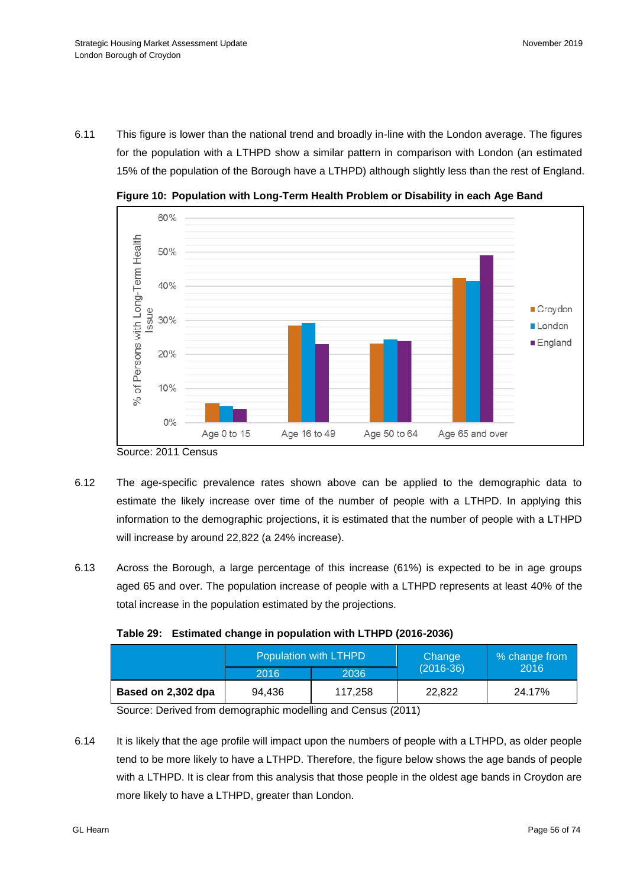6.11 This figure is lower than the national trend and broadly in-line with the London average. The figures for the population with a LTHPD show a similar pattern in comparison with London (an estimated 15% of the population of the Borough have a LTHPD) although slightly less than the rest of England.

**Figure 10: Population with Long-Term Health Problem or Disability in each Age Band**

Source: 2011 Census

6.12 The age-specific prevalence rates shown above can be applied to the demographic data to estimate the likely increase over time of the number of people with a LTHPD. In applying this information to the demographic projections, it is estimated that the number of people with a LTHPD will increase by around 22,822 (a 24% increase).

6.13 Across the Borough, a large percentage of this increase (61%) is expected to be in age groups aged 65 and over. The population increase of people with a LTHPD represents at least 40% of the total increase in the population estimated by the projections.

**Table 29: Estimated change in population with LTHPD (2016-2036)**

| | Population with LTHPD | | Change (2016-36) | % change from 2016 |
|---|---|---|---|---|
| | 2016 | 2036 | | |
| **Based on 2,302 dpa** | 94,436 | 117,258 | 22,822 | 24.17% |

Source: Derived from demographic modelling and Census (2011)

6.14 It is likely that the age profile will impact upon the numbers of people with a LTHPD, as older people tend to be more likely to have a LTHPD. Therefore, the figure below shows the age bands of people with a LTHPD. It is clear from this analysis that those people in the oldest age bands in Croydon are more likely to have a LTHPD, greater than London.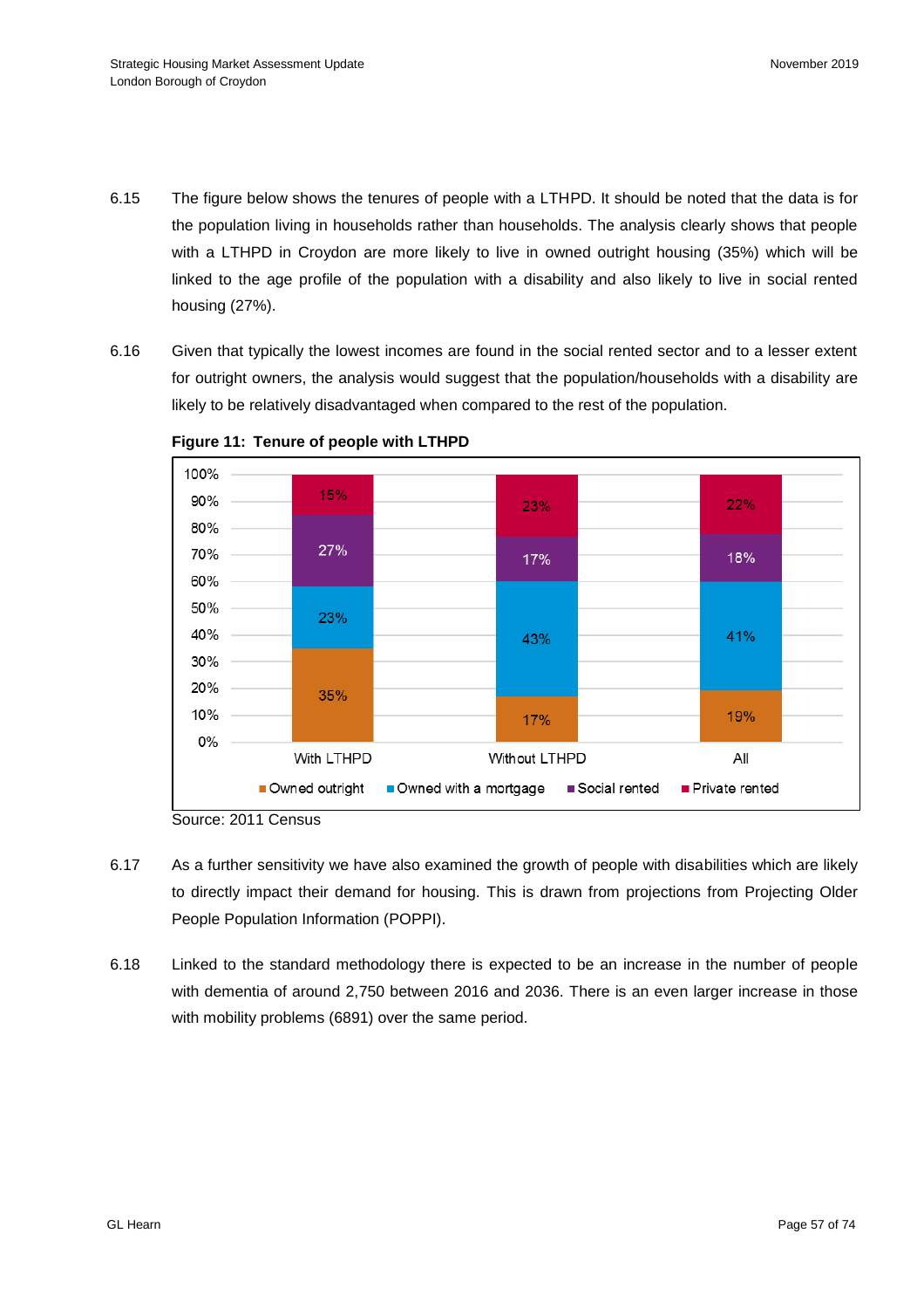6.15 The figure below shows the tenures of people with a LTHPD. It should be noted that the data is for the population living in households rather than households. The analysis clearly shows that people with a LTHPD in Croydon are more likely to live in owned outright housing (35%) which will be linked to the age profile of the population with a disability and also likely to live in social rented housing (27%).

6.16 Given that typically the lowest incomes are found in the social rented sector and to a lesser extent for outright owners, the analysis would suggest that the population/households with a disability are likely to be relatively disadvantaged when compared to the rest of the population.

**Figure 11: Tenure of people with LTHPD**

| | With LTHPD | Without LTHPD | All |
|---|---|---|---|
| Owned outright | 35% | 17% | 19% |
| Owned with a mortgage | 23% | 43% | 41% |
| Social rented | 27% | 17% | 18% |
| Private rented | 15% | 23% | 22% |

Source: 2011 Census

6.17 As a further sensitivity we have also examined the growth of people with disabilities which are likely to directly impact their demand for housing. This is drawn from projections from Projecting Older People Population Information (POPPI).

6.18 Linked to the standard methodology there is expected to be an increase in the number of people with dementia of around 2,750 between 2016 and 2036. There is an even larger increase in those with mobility problems (6891) over the same period.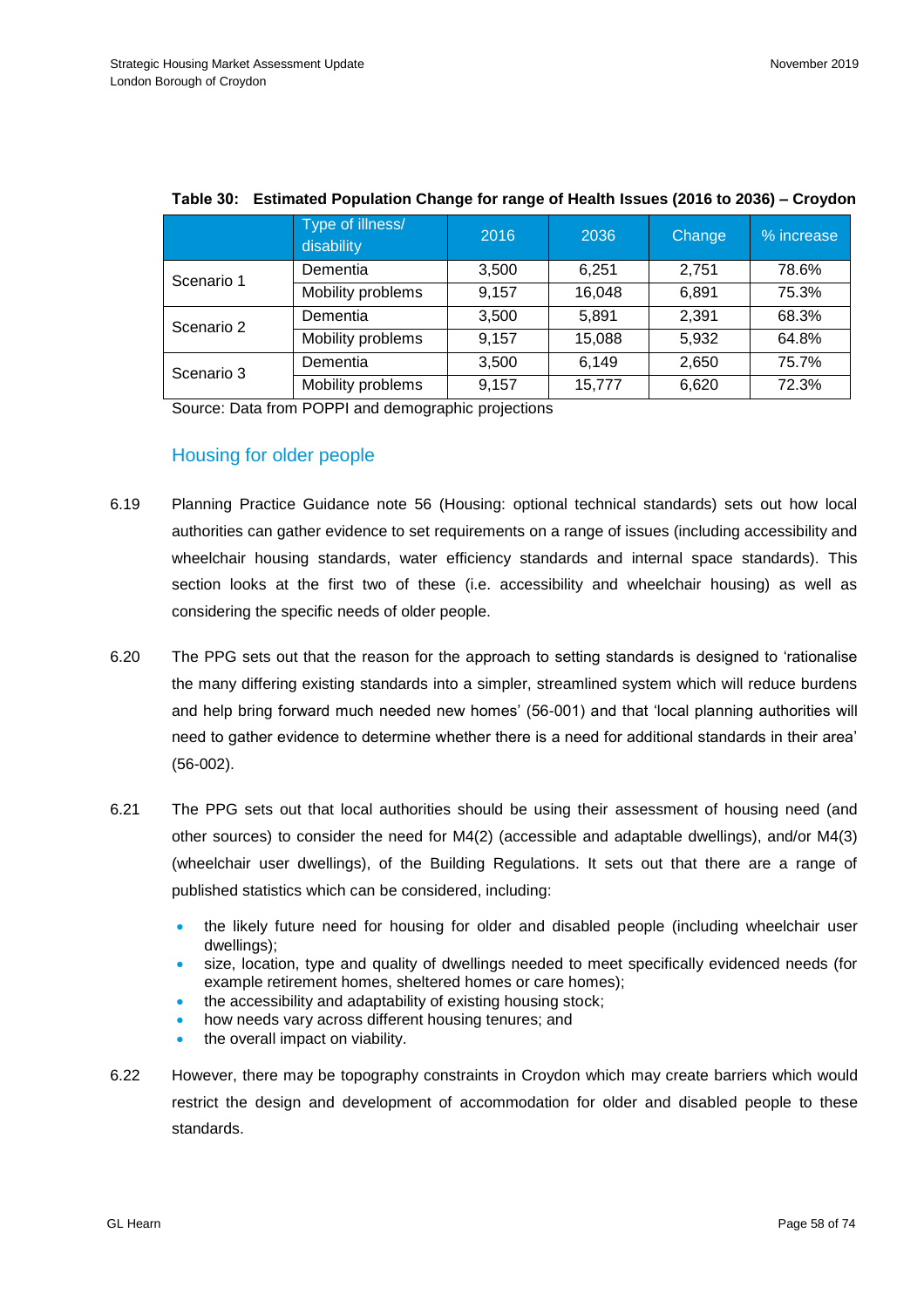**Table 30: Estimated Population Change for range of Health Issues (2016 to 2036) – Croydon**

| | Type of illness/ disability | 2016 | 2036 | Change | % increase |
|---|---|---|---|---|---|
| Scenario 1 | Dementia | 3,500 | 6,251 | 2,751 | 78.6% |
| | Mobility problems | 9,157 | 16,048 | 6,891 | 75.3% |
| Scenario 2 | Dementia | 3,500 | 5,891 | 2,391 | 68.3% |
| | Mobility problems | 9,157 | 15,088 | 5,932 | 64.8% |
| Scenario 3 | Dementia | 3,500 | 6,149 | 2,650 | 75.7% |
| | Mobility problems | 9,157 | 15,777 | 6,620 | 72.3% |

Source: Data from POPPI and demographic projections

## Housing for older people

6.19 Planning Practice Guidance note 56 (Housing: optional technical standards) sets out how local authorities can gather evidence to set requirements on a range of issues (including accessibility and wheelchair housing standards, water efficiency standards and internal space standards). This section looks at the first two of these (i.e. accessibility and wheelchair housing) as well as considering the specific needs of older people.

6.20 The PPG sets out that the reason for the approach to setting standards is designed to 'rationalise the many differing existing standards into a simpler, streamlined system which will reduce burdens and help bring forward much needed new homes' (56-001) and that 'local planning authorities will need to gather evidence to determine whether there is a need for additional standards in their area' (56-002).

6.21 The PPG sets out that local authorities should be using their assessment of housing need (and other sources) to consider the need for M4(2) (accessible and adaptable dwellings), and/or M4(3) (wheelchair user dwellings), of the Building Regulations. It sets out that there are a range of published statistics which can be considered, including:

- the likely future need for housing for older and disabled people (including wheelchair user dwellings);
- size, location, type and quality of dwellings needed to meet specifically evidenced needs (for example retirement homes, sheltered homes or care homes);
- the accessibility and adaptability of existing housing stock;
- how needs vary across different housing tenures; and
- the overall impact on viability.

6.22 However, there may be topography constraints in Croydon which may create barriers which would restrict the design and development of accommodation for older and disabled people to these standards.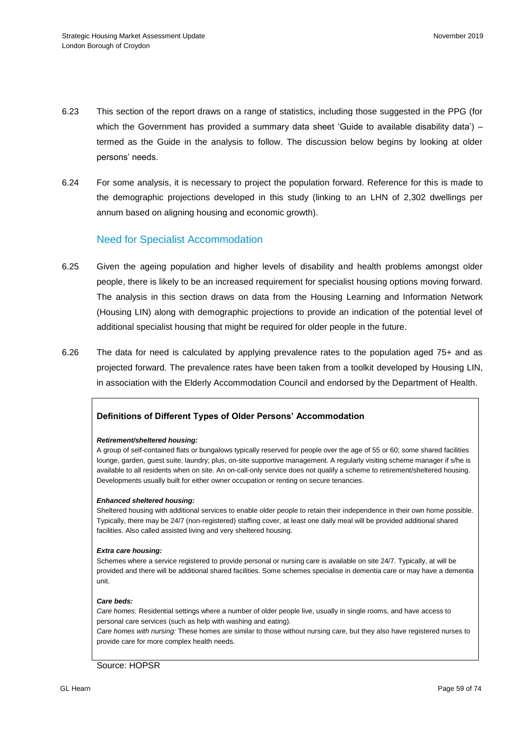6.23 This section of the report draws on a range of statistics, including those suggested in the PPG (for which the Government has provided a summary data sheet 'Guide to available disability data') – termed as the Guide in the analysis to follow. The discussion below begins by looking at older persons' needs.

6.24 For some analysis, it is necessary to project the population forward. Reference for this is made to the demographic projections developed in this study (linking to an LHN of 2,302 dwellings per annum based on aligning housing and economic growth).

## Need for Specialist Accommodation

6.25 Given the ageing population and higher levels of disability and health problems amongst older people, there is likely to be an increased requirement for specialist housing options moving forward. The analysis in this section draws on data from the Housing Learning and Information Network (Housing LIN) along with demographic projections to provide an indication of the potential level of additional specialist housing that might be required for older people in the future.

6.26 The data for need is calculated by applying prevalence rates to the population aged 75+ and as projected forward. The prevalence rates have been taken from a toolkit developed by Housing LIN, in association with the Elderly Accommodation Council and endorsed by the Department of Health.

**Definitions of Different Types of Older Persons' Accommodation**

***Retirement/sheltered housing:***

A group of self-contained flats or bungalows typically reserved for people over the age of 55 or 60; some shared facilities lounge, garden, guest suite, laundry; plus, on-site supportive management. A regularly visiting scheme manager if s/he is available to all residents when on site. An on-call-only service does not qualify a scheme to retirement/sheltered housing. Developments usually built for either owner occupation or renting on secure tenancies.

***Enhanced sheltered housing:***

Sheltered housing with additional services to enable older people to retain their independence in their own home possible. Typically, there may be 24/7 (non-registered) staffing cover, at least one daily meal will be provided additional shared facilities. Also called assisted living and very sheltered housing.

***Extra care housing:***

Schemes where a service registered to provide personal or nursing care is available on site 24/7. Typically, at will be provided and there will be additional shared facilities. Some schemes specialise in dementia care or may have a dementia unit.

***Care beds:***

*Care homes:* Residential settings where a number of older people live, usually in single rooms, and have access to personal care services (such as help with washing and eating).

*Care homes with nursing:* These homes are similar to those without nursing care, but they also have registered nurses to provide care for more complex health needs.

Source: HOPSR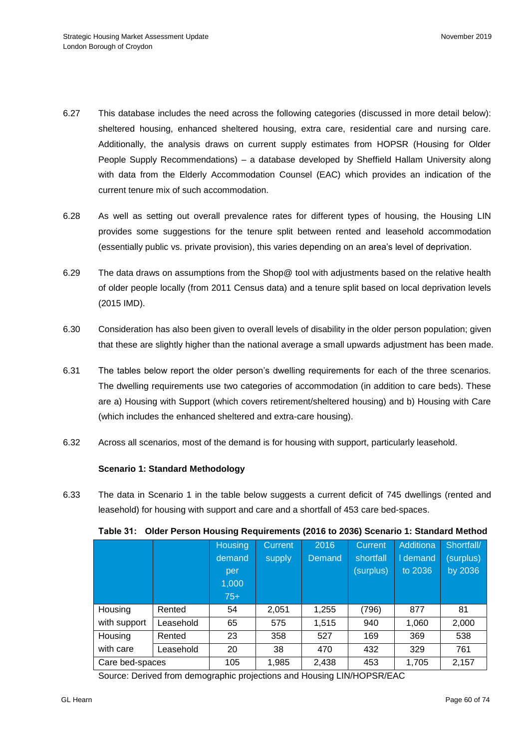6.27 This database includes the need across the following categories (discussed in more detail below): sheltered housing, enhanced sheltered housing, extra care, residential care and nursing care. Additionally, the analysis draws on current supply estimates from HOPSR (Housing for Older People Supply Recommendations) – a database developed by Sheffield Hallam University along with data from the Elderly Accommodation Counsel (EAC) which provides an indication of the current tenure mix of such accommodation.

6.28 As well as setting out overall prevalence rates for different types of housing, the Housing LIN provides some suggestions for the tenure split between rented and leasehold accommodation (essentially public vs. private provision), this varies depending on an area's level of deprivation.

6.29 The data draws on assumptions from the Shop@ tool with adjustments based on the relative health of older people locally (from 2011 Census data) and a tenure split based on local deprivation levels (2015 IMD).

6.30 Consideration has also been given to overall levels of disability in the older person population; given that these are slightly higher than the national average a small upwards adjustment has been made.

6.31 The tables below report the older person's dwelling requirements for each of the three scenarios. The dwelling requirements use two categories of accommodation (in addition to care beds). These are a) Housing with Support (which covers retirement/sheltered housing) and b) Housing with Care (which includes the enhanced sheltered and extra-care housing).

6.32 Across all scenarios, most of the demand is for housing with support, particularly leasehold.

**Scenario 1: Standard Methodology**

6.33 The data in Scenario 1 in the table below suggests a current deficit of 745 dwellings (rented and leasehold) for housing with support and care and a shortfall of 453 care bed-spaces.

**Table 31: Older Person Housing Requirements (2016 to 2036) Scenario 1: Standard Method**

| | | Housing demand per 1,000 75+ | Current supply | 2016 Demand | Current shortfall (surplus) | Additional demand to 2036 | Shortfall/ (surplus) by 2036 |
|---|---|---|---|---|---|---|---|
| Housing with support | Rented | 54 | 2,051 | 1,255 | (796) | 877 | 81 |
| | Leasehold | 65 | 575 | 1,515 | 940 | 1,060 | 2,000 |
| Housing with care | Rented | 23 | 358 | 527 | 169 | 369 | 538 |
| | Leasehold | 20 | 38 | 470 | 432 | 329 | 761 |
| Care bed-spaces | | 105 | 1,985 | 2,438 | 453 | 1,705 | 2,157 |

Source: Derived from demographic projections and Housing LIN/HOPSR/EAC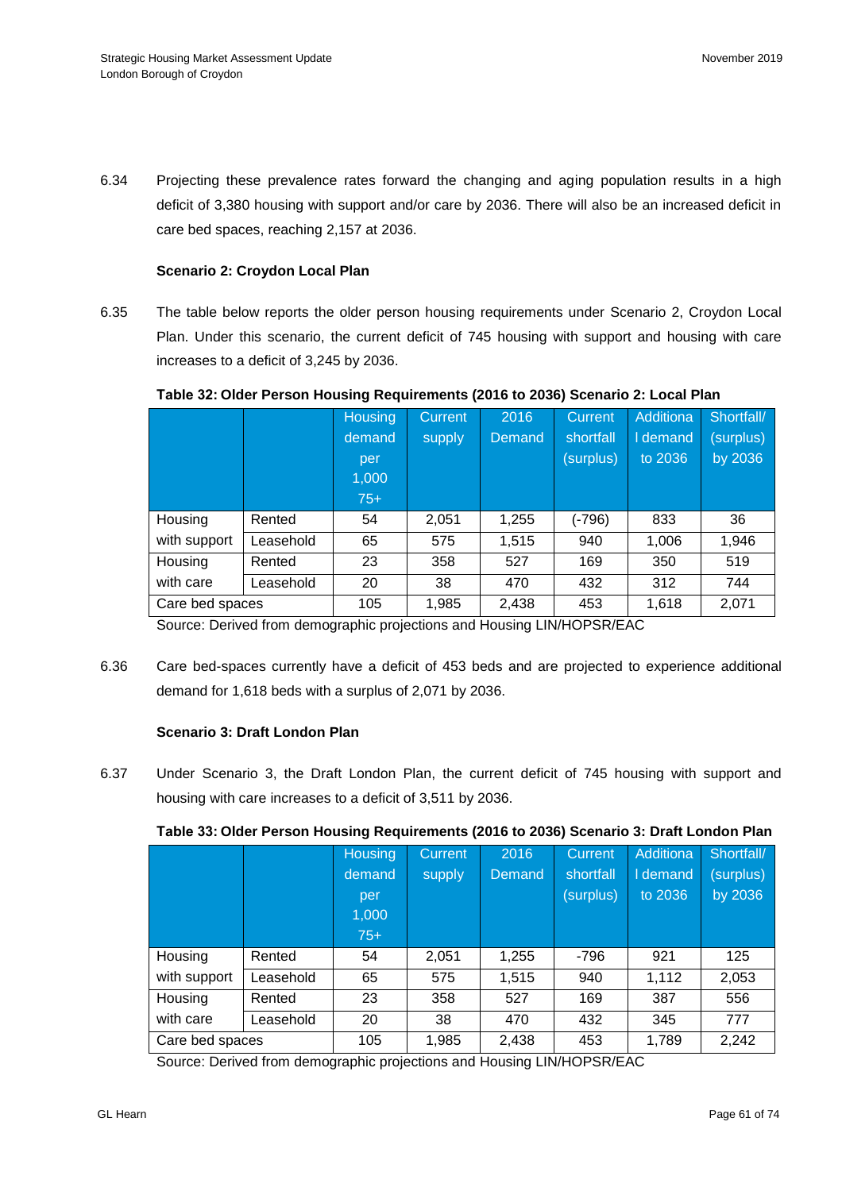6.34 Projecting these prevalence rates forward the changing and aging population results in a high deficit of 3,380 housing with support and/or care by 2036. There will also be an increased deficit in care bed spaces, reaching 2,157 at 2036.

**Scenario 2: Croydon Local Plan**

6.35 The table below reports the older person housing requirements under Scenario 2, Croydon Local Plan. Under this scenario, the current deficit of 745 housing with support and housing with care increases to a deficit of 3,245 by 2036.

**Table 32: Older Person Housing Requirements (2016 to 2036) Scenario 2: Local Plan**

| | | Housing demand per 1,000 75+ | Current supply | 2016 Demand | Current shortfall (surplus) | Additional demand to 2036 | Shortfall/ (surplus) by 2036 |
|---|---|---|---|---|---|---|---|
| Housing with support | Rented | 54 | 2,051 | 1,255 | (-796) | 833 | 36 |
| | Leasehold | 65 | 575 | 1,515 | 940 | 1,006 | 1,946 |
| Housing with care | Rented | 23 | 358 | 527 | 169 | 350 | 519 |
| | Leasehold | 20 | 38 | 470 | 432 | 312 | 744 |
| Care bed spaces | | 105 | 1,985 | 2,438 | 453 | 1,618 | 2,071 |

Source: Derived from demographic projections and Housing LIN/HOPSR/EAC

6.36 Care bed-spaces currently have a deficit of 453 beds and are projected to experience additional demand for 1,618 beds with a surplus of 2,071 by 2036.

**Scenario 3: Draft London Plan**

6.37 Under Scenario 3, the Draft London Plan, the current deficit of 745 housing with support and housing with care increases to a deficit of 3,511 by 2036.

**Table 33: Older Person Housing Requirements (2016 to 2036) Scenario 3: Draft London Plan**

| | | Housing demand per 1,000 75+ | Current supply | 2016 Demand | Current shortfall (surplus) | Additional demand to 2036 | Shortfall/ (surplus) by 2036 |
|---|---|---|---|---|---|---|---|
| Housing with support | Rented | 54 | 2,051 | 1,255 | -796 | 921 | 125 |
| | Leasehold | 65 | 575 | 1,515 | 940 | 1,112 | 2,053 |
| Housing with care | Rented | 23 | 358 | 527 | 169 | 387 | 556 |
| | Leasehold | 20 | 38 | 470 | 432 | 345 | 777 |
| Care bed spaces | | 105 | 1,985 | 2,438 | 453 | 1,789 | 2,242 |

Source: Derived from demographic projections and Housing LIN/HOPSR/EAC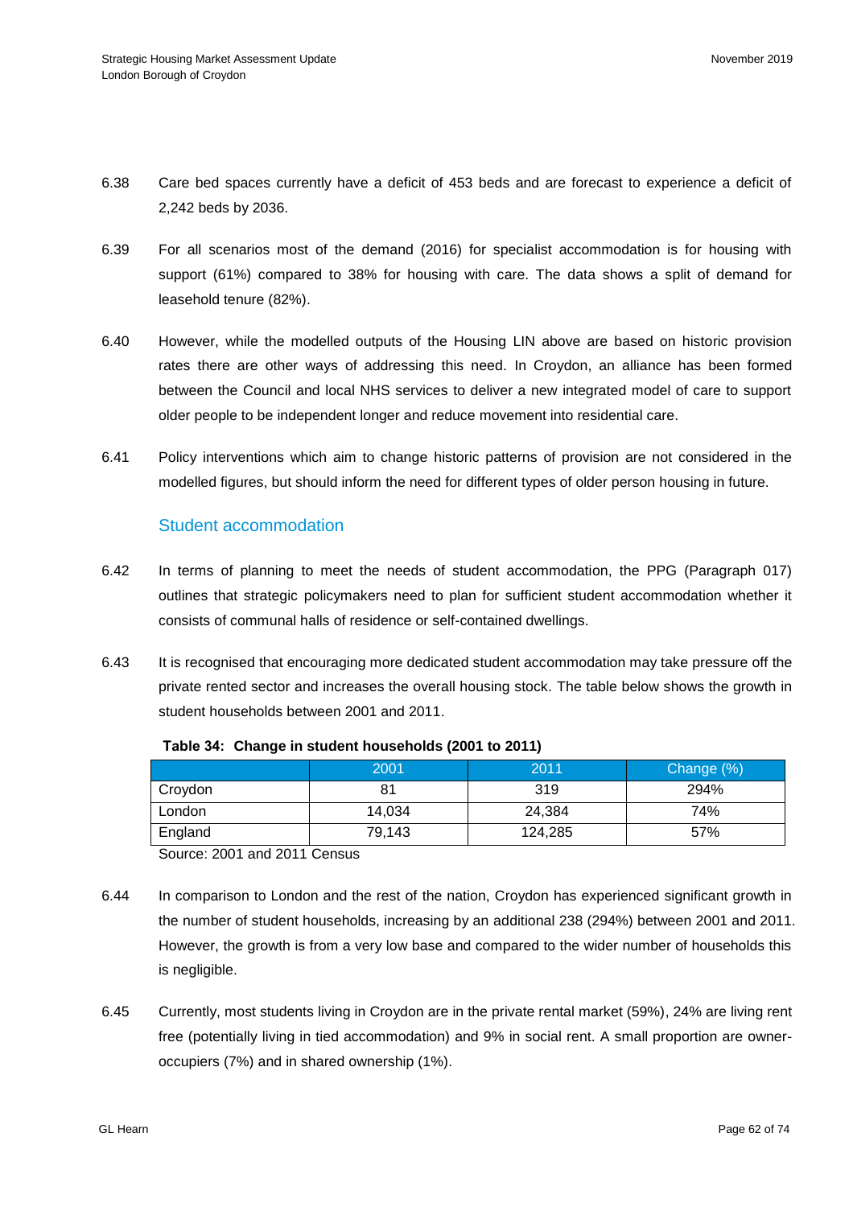6.38 Care bed spaces currently have a deficit of 453 beds and are forecast to experience a deficit of 2,242 beds by 2036.

6.39 For all scenarios most of the demand (2016) for specialist accommodation is for housing with support (61%) compared to 38% for housing with care. The data shows a split of demand for leasehold tenure (82%).

6.40 However, while the modelled outputs of the Housing LIN above are based on historic provision rates there are other ways of addressing this need. In Croydon, an alliance has been formed between the Council and local NHS services to deliver a new integrated model of care to support older people to be independent longer and reduce movement into residential care.

6.41 Policy interventions which aim to change historic patterns of provision are not considered in the modelled figures, but should inform the need for different types of older person housing in future.

## Student accommodation

6.42 In terms of planning to meet the needs of student accommodation, the PPG (Paragraph 017) outlines that strategic policymakers need to plan for sufficient student accommodation whether it consists of communal halls of residence or self-contained dwellings.

6.43 It is recognised that encouraging more dedicated student accommodation may take pressure off the private rented sector and increases the overall housing stock. The table below shows the growth in student households between 2001 and 2011.

**Table 34: Change in student households (2001 to 2011)**

| | 2001 | 2011 | Change (%) |
|---|---|---|---|
| Croydon | 81 | 319 | 294% |
| London | 14,034 | 24,384 | 74% |
| England | 79,143 | 124,285 | 57% |

Source: 2001 and 2011 Census

6.44 In comparison to London and the rest of the nation, Croydon has experienced significant growth in the number of student households, increasing by an additional 238 (294%) between 2001 and 2011. However, the growth is from a very low base and compared to the wider number of households this is negligible.

6.45 Currently, most students living in Croydon are in the private rental market (59%), 24% are living rent free (potentially living in tied accommodation) and 9% in social rent. A small proportion are owner-occupiers (7%) and in shared ownership (1%).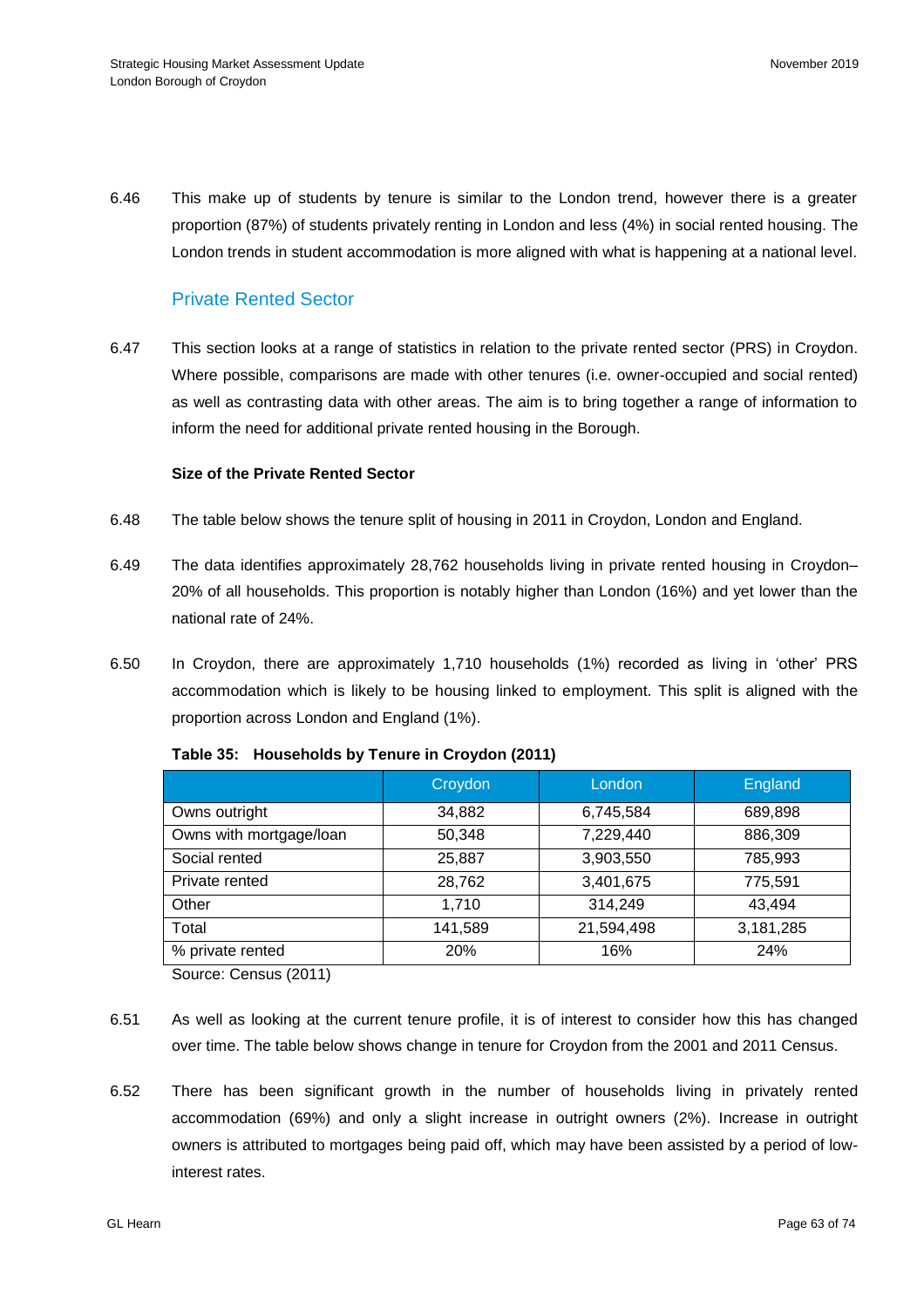6.46 This make up of students by tenure is similar to the London trend, however there is a greater proportion (87%) of students privately renting in London and less (4%) in social rented housing. The London trends in student accommodation is more aligned with what is happening at a national level.

## Private Rented Sector

6.47 This section looks at a range of statistics in relation to the private rented sector (PRS) in Croydon. Where possible, comparisons are made with other tenures (i.e. owner-occupied and social rented) as well as contrasting data with other areas. The aim is to bring together a range of information to inform the need for additional private rented housing in the Borough.

**Size of the Private Rented Sector**

6.48 The table below shows the tenure split of housing in 2011 in Croydon, London and England.

6.49 The data identifies approximately 28,762 households living in private rented housing in Croydon– 20% of all households. This proportion is notably higher than London (16%) and yet lower than the national rate of 24%.

6.50 In Croydon, there are approximately 1,710 households (1%) recorded as living in 'other' PRS accommodation which is likely to be housing linked to employment. This split is aligned with the proportion across London and England (1%).

**Table 35: Households by Tenure in Croydon (2011)**

| | Croydon | London | England |
|---|---|---|---|
| Owns outright | 34,882 | 6,745,584 | 689,898 |
| Owns with mortgage/loan | 50,348 | 7,229,440 | 886,309 |
| Social rented | 25,887 | 3,903,550 | 785,993 |
| Private rented | 28,762 | 3,401,675 | 775,591 |
| Other | 1,710 | 314,249 | 43,494 |
| Total | 141,589 | 21,594,498 | 3,181,285 |
| % private rented | 20% | 16% | 24% |

Source: Census (2011)

6.51 As well as looking at the current tenure profile, it is of interest to consider how this has changed over time. The table below shows change in tenure for Croydon from the 2001 and 2011 Census.

6.52 There has been significant growth in the number of households living in privately rented accommodation (69%) and only a slight increase in outright owners (2%). Increase in outright owners is attributed to mortgages being paid off, which may have been assisted by a period of low-interest rates.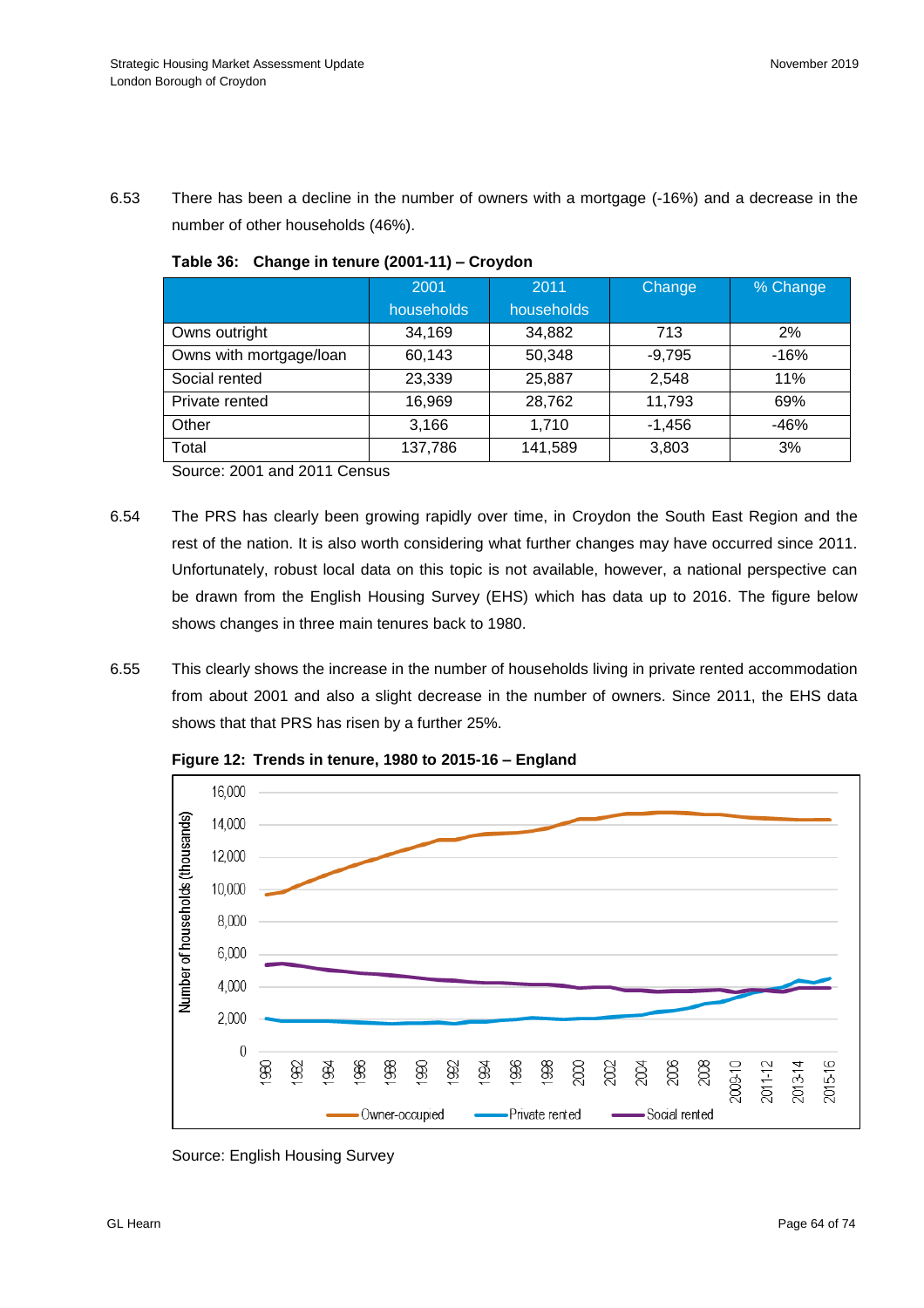6.53 There has been a decline in the number of owners with a mortgage (-16%) and a decrease in the number of other households (46%).

**Table 36: Change in tenure (2001-11) – Croydon**

| | 2001 households | 2011 households | Change | % Change |
|---|---|---|---|---|
| Owns outright | 34,169 | 34,882 | 713 | 2% |
| Owns with mortgage/loan | 60,143 | 50,348 | -9,795 | -16% |
| Social rented | 23,339 | 25,887 | 2,548 | 11% |
| Private rented | 16,969 | 28,762 | 11,793 | 69% |
| Other | 3,166 | 1,710 | -1,456 | -46% |
| Total | 137,786 | 141,589 | 3,803 | 3% |

Source: 2001 and 2011 Census

6.54 The PRS has clearly been growing rapidly over time, in Croydon the South East Region and the rest of the nation. It is also worth considering what further changes may have occurred since 2011. Unfortunately, robust local data on this topic is not available, however, a national perspective can be drawn from the English Housing Survey (EHS) which has data up to 2016. The figure below shows changes in three main tenures back to 1980.

6.55 This clearly shows the increase in the number of households living in private rented accommodation from about 2001 and also a slight decrease in the number of owners. Since 2011, the EHS data shows that that PRS has risen by a further 25%.

**Figure 12: Trends in tenure, 1980 to 2015-16 – England**

Source: English Housing Survey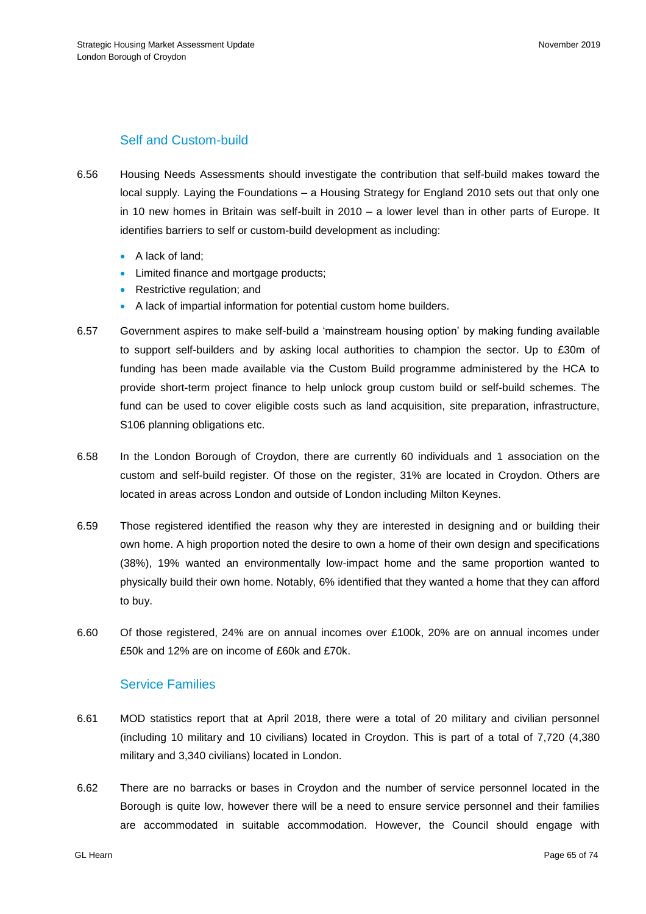## Self and Custom-build

6.56 Housing Needs Assessments should investigate the contribution that self-build makes toward the local supply. Laying the Foundations – a Housing Strategy for England 2010 sets out that only one in 10 new homes in Britain was self-built in 2010 – a lower level than in other parts of Europe. It identifies barriers to self or custom-build development as including:

- A lack of land;
- Limited finance and mortgage products;
- Restrictive regulation; and
- A lack of impartial information for potential custom home builders.

6.57 Government aspires to make self-build a 'mainstream housing option' by making funding available to support self-builders and by asking local authorities to champion the sector. Up to £30m of funding has been made available via the Custom Build programme administered by the HCA to provide short-term project finance to help unlock group custom build or self-build schemes. The fund can be used to cover eligible costs such as land acquisition, site preparation, infrastructure, S106 planning obligations etc.

6.58 In the London Borough of Croydon, there are currently 60 individuals and 1 association on the custom and self-build register. Of those on the register, 31% are located in Croydon. Others are located in areas across London and outside of London including Milton Keynes.

6.59 Those registered identified the reason why they are interested in designing and or building their own home. A high proportion noted the desire to own a home of their own design and specifications (38%), 19% wanted an environmentally low-impact home and the same proportion wanted to physically build their own home. Notably, 6% identified that they wanted a home that they can afford to buy.

6.60 Of those registered, 24% are on annual incomes over £100k, 20% are on annual incomes under £50k and 12% are on income of £60k and £70k.

## Service Families

6.61 MOD statistics report that at April 2018, there were a total of 20 military and civilian personnel (including 10 military and 10 civilians) located in Croydon. This is part of a total of 7,720 (4,380 military and 3,340 civilians) located in London.

6.62 There are no barracks or bases in Croydon and the number of service personnel located in the Borough is quite low, however there will be a need to ensure service personnel and their families are accommodated in suitable accommodation. However, the Council should engage with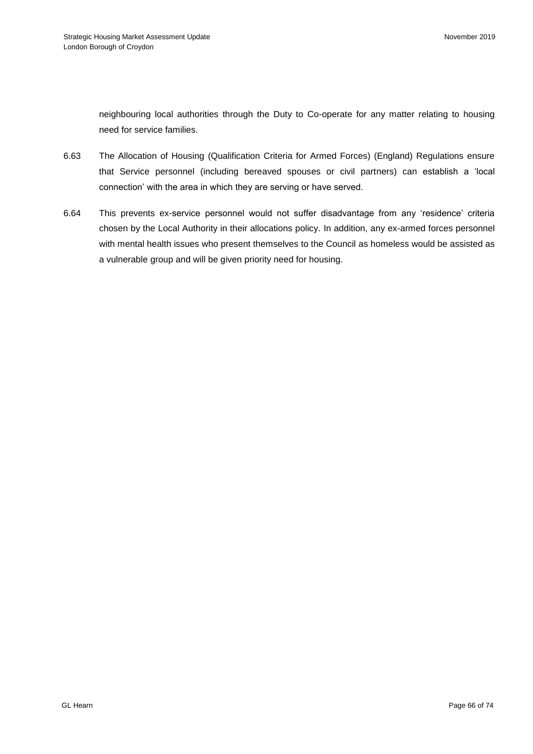neighbouring local authorities through the Duty to Co-operate for any matter relating to housing need for service families.

6.63 The Allocation of Housing (Qualification Criteria for Armed Forces) (England) Regulations ensure that Service personnel (including bereaved spouses or civil partners) can establish a 'local connection' with the area in which they are serving or have served.

6.64 This prevents ex-service personnel would not suffer disadvantage from any 'residence' criteria chosen by the Local Authority in their allocations policy. In addition, any ex-armed forces personnel with mental health issues who present themselves to the Council as homeless would be assisted as a vulnerable group and will be given priority need for housing.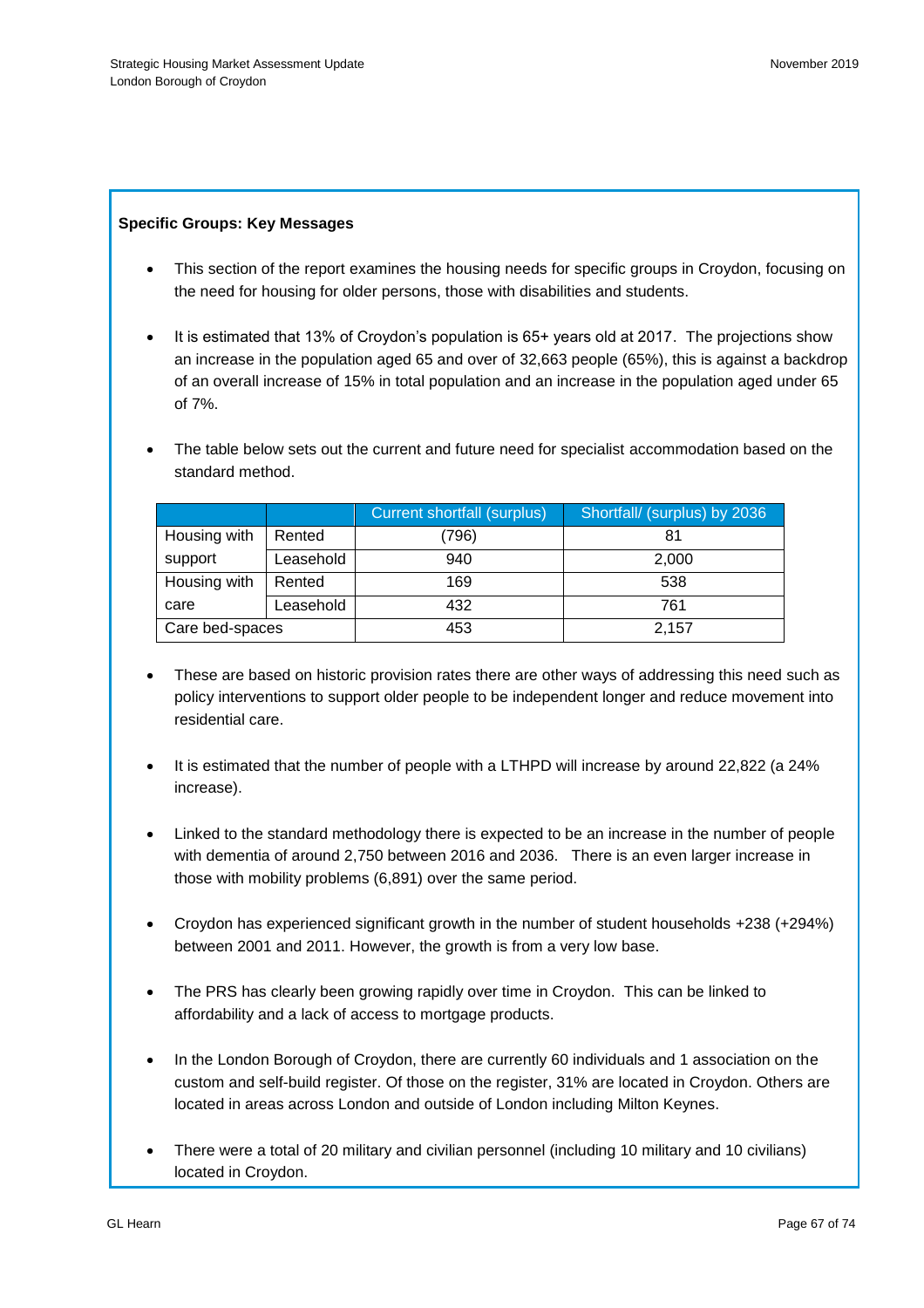**Specific Groups: Key Messages**

- This section of the report examines the housing needs for specific groups in Croydon, focusing on the need for housing for older persons, those with disabilities and students.
- It is estimated that 13% of Croydon's population is 65+ years old at 2017. The projections show an increase in the population aged 65 and over of 32,663 people (65%), this is against a backdrop of an overall increase of 15% in total population and an increase in the population aged under 65 of 7%.
- The table below sets out the current and future need for specialist accommodation based on the standard method.

| | | Current shortfall (surplus) | Shortfall/ (surplus) by 2036 |
|---|---|---|---|
| Housing with support | Rented | (796) | 81 |
| | Leasehold | 940 | 2,000 |
| Housing with care | Rented | 169 | 538 |
| | Leasehold | 432 | 761 |
| Care bed-spaces | | 453 | 2,157 |

- These are based on historic provision rates there are other ways of addressing this need such as policy interventions to support older people to be independent longer and reduce movement into residential care.
- It is estimated that the number of people with a LTHPD will increase by around 22,822 (a 24% increase).
- Linked to the standard methodology there is expected to be an increase in the number of people with dementia of around 2,750 between 2016 and 2036. There is an even larger increase in those with mobility problems (6,891) over the same period.
- Croydon has experienced significant growth in the number of student households +238 (+294%) between 2001 and 2011. However, the growth is from a very low base.
- The PRS has clearly been growing rapidly over time in Croydon. This can be linked to affordability and a lack of access to mortgage products.
- In the London Borough of Croydon, there are currently 60 individuals and 1 association on the custom and self-build register. Of those on the register, 31% are located in Croydon. Others are located in areas across London and outside of London including Milton Keynes.
- There were a total of 20 military and civilian personnel (including 10 military and 10 civilians) located in Croydon.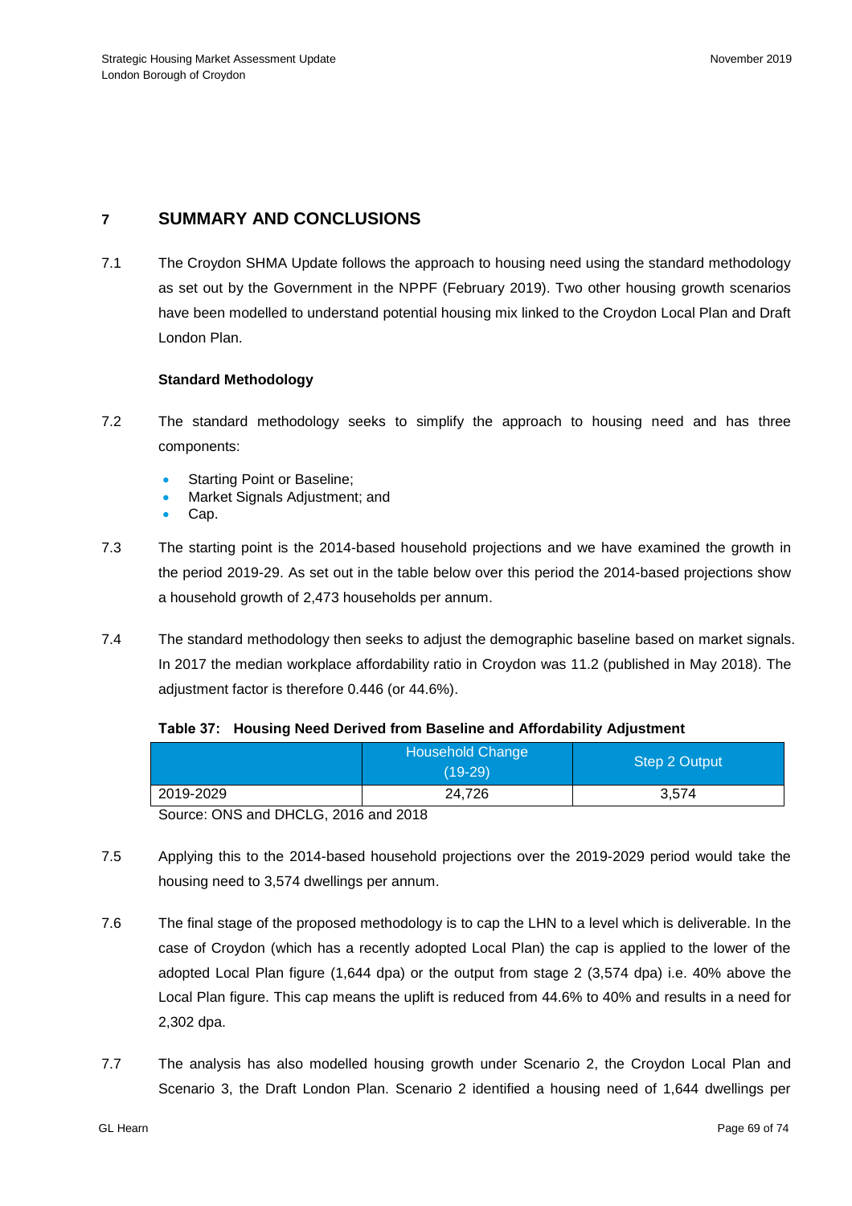# 7 SUMMARY AND CONCLUSIONS

7.1 The Croydon SHMA Update follows the approach to housing need using the standard methodology as set out by the Government in the NPPF (February 2019). Two other housing growth scenarios have been modelled to understand potential housing mix linked to the Croydon Local Plan and Draft London Plan.

**Standard Methodology**

7.2 The standard methodology seeks to simplify the approach to housing need and has three components:

- Starting Point or Baseline;
- Market Signals Adjustment; and
- Cap.

7.3 The starting point is the 2014-based household projections and we have examined the growth in the period 2019-29. As set out in the table below over this period the 2014-based projections show a household growth of 2,473 households per annum.

7.4 The standard methodology then seeks to adjust the demographic baseline based on market signals. In 2017 the median workplace affordability ratio in Croydon was 11.2 (published in May 2018). The adjustment factor is therefore 0.446 (or 44.6%).

**Table 37: Housing Need Derived from Baseline and Affordability Adjustment**

| | Household Change (19-29) | Step 2 Output |
|---|---|---|
| 2019-2029 | 24,726 | 3,574 |

Source: ONS and DHCLG, 2016 and 2018

7.5 Applying this to the 2014-based household projections over the 2019-2029 period would take the housing need to 3,574 dwellings per annum.

7.6 The final stage of the proposed methodology is to cap the LHN to a level which is deliverable. In the case of Croydon (which has a recently adopted Local Plan) the cap is applied to the lower of the adopted Local Plan figure (1,644 dpa) or the output from stage 2 (3,574 dpa) i.e. 40% above the Local Plan figure. This cap means the uplift is reduced from 44.6% to 40% and results in a need for 2,302 dpa.

7.7 The analysis has also modelled housing growth under Scenario 2, the Croydon Local Plan and Scenario 3, the Draft London Plan. Scenario 2 identified a housing need of 1,644 dwellings per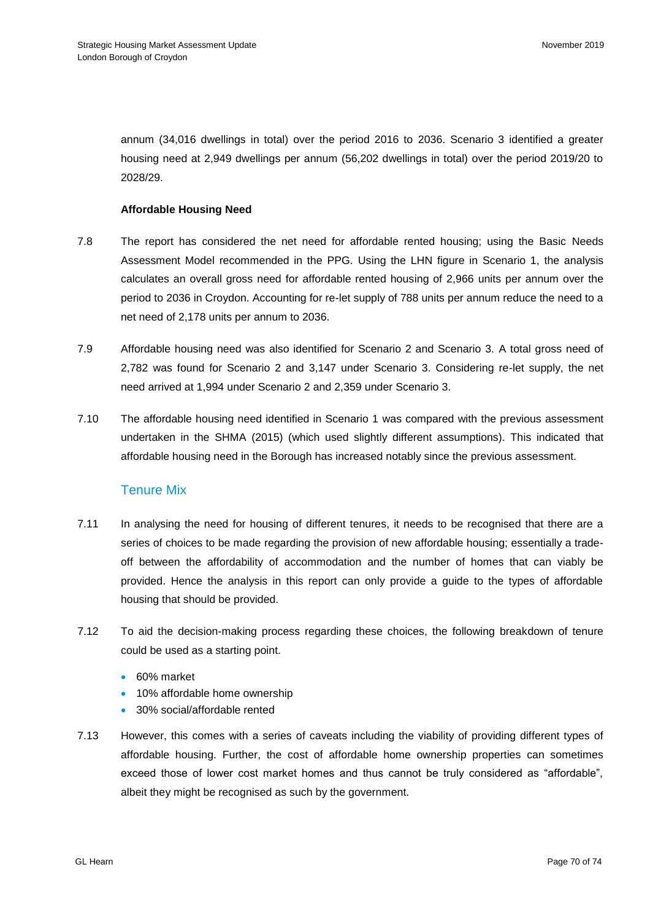annum (34,016 dwellings in total) over the period 2016 to 2036. Scenario 3 identified a greater housing need at 2,949 dwellings per annum (56,202 dwellings in total) over the period 2019/20 to 2028/29.

**Affordable Housing Need**

7.8 The report has considered the net need for affordable rented housing; using the Basic Needs Assessment Model recommended in the PPG. Using the LHN figure in Scenario 1, the analysis calculates an overall gross need for affordable rented housing of 2,966 units per annum over the period to 2036 in Croydon. Accounting for re-let supply of 788 units per annum reduce the need to a net need of 2,178 units per annum to 2036.

7.9 Affordable housing need was also identified for Scenario 2 and Scenario 3. A total gross need of 2,782 was found for Scenario 2 and 3,147 under Scenario 3. Considering re-let supply, the net need arrived at 1,994 under Scenario 2 and 2,359 under Scenario 3.

7.10 The affordable housing need identified in Scenario 1 was compared with the previous assessment undertaken in the SHMA (2015) (which used slightly different assumptions). This indicated that affordable housing need in the Borough has increased notably since the previous assessment.

## Tenure Mix

7.11 In analysing the need for housing of different tenures, it needs to be recognised that there are a series of choices to be made regarding the provision of new affordable housing; essentially a trade-off between the affordability of accommodation and the number of homes that can viably be provided. Hence the analysis in this report can only provide a guide to the types of affordable housing that should be provided.

7.12 To aid the decision-making process regarding these choices, the following breakdown of tenure could be used as a starting point.

- 60% market
- 10% affordable home ownership
- 30% social/affordable rented

7.13 However, this comes with a series of caveats including the viability of providing different types of affordable housing. Further, the cost of affordable home ownership properties can sometimes exceed those of lower cost market homes and thus cannot be truly considered as "affordable", albeit they might be recognised as such by the government.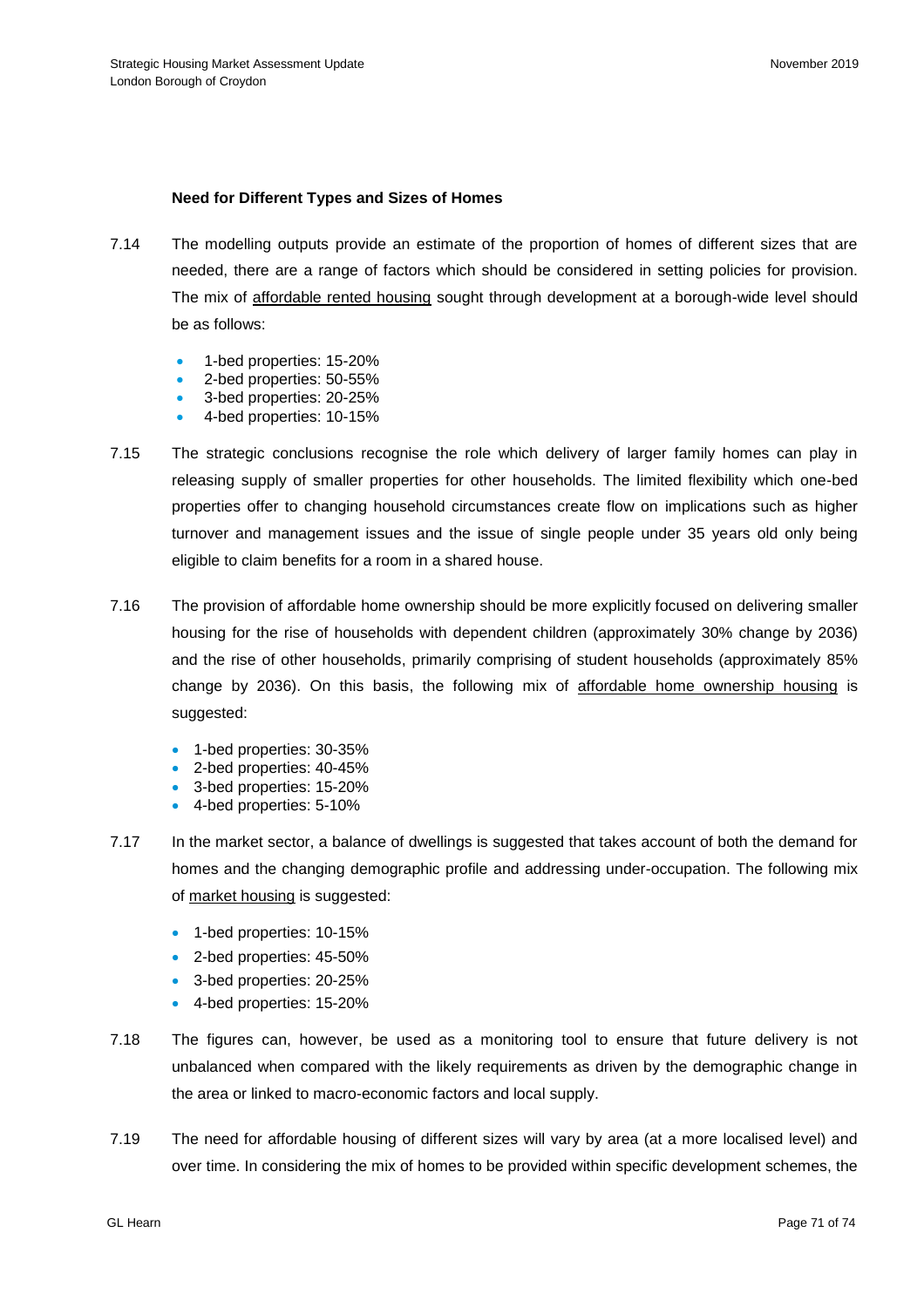**Need for Different Types and Sizes of Homes**

7.14 The modelling outputs provide an estimate of the proportion of homes of different sizes that are needed, there are a range of factors which should be considered in setting policies for provision. The mix of <u>affordable rented housing</u> sought through development at a borough-wide level should be as follows:

- 1-bed properties: 15-20%
- 2-bed properties: 50-55%
- 3-bed properties: 20-25%
- 4-bed properties: 10-15%

7.15 The strategic conclusions recognise the role which delivery of larger family homes can play in releasing supply of smaller properties for other households. The limited flexibility which one-bed properties offer to changing household circumstances create flow on implications such as higher turnover and management issues and the issue of single people under 35 years old only being eligible to claim benefits for a room in a shared house.

7.16 The provision of affordable home ownership should be more explicitly focused on delivering smaller housing for the rise of households with dependent children (approximately 30% change by 2036) and the rise of other households, primarily comprising of student households (approximately 85% change by 2036). On this basis, the following mix of <u>affordable home ownership housing</u> is suggested:

- 1-bed properties: 30-35%
- 2-bed properties: 40-45%
- 3-bed properties: 15-20%
- 4-bed properties: 5-10%

7.17 In the market sector, a balance of dwellings is suggested that takes account of both the demand for homes and the changing demographic profile and addressing under-occupation. The following mix of <u>market housing</u> is suggested:

- 1-bed properties: 10-15%
- 2-bed properties: 45-50%
- 3-bed properties: 20-25%
- 4-bed properties: 15-20%

7.18 The figures can, however, be used as a monitoring tool to ensure that future delivery is not unbalanced when compared with the likely requirements as driven by the demographic change in the area or linked to macro-economic factors and local supply.

7.19 The need for affordable housing of different sizes will vary by area (at a more localised level) and over time. In considering the mix of homes to be provided within specific development schemes, the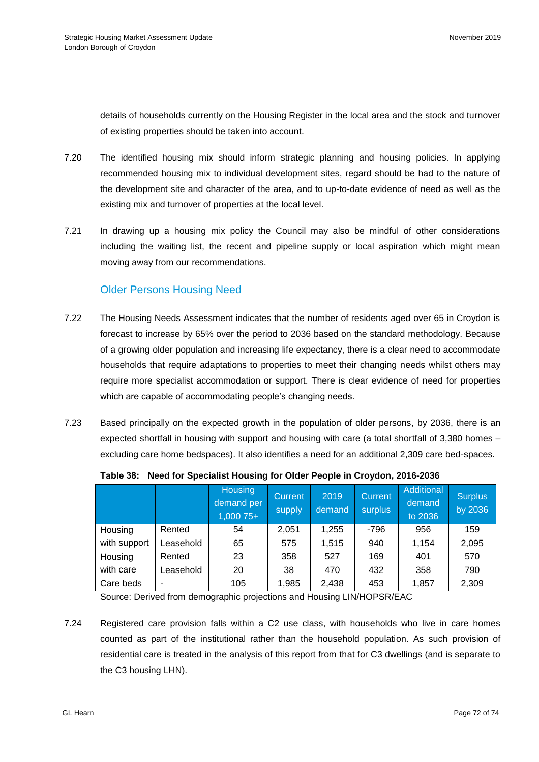details of households currently on the Housing Register in the local area and the stock and turnover of existing properties should be taken into account.

7.20 The identified housing mix should inform strategic planning and housing policies. In applying recommended housing mix to individual development sites, regard should be had to the nature of the development site and character of the area, and to up-to-date evidence of need as well as the existing mix and turnover of properties at the local level.

7.21 In drawing up a housing mix policy the Council may also be mindful of other considerations including the waiting list, the recent and pipeline supply or local aspiration which might mean moving away from our recommendations.

## Older Persons Housing Need

7.22 The Housing Needs Assessment indicates that the number of residents aged over 65 in Croydon is forecast to increase by 65% over the period to 2036 based on the standard methodology. Because of a growing older population and increasing life expectancy, there is a clear need to accommodate households that require adaptations to properties to meet their changing needs whilst others may require more specialist accommodation or support. There is clear evidence of need for properties which are capable of accommodating people's changing needs.

7.23 Based principally on the expected growth in the population of older persons, by 2036, there is an expected shortfall in housing with support and housing with care (a total shortfall of 3,380 homes – excluding care home bedspaces). It also identifies a need for an additional 2,309 care bed-spaces.

**Table 38: Need for Specialist Housing for Older People in Croydon, 2016-2036**

| | | Housing demand per 1,000 75+ | Current supply | 2019 demand | Current surplus | Additional demand to 2036 | Surplus by 2036 |
|---|---|---|---|---|---|---|---|
| Housing with support | Rented | 54 | 2,051 | 1,255 | -796 | 956 | 159 |
| | Leasehold | 65 | 575 | 1,515 | 940 | 1,154 | 2,095 |
| Housing with care | Rented | 23 | 358 | 527 | 169 | 401 | 570 |
| | Leasehold | 20 | 38 | 470 | 432 | 358 | 790 |
| Care beds | - | 105 | 1,985 | 2,438 | 453 | 1,857 | 2,309 |

Source: Derived from demographic projections and Housing LIN/HOPSR/EAC

7.24 Registered care provision falls within a C2 use class, with households who live in care homes counted as part of the institutional rather than the household population. As such provision of residential care is treated in the analysis of this report from that for C3 dwellings (and is separate to the C3 housing LHN).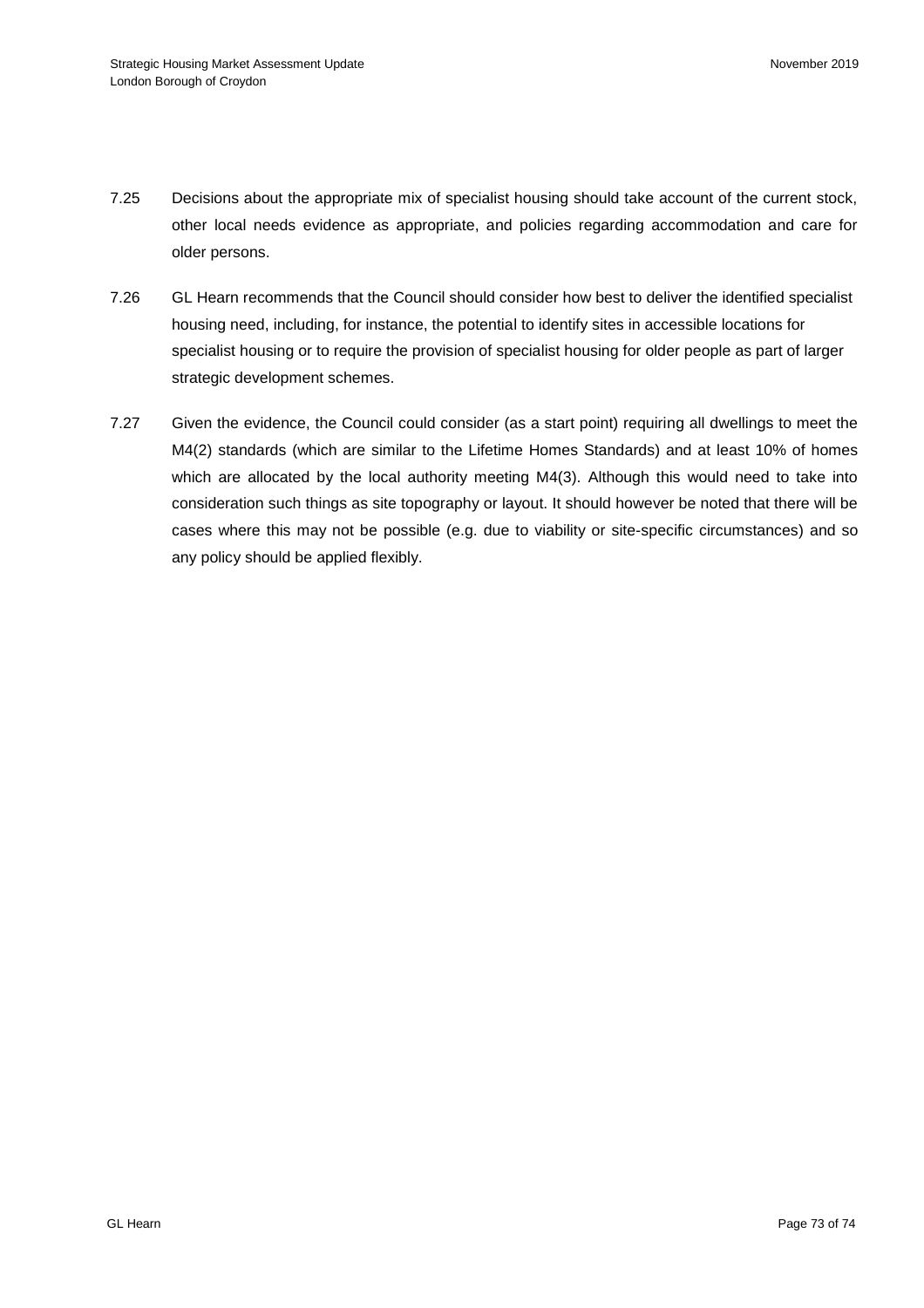7.25 Decisions about the appropriate mix of specialist housing should take account of the current stock, other local needs evidence as appropriate, and policies regarding accommodation and care for older persons.

7.26 GL Hearn recommends that the Council should consider how best to deliver the identified specialist housing need, including, for instance, the potential to identify sites in accessible locations for specialist housing or to require the provision of specialist housing for older people as part of larger strategic development schemes.

7.27 Given the evidence, the Council could consider (as a start point) requiring all dwellings to meet the M4(2) standards (which are similar to the Lifetime Homes Standards) and at least 10% of homes which are allocated by the local authority meeting M4(3). Although this would need to take into consideration such things as site topography or layout. It should however be noted that there will be cases where this may not be possible (e.g. due to viability or site-specific circumstances) and so any policy should be applied flexibly.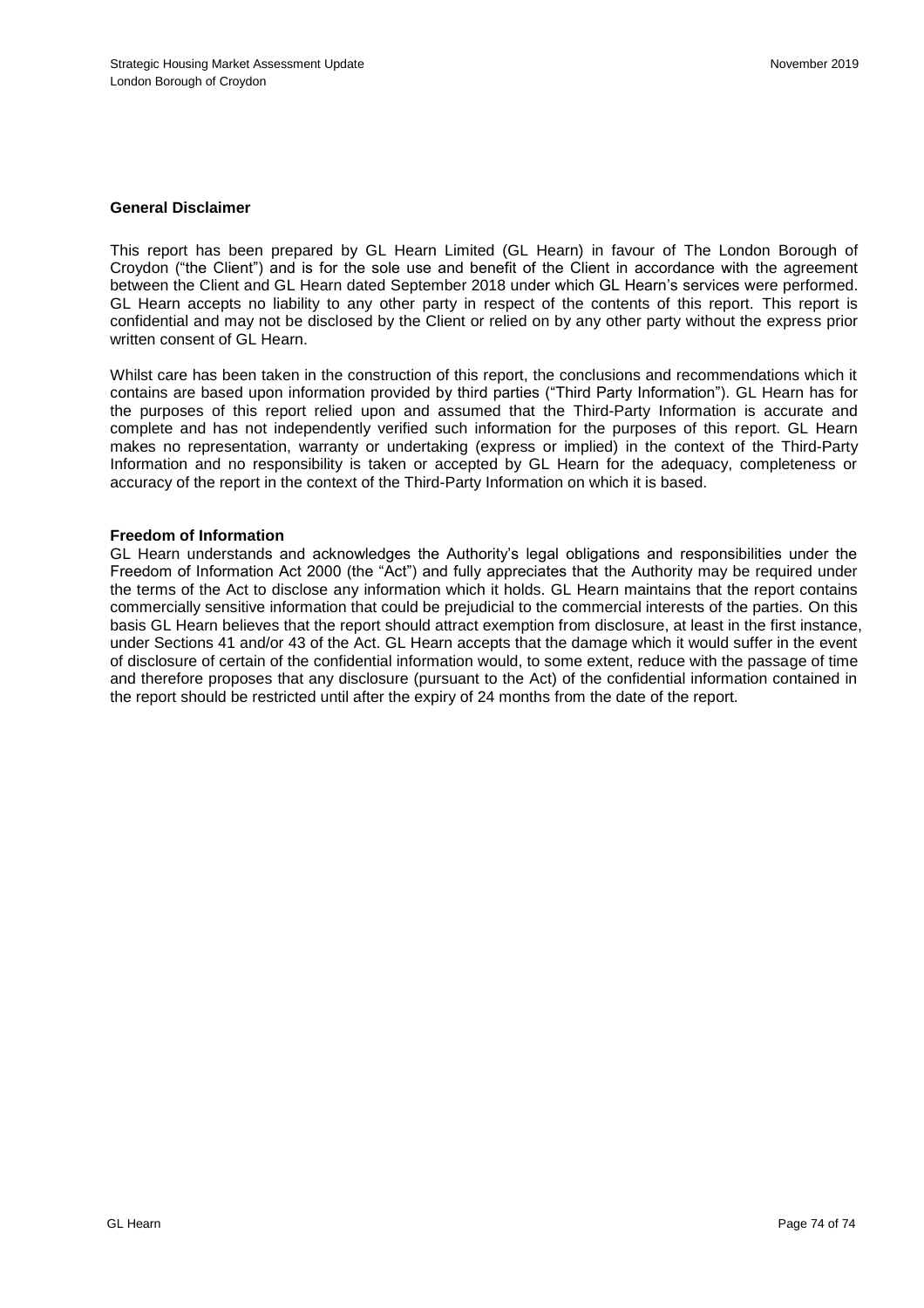**General Disclaimer**

This report has been prepared by GL Hearn Limited (GL Hearn) in favour of The London Borough of Croydon ("the Client") and is for the sole use and benefit of the Client in accordance with the agreement between the Client and GL Hearn dated September 2018 under which GL Hearn's services were performed. GL Hearn accepts no liability to any other party in respect of the contents of this report. This report is confidential and may not be disclosed by the Client or relied on by any other party without the express prior written consent of GL Hearn.

Whilst care has been taken in the construction of this report, the conclusions and recommendations which it contains are based upon information provided by third parties ("Third Party Information"). GL Hearn has for the purposes of this report relied upon and assumed that the Third-Party Information is accurate and complete and has not independently verified such information for the purposes of this report. GL Hearn makes no representation, warranty or undertaking (express or implied) in the context of the Third-Party Information and no responsibility is taken or accepted by GL Hearn for the adequacy, completeness or accuracy of the report in the context of the Third-Party Information on which it is based.

**Freedom of Information**

GL Hearn understands and acknowledges the Authority's legal obligations and responsibilities under the Freedom of Information Act 2000 (the "Act") and fully appreciates that the Authority may be required under the terms of the Act to disclose any information which it holds. GL Hearn maintains that the report contains commercially sensitive information that could be prejudicial to the commercial interests of the parties. On this basis GL Hearn believes that the report should attract exemption from disclosure, at least in the first instance, under Sections 41 and/or 43 of the Act. GL Hearn accepts that the damage which it would suffer in the event of disclosure of certain of the confidential information would, to some extent, reduce with the passage of time and therefore proposes that any disclosure (pursuant to the Act) of the confidential information contained in the report should be restricted until after the expiry of 24 months from the date of the report.